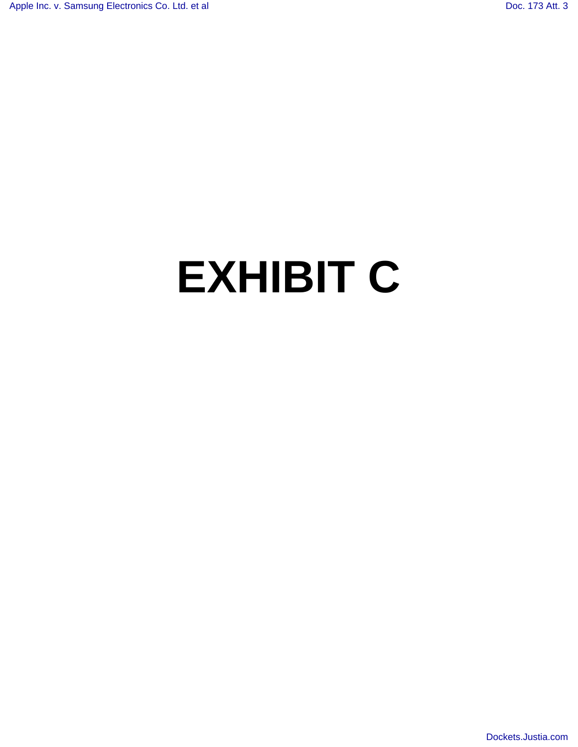# EXHIBIT C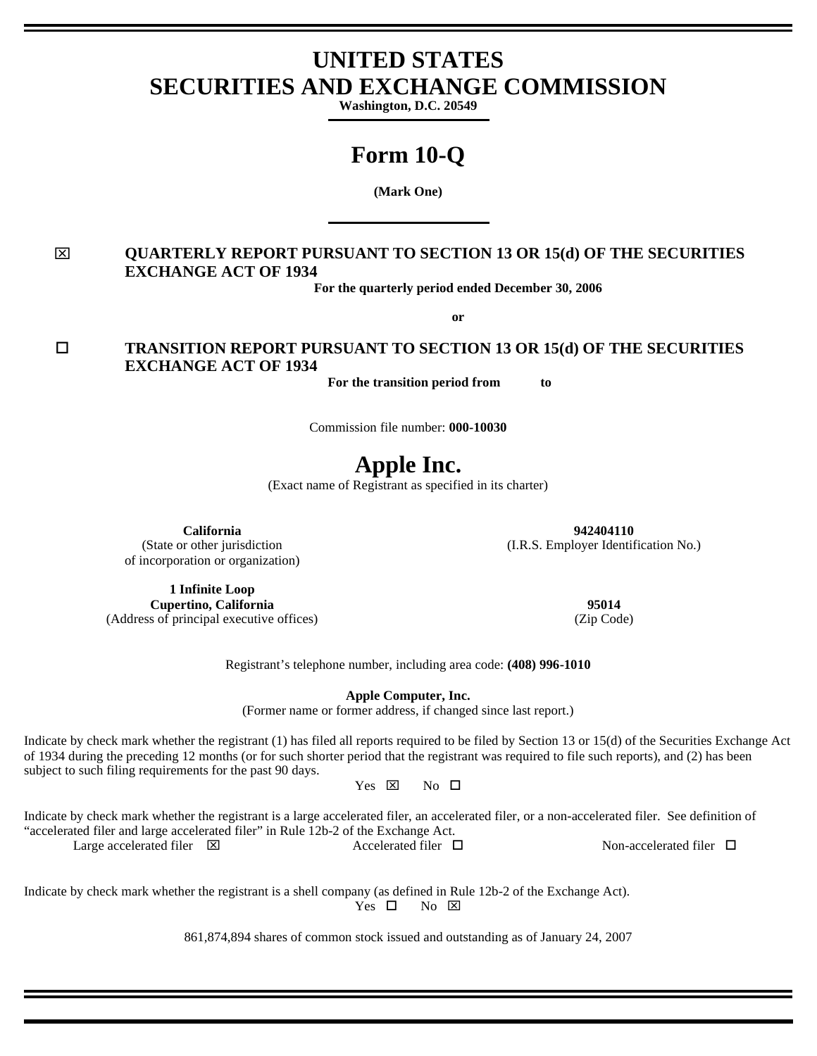# UNITED STATES
# SECURITIES AND EXCHANGE COMMISSION

**Washington, D.C. 20549**

# Form 10-Q

**(Mark One)**

☒ **QUARTERLY REPORT PURSUANT TO SECTION 13 OR 15(d) OF THE SECURITIES EXCHANGE ACT OF 1934**

**For the quarterly period ended December 30, 2006**

**or**

☐ **TRANSITION REPORT PURSUANT TO SECTION 13 OR 15(d) OF THE SECURITIES EXCHANGE ACT OF 1934**

**For the transition period from to**

Commission file number: **000-10030**

# Apple Inc.

(Exact name of Registrant as specified in its charter)

| | |
|---|---|
| **California**<br>(State or other jurisdiction of incorporation or organization) | **942404110**<br>(I.R.S. Employer Identification No.) |
| **1 Infinite Loop**<br>**Cupertino, California**<br>(Address of principal executive offices) | **95014**<br>(Zip Code) |

Registrant's telephone number, including area code: **(408) 996-1010**

**Apple Computer, Inc.**

(Former name or former address, if changed since last report.)

Indicate by check mark whether the registrant (1) has filed all reports required to be filed by Section 13 or 15(d) of the Securities Exchange Act of 1934 during the preceding 12 months (or for such shorter period that the registrant was required to file such reports), and (2) has been subject to such filing requirements for the past 90 days.

Yes ☒ No ☐

Indicate by check mark whether the registrant is a large accelerated filer, an accelerated filer, or a non-accelerated filer. See definition of "accelerated filer and large accelerated filer" in Rule 12b-2 of the Exchange Act.

Large accelerated filer ☒ Accelerated filer ☐ Non-accelerated filer ☐

Indicate by check mark whether the registrant is a shell company (as defined in Rule 12b-2 of the Exchange Act).

Yes ☐ No ☒

861,874,894 shares of common stock issued and outstanding as of January 24, 2007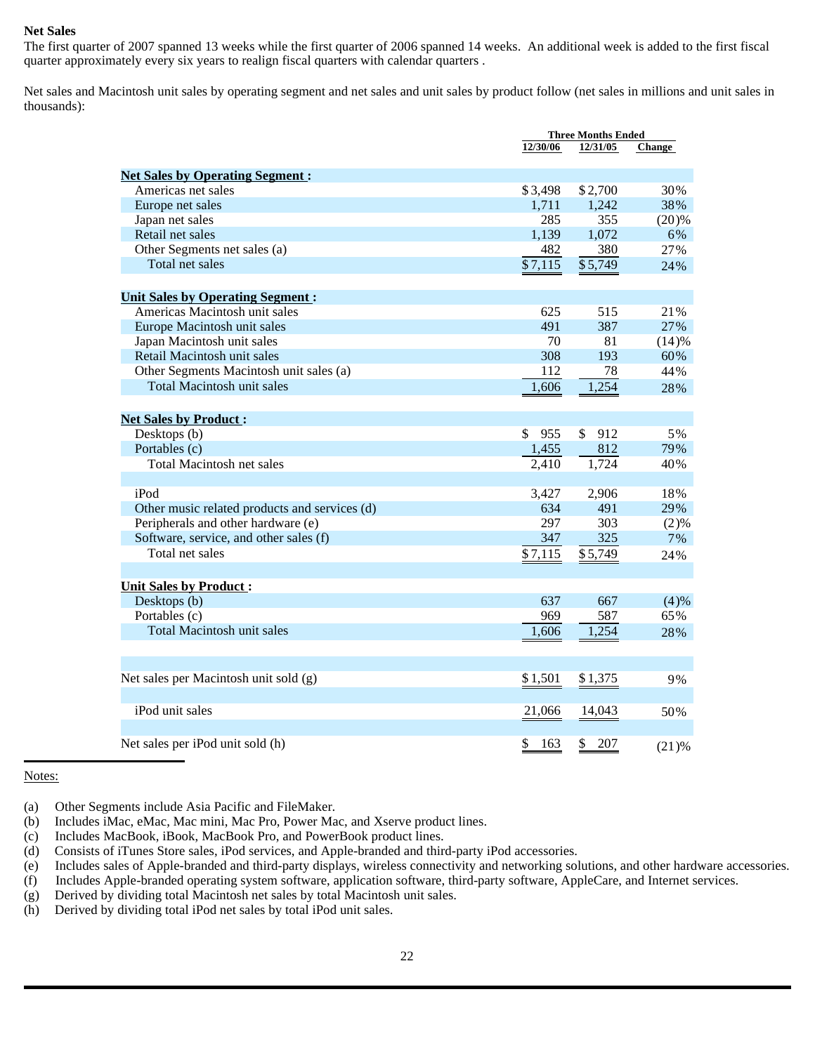**Net Sales**

The first quarter of 2007 spanned 13 weeks while the first quarter of 2006 spanned 14 weeks. An additional week is added to the first fiscal quarter approximately every six years to realign fiscal quarters with calendar quarters .

Net sales and Macintosh unit sales by operating segment and net sales and unit sales by product follow (net sales in millions and unit sales in thousands):

| | Three Months Ended | | |
|---|---|---|---|
| | 12/30/06 | 12/31/05 | Change |
| **Net Sales by Operating Segment :** | | | |
| Americas net sales | $3,498 | $2,700 | 30% |
| Europe net sales | 1,711 | 1,242 | 38% |
| Japan net sales | 285 | 355 | (20)% |
| Retail net sales | 1,139 | 1,072 | 6% |
| Other Segments net sales (a) | 482 | 380 | 27% |
| Total net sales | $7,115 | $5,749 | 24% |
| **Unit Sales by Operating Segment :** | | | |
| Americas Macintosh unit sales | 625 | 515 | 21% |
| Europe Macintosh unit sales | 491 | 387 | 27% |
| Japan Macintosh unit sales | 70 | 81 | (14)% |
| Retail Macintosh unit sales | 308 | 193 | 60% |
| Other Segments Macintosh unit sales (a) | 112 | 78 | 44% |
| Total Macintosh unit sales | 1,606 | 1,254 | 28% |
| **Net Sales by Product :** | | | |
| Desktops (b) | $ 955 | $ 912 | 5% |
| Portables (c) | 1,455 | 812 | 79% |
| Total Macintosh net sales | 2,410 | 1,724 | 40% |
| iPod | 3,427 | 2,906 | 18% |
| Other music related products and services (d) | 634 | 491 | 29% |
| Peripherals and other hardware (e) | 297 | 303 | (2)% |
| Software, service, and other sales (f) | 347 | 325 | 7% |
| Total net sales | $7,115 | $5,749 | 24% |
| **Unit Sales by Product :** | | | |
| Desktops (b) | 637 | 667 | (4)% |
| Portables (c) | 969 | 587 | 65% |
| Total Macintosh unit sales | 1,606 | 1,254 | 28% |
| Net sales per Macintosh unit sold (g) | $1,501 | $1,375 | 9% |
| iPod unit sales | 21,066 | 14,043 | 50% |
| Net sales per iPod unit sold (h) | $ 163 | $ 207 | (21)% |

Notes:

(a) Other Segments include Asia Pacific and FileMaker.
(b) Includes iMac, eMac, Mac mini, Mac Pro, Power Mac, and Xserve product lines.
(c) Includes MacBook, iBook, MacBook Pro, and PowerBook product lines.
(d) Consists of iTunes Store sales, iPod services, and Apple-branded and third-party iPod accessories.
(e) Includes sales of Apple-branded and third-party displays, wireless connectivity and networking solutions, and other hardware accessories.
(f) Includes Apple-branded operating system software, application software, third-party software, AppleCare, and Internet services.
(g) Derived by dividing total Macintosh net sales by total Macintosh unit sales.
(h) Derived by dividing total iPod net sales by total iPod unit sales.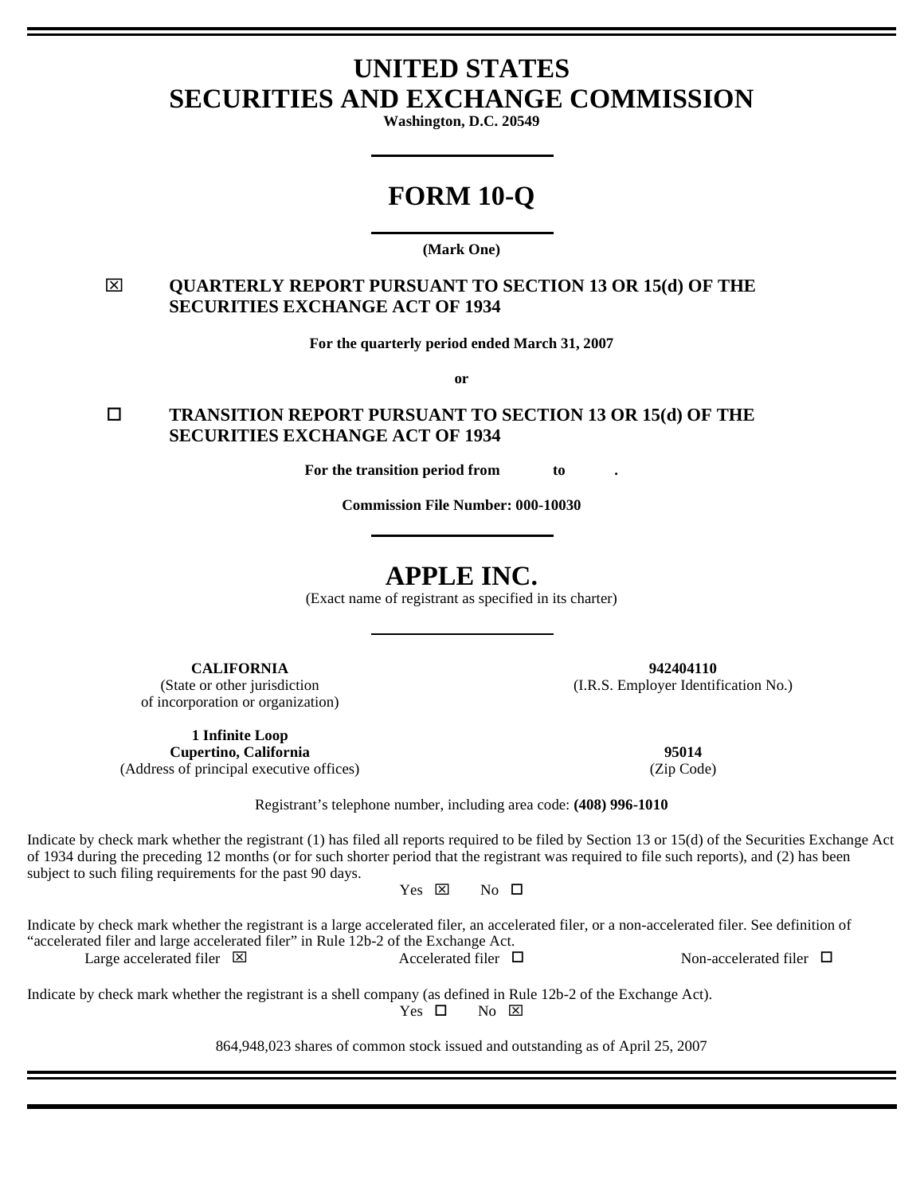# UNITED STATES
# SECURITIES AND EXCHANGE COMMISSION

**Washington, D.C. 20549**

# FORM 10-Q

**(Mark One)**

☒ **QUARTERLY REPORT PURSUANT TO SECTION 13 OR 15(d) OF THE SECURITIES EXCHANGE ACT OF 1934**

**For the quarterly period ended March 31, 2007**

**or**

☐ **TRANSITION REPORT PURSUANT TO SECTION 13 OR 15(d) OF THE SECURITIES EXCHANGE ACT OF 1934**

**For the transition period from to .**

**Commission File Number: 000-10030**

# APPLE INC.

(Exact name of registrant as specified in its charter)

| | |
|---|---|
| **CALIFORNIA**<br>(State or other jurisdiction of incorporation or organization) | **942404110**<br>(I.R.S. Employer Identification No.) |
| **1 Infinite Loop**<br>**Cupertino, California**<br>(Address of principal executive offices) | **95014**<br>(Zip Code) |

Registrant's telephone number, including area code: **(408) 996-1010**

Indicate by check mark whether the registrant (1) has filed all reports required to be filed by Section 13 or 15(d) of the Securities Exchange Act of 1934 during the preceding 12 months (or for such shorter period that the registrant was required to file such reports), and (2) has been subject to such filing requirements for the past 90 days.

Yes ☒ No ☐

Indicate by check mark whether the registrant is a large accelerated filer, an accelerated filer, or a non-accelerated filer. See definition of "accelerated filer and large accelerated filer" in Rule 12b-2 of the Exchange Act.

Large accelerated filer ☒ Accelerated filer ☐ Non-accelerated filer ☐

Indicate by check mark whether the registrant is a shell company (as defined in Rule 12b-2 of the Exchange Act).

Yes ☐ No ☒

864,948,023 shares of common stock issued and outstanding as of April 25, 2007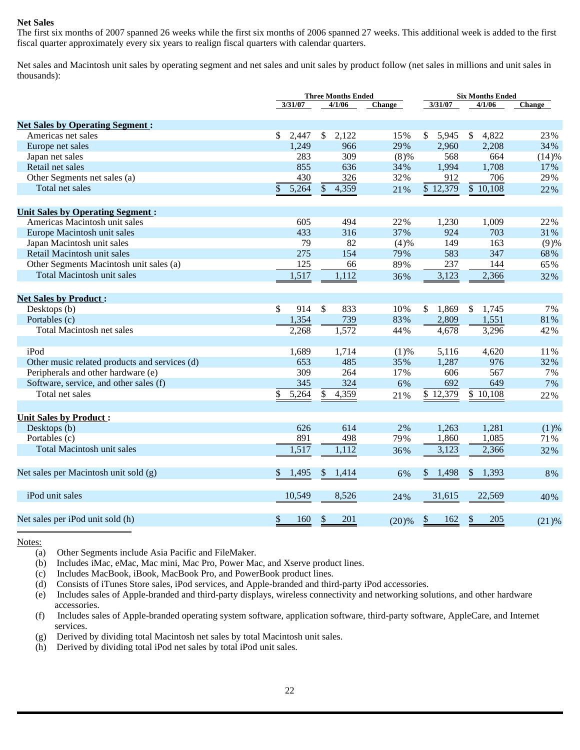**Net Sales**

The first six months of 2007 spanned 26 weeks while the first six months of 2006 spanned 27 weeks. This additional week is added to the first fiscal quarter approximately every six years to realign fiscal quarters with calendar quarters.

Net sales and Macintosh unit sales by operating segment and net sales and unit sales by product follow (net sales in millions and unit sales in thousands):

| | Three Months Ended | | | Six Months Ended | | |
|---|---|---|---|---|---|---|
| | 3/31/07 | 4/1/06 | Change | 3/31/07 | 4/1/06 | Change |
| **Net Sales by Operating Segment:** | | | | | | |
| Americas net sales | $ 2,447 | $ 2,122 | 15% | $ 5,945 | $ 4,822 | 23% |
| Europe net sales | 1,249 | 966 | 29% | 2,960 | 2,208 | 34% |
| Japan net sales | 283 | 309 | (8)% | 568 | 664 | (14)% |
| Retail net sales | 855 | 636 | 34% | 1,994 | 1,708 | 17% |
| Other Segments net sales (a) | 430 | 326 | 32% | 912 | 706 | 29% |
| Total net sales | $ 5,264 | $ 4,359 | 21% | $ 12,379 | $ 10,108 | 22% |
| **Unit Sales by Operating Segment:** | | | | | | |
| Americas Macintosh unit sales | 605 | 494 | 22% | 1,230 | 1,009 | 22% |
| Europe Macintosh unit sales | 433 | 316 | 37% | 924 | 703 | 31% |
| Japan Macintosh unit sales | 79 | 82 | (4)% | 149 | 163 | (9)% |
| Retail Macintosh unit sales | 275 | 154 | 79% | 583 | 347 | 68% |
| Other Segments Macintosh unit sales (a) | 125 | 66 | 89% | 237 | 144 | 65% |
| Total Macintosh unit sales | 1,517 | 1,112 | 36% | 3,123 | 2,366 | 32% |
| **Net Sales by Product:** | | | | | | |
| Desktops (b) | $ 914 | $ 833 | 10% | $ 1,869 | $ 1,745 | 7% |
| Portables (c) | 1,354 | 739 | 83% | 2,809 | 1,551 | 81% |
| Total Macintosh net sales | 2,268 | 1,572 | 44% | 4,678 | 3,296 | 42% |
| iPod | 1,689 | 1,714 | (1)% | 5,116 | 4,620 | 11% |
| Other music related products and services (d) | 653 | 485 | 35% | 1,287 | 976 | 32% |
| Peripherals and other hardware (e) | 309 | 264 | 17% | 606 | 567 | 7% |
| Software, service, and other sales (f) | 345 | 324 | 6% | 692 | 649 | 7% |
| Total net sales | $ 5,264 | $ 4,359 | 21% | $ 12,379 | $ 10,108 | 22% |
| **Unit Sales by Product:** | | | | | | |
| Desktops (b) | 626 | 614 | 2% | 1,263 | 1,281 | (1)% |
| Portables (c) | 891 | 498 | 79% | 1,860 | 1,085 | 71% |
| Total Macintosh unit sales | 1,517 | 1,112 | 36% | 3,123 | 2,366 | 32% |
| Net sales per Macintosh unit sold (g) | $ 1,495 | $ 1,414 | 6% | $ 1,498 | $ 1,393 | 8% |
| iPod unit sales | 10,549 | 8,526 | 24% | 31,615 | 22,569 | 40% |
| Net sales per iPod unit sold (h) | $ 160 | $ 201 | (20)% | $ 162 | $ 205 | (21)% |

Notes:

(a) Other Segments include Asia Pacific and FileMaker.

(b) Includes iMac, eMac, Mac mini, Mac Pro, Power Mac, and Xserve product lines.

(c) Includes MacBook, iBook, MacBook Pro, and PowerBook product lines.

(d) Consists of iTunes Store sales, iPod services, and Apple-branded and third-party iPod accessories.

(e) Includes sales of Apple-branded and third-party displays, wireless connectivity and networking solutions, and other hardware accessories.

(f) Includes sales of Apple-branded operating system software, application software, third-party software, AppleCare, and Internet services.

(g) Derived by dividing total Macintosh net sales by total Macintosh unit sales.

(h) Derived by dividing total iPod net sales by total iPod unit sales.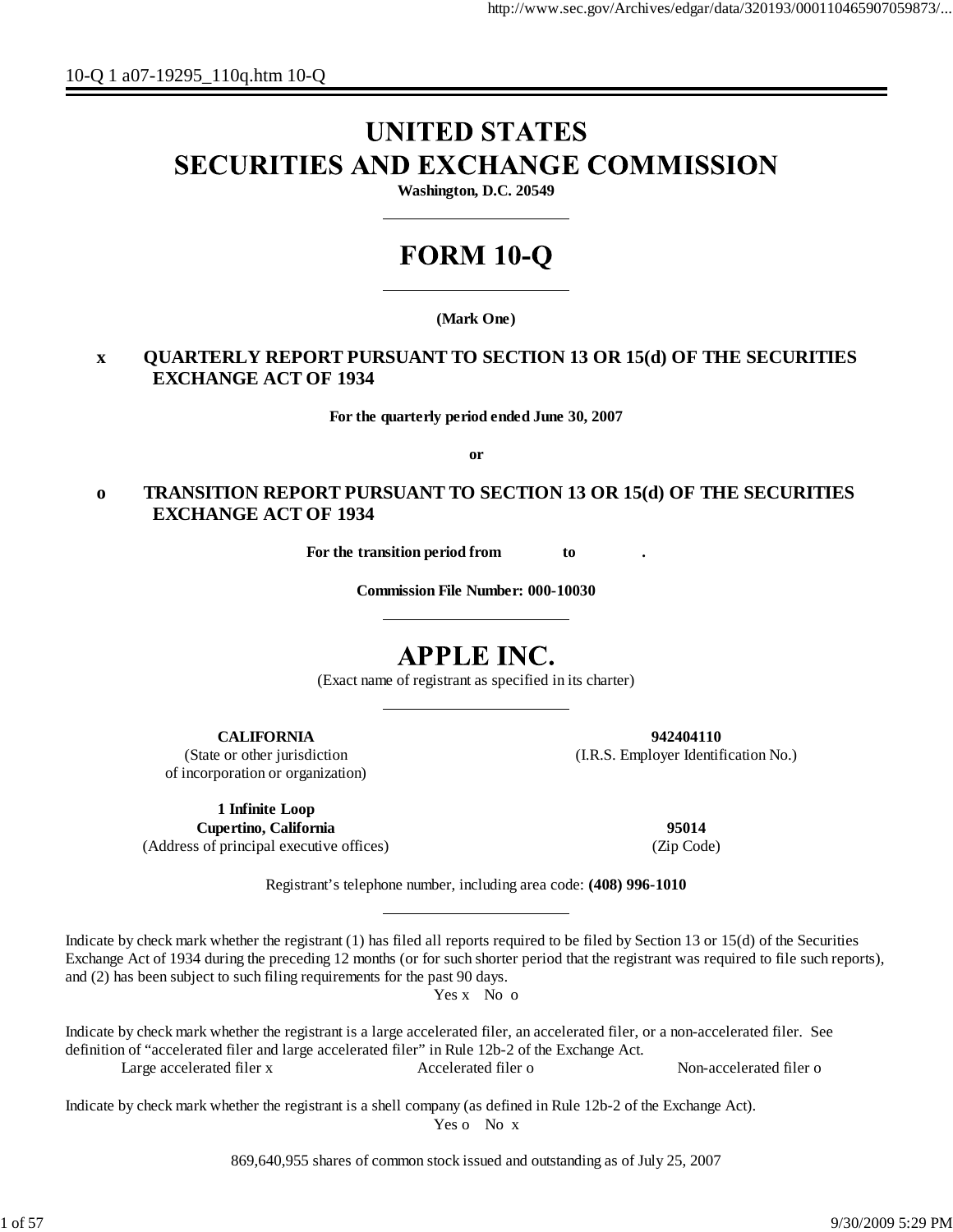10-Q 1 a07-19295_110q.htm 10-Q

# UNITED STATES
# SECURITIES AND EXCHANGE COMMISSION

**Washington, D.C. 20549**

# FORM 10-Q

**(Mark One)**

**x QUARTERLY REPORT PURSUANT TO SECTION 13 OR 15(d) OF THE SECURITIES EXCHANGE ACT OF 1934**

**For the quarterly period ended June 30, 2007**

**or**

**o TRANSITION REPORT PURSUANT TO SECTION 13 OR 15(d) OF THE SECURITIES EXCHANGE ACT OF 1934**

**For the transition period from to .**

**Commission File Number: 000-10030**

# APPLE INC.

(Exact name of registrant as specified in its charter)

| | |
|---|---|
| **CALIFORNIA**<br>(State or other jurisdiction of incorporation or organization) | **942404110**<br>(I.R.S. Employer Identification No.) |
| **1 Infinite Loop**<br>**Cupertino, California**<br>(Address of principal executive offices) | **95014**<br>(Zip Code) |

Registrant's telephone number, including area code: **(408) 996-1010**

Indicate by check mark whether the registrant (1) has filed all reports required to be filed by Section 13 or 15(d) of the Securities Exchange Act of 1934 during the preceding 12 months (or for such shorter period that the registrant was required to file such reports), and (2) has been subject to such filing requirements for the past 90 days.

Yes x No o

Indicate by check mark whether the registrant is a large accelerated filer, an accelerated filer, or a non-accelerated filer. See definition of "accelerated filer and large accelerated filer" in Rule 12b-2 of the Exchange Act.

Large accelerated filer x Accelerated filer o Non-accelerated filer o

Indicate by check mark whether the registrant is a shell company (as defined in Rule 12b-2 of the Exchange Act).

Yes o No x

869,640,955 shares of common stock issued and outstanding as of July 25, 2007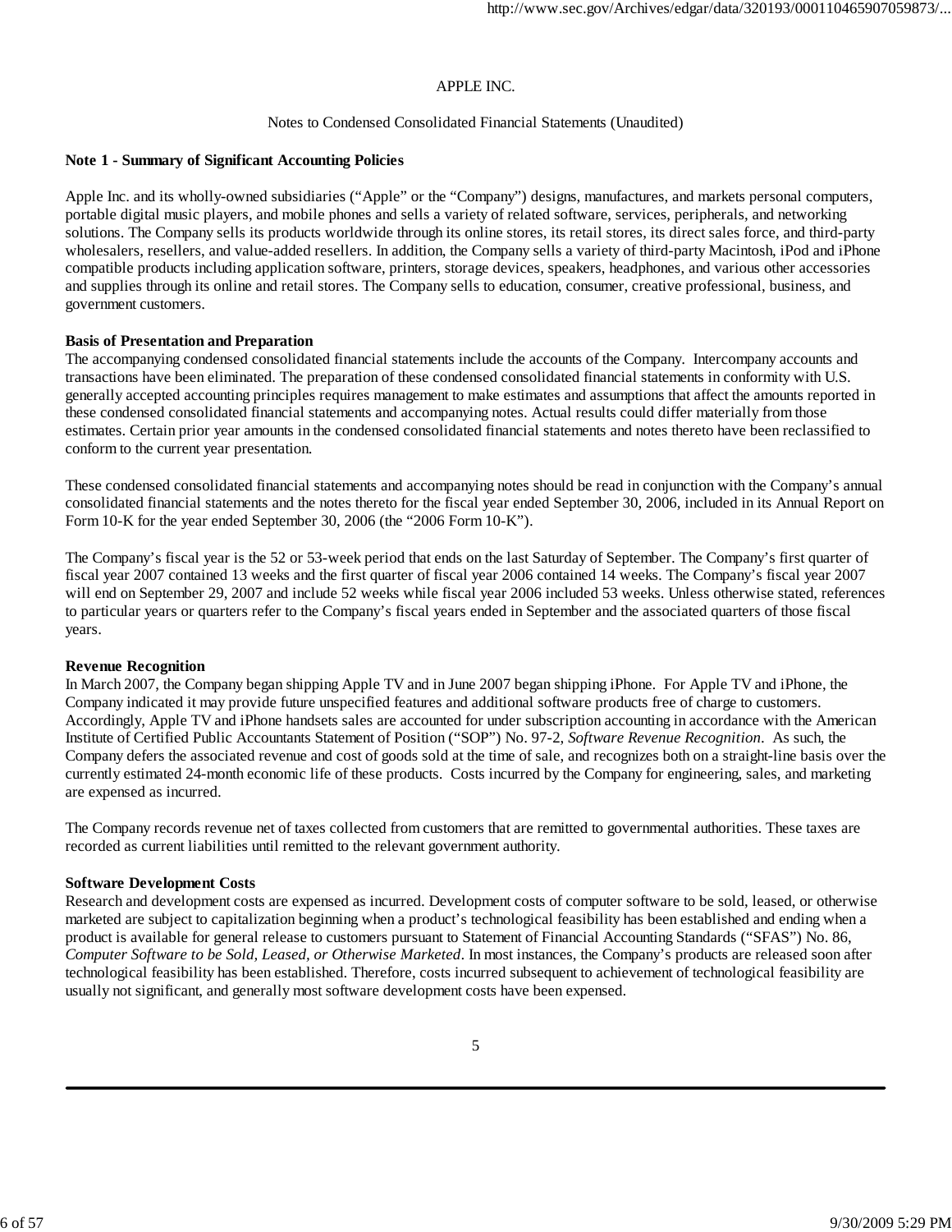APPLE INC.

Notes to Condensed Consolidated Financial Statements (Unaudited)

## Note 1 - Summary of Significant Accounting Policies

Apple Inc. and its wholly-owned subsidiaries ("Apple" or the "Company") designs, manufactures, and markets personal computers, portable digital music players, and mobile phones and sells a variety of related software, services, peripherals, and networking solutions. The Company sells its products worldwide through its online stores, its retail stores, its direct sales force, and third-party wholesalers, resellers, and value-added resellers. In addition, the Company sells a variety of third-party Macintosh, iPod and iPhone compatible products including application software, printers, storage devices, speakers, headphones, and various other accessories and supplies through its online and retail stores. The Company sells to education, consumer, creative professional, business, and government customers.

**Basis of Presentation and Preparation**

The accompanying condensed consolidated financial statements include the accounts of the Company. Intercompany accounts and transactions have been eliminated. The preparation of these condensed consolidated financial statements in conformity with U.S. generally accepted accounting principles requires management to make estimates and assumptions that affect the amounts reported in these condensed consolidated financial statements and accompanying notes. Actual results could differ materially from those estimates. Certain prior year amounts in the condensed consolidated financial statements and notes thereto have been reclassified to conform to the current year presentation.

These condensed consolidated financial statements and accompanying notes should be read in conjunction with the Company's annual consolidated financial statements and the notes thereto for the fiscal year ended September 30, 2006, included in its Annual Report on Form 10-K for the year ended September 30, 2006 (the "2006 Form 10-K").

The Company's fiscal year is the 52 or 53-week period that ends on the last Saturday of September. The Company's first quarter of fiscal year 2007 contained 13 weeks and the first quarter of fiscal year 2006 contained 14 weeks. The Company's fiscal year 2007 will end on September 29, 2007 and include 52 weeks while fiscal year 2006 included 53 weeks. Unless otherwise stated, references to particular years or quarters refer to the Company's fiscal years ended in September and the associated quarters of those fiscal years.

**Revenue Recognition**

In March 2007, the Company began shipping Apple TV and in June 2007 began shipping iPhone. For Apple TV and iPhone, the Company indicated it may provide future unspecified features and additional software products free of charge to customers. Accordingly, Apple TV and iPhone handsets sales are accounted for under subscription accounting in accordance with the American Institute of Certified Public Accountants Statement of Position ("SOP") No. 97-2, *Software Revenue Recognition*. As such, the Company defers the associated revenue and cost of goods sold at the time of sale, and recognizes both on a straight-line basis over the currently estimated 24-month economic life of these products. Costs incurred by the Company for engineering, sales, and marketing are expensed as incurred.

The Company records revenue net of taxes collected from customers that are remitted to governmental authorities. These taxes are recorded as current liabilities until remitted to the relevant government authority.

**Software Development Costs**

Research and development costs are expensed as incurred. Development costs of computer software to be sold, leased, or otherwise marketed are subject to capitalization beginning when a product's technological feasibility has been established and ending when a product is available for general release to customers pursuant to Statement of Financial Accounting Standards ("SFAS") No. 86, *Computer Software to be Sold, Leased, or Otherwise Marketed*. In most instances, the Company's products are released soon after technological feasibility has been established. Therefore, costs incurred subsequent to achievement of technological feasibility are usually not significant, and generally most software development costs have been expensed.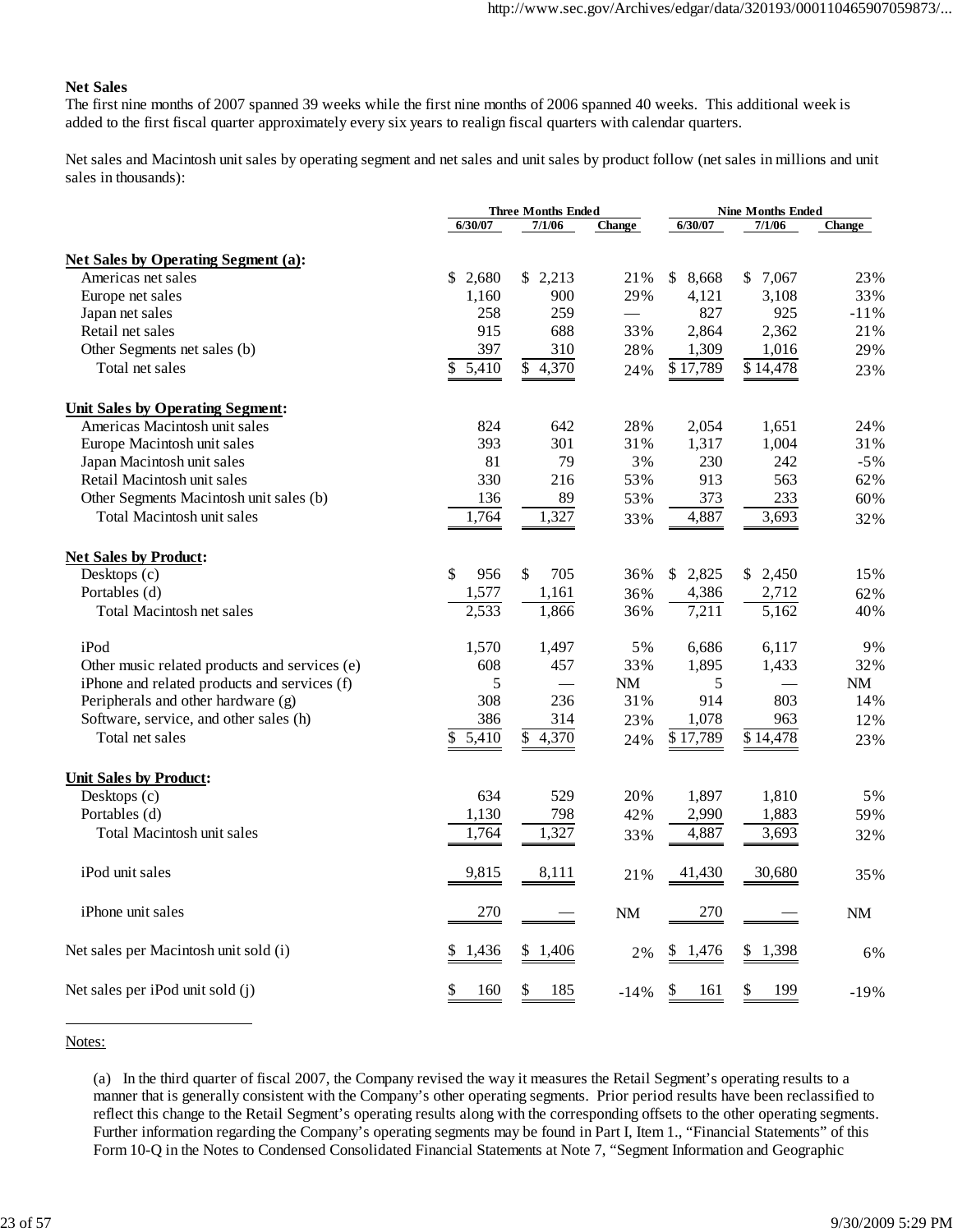**Net Sales**

The first nine months of 2007 spanned 39 weeks while the first nine months of 2006 spanned 40 weeks. This additional week is added to the first fiscal quarter approximately every six years to realign fiscal quarters with calendar quarters.

Net sales and Macintosh unit sales by operating segment and net sales and unit sales by product follow (net sales in millions and unit sales in thousands):

| | Three Months Ended | | | Nine Months Ended | | |
|---|---|---|---|---|---|---|
| | 6/30/07 | 7/1/06 | Change | 6/30/07 | 7/1/06 | Change |
| **Net Sales by Operating Segment (a):** | | | | | | |
| Americas net sales | $ 2,680 | $ 2,213 | 21% | $ 8,668 | $ 7,067 | 23% |
| Europe net sales | 1,160 | 900 | 29% | 4,121 | 3,108 | 33% |
| Japan net sales | 258 | 259 | — | 827 | 925 | -11% |
| Retail net sales | 915 | 688 | 33% | 2,864 | 2,362 | 21% |
| Other Segments net sales (b) | 397 | 310 | 28% | 1,309 | 1,016 | 29% |
| Total net sales | $ 5,410 | $ 4,370 | 24% | $ 17,789 | $ 14,478 | 23% |
| **Unit Sales by Operating Segment:** | | | | | | |
| Americas Macintosh unit sales | 824 | 642 | 28% | 2,054 | 1,651 | 24% |
| Europe Macintosh unit sales | 393 | 301 | 31% | 1,317 | 1,004 | 31% |
| Japan Macintosh unit sales | 81 | 79 | 3% | 230 | 242 | -5% |
| Retail Macintosh unit sales | 330 | 216 | 53% | 913 | 563 | 62% |
| Other Segments Macintosh unit sales (b) | 136 | 89 | 53% | 373 | 233 | 60% |
| Total Macintosh unit sales | 1,764 | 1,327 | 33% | 4,887 | 3,693 | 32% |
| **Net Sales by Product:** | | | | | | |
| Desktops (c) | $ 956 | $ 705 | 36% | $ 2,825 | $ 2,450 | 15% |
| Portables (d) | 1,577 | 1,161 | 36% | 4,386 | 2,712 | 62% |
| Total Macintosh net sales | 2,533 | 1,866 | 36% | 7,211 | 5,162 | 40% |
| iPod | 1,570 | 1,497 | 5% | 6,686 | 6,117 | 9% |
| Other music related products and services (e) | 608 | 457 | 33% | 1,895 | 1,433 | 32% |
| iPhone and related products and services (f) | 5 | — | NM | 5 | — | NM |
| Peripherals and other hardware (g) | 308 | 236 | 31% | 914 | 803 | 14% |
| Software, service, and other sales (h) | 386 | 314 | 23% | 1,078 | 963 | 12% |
| Total net sales | $ 5,410 | $ 4,370 | 24% | $ 17,789 | $ 14,478 | 23% |
| **Unit Sales by Product:** | | | | | | |
| Desktops (c) | 634 | 529 | 20% | 1,897 | 1,810 | 5% |
| Portables (d) | 1,130 | 798 | 42% | 2,990 | 1,883 | 59% |
| Total Macintosh unit sales | 1,764 | 1,327 | 33% | 4,887 | 3,693 | 32% |
| iPod unit sales | 9,815 | 8,111 | 21% | 41,430 | 30,680 | 35% |
| iPhone unit sales | 270 | — | NM | 270 | — | NM |
| Net sales per Macintosh unit sold (i) | $ 1,436 | $ 1,406 | 2% | $ 1,476 | $ 1,398 | 6% |
| Net sales per iPod unit sold (j) | $ 160 | $ 185 | -14% | $ 161 | $ 199 | -19% |

Notes:

(a) In the third quarter of fiscal 2007, the Company revised the way it measures the Retail Segment's operating results to a manner that is generally consistent with the Company's other operating segments. Prior period results have been reclassified to reflect this change to the Retail Segment's operating results along with the corresponding offsets to the other operating segments. Further information regarding the Company's operating segments may be found in Part I, Item 1., "Financial Statements" of this Form 10-Q in the Notes to Condensed Consolidated Financial Statements at Note 7, "Segment Information and Geographic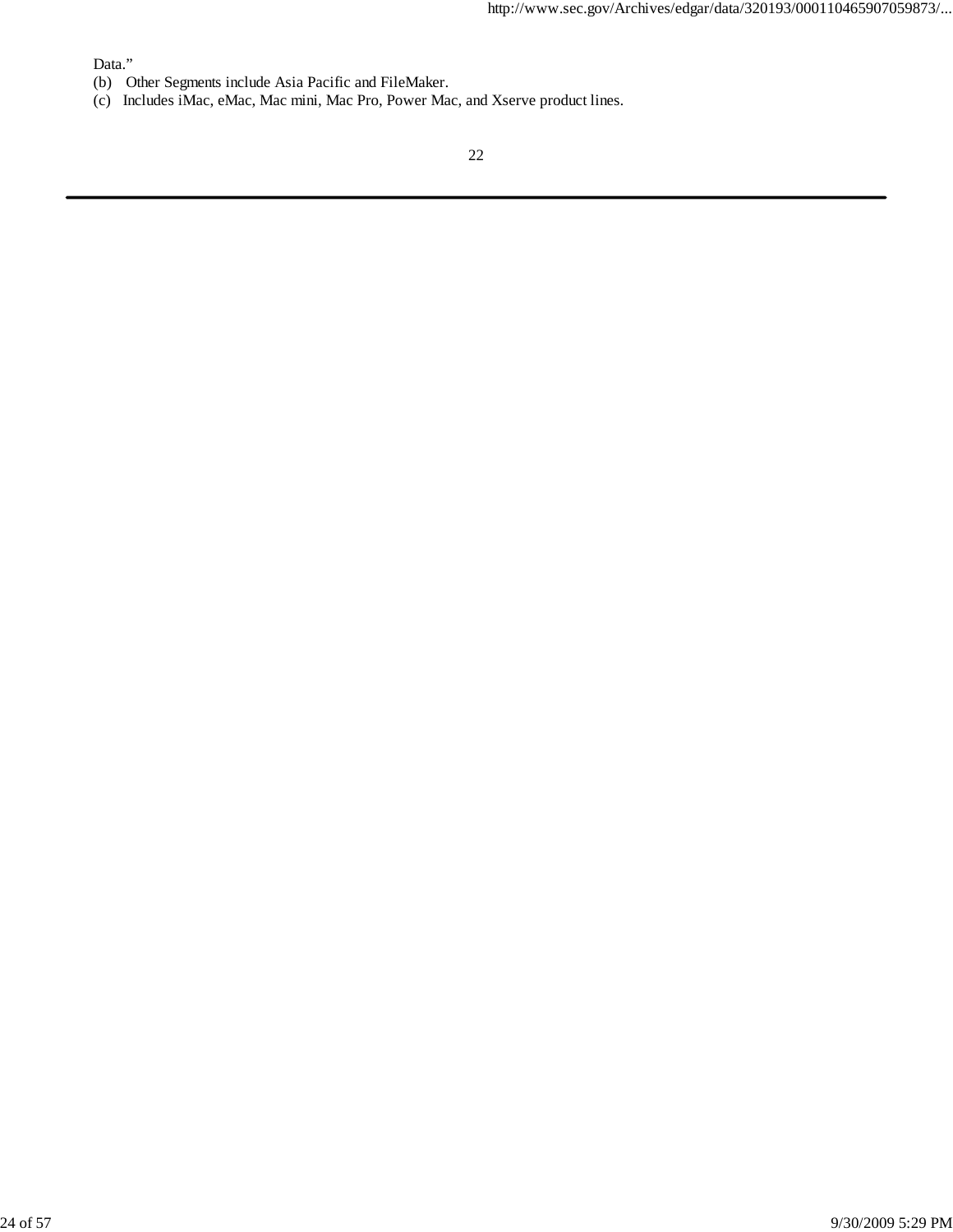Data."

(b) Other Segments include Asia Pacific and FileMaker.

(c) Includes iMac, eMac, Mac mini, Mac Pro, Power Mac, and Xserve product lines.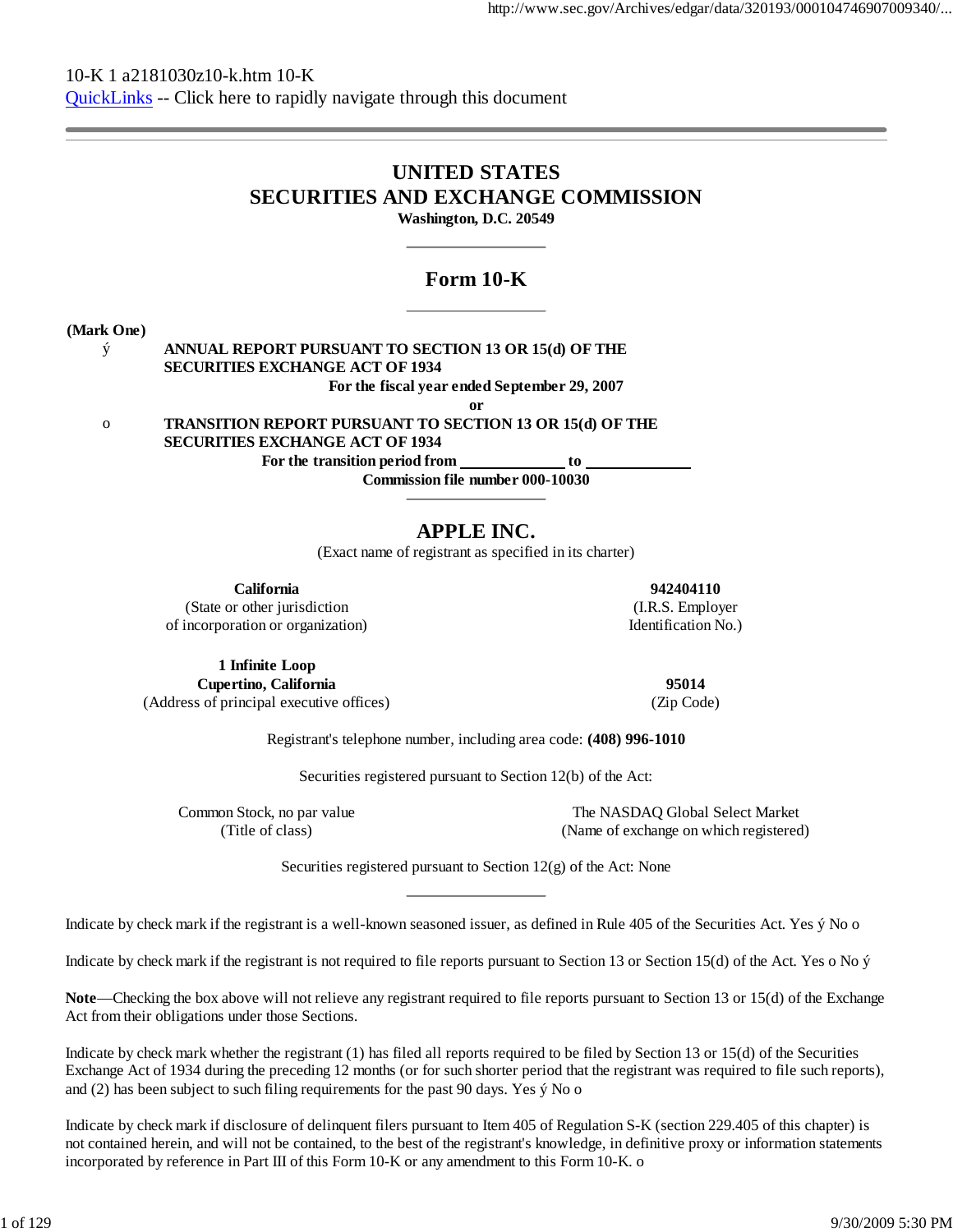10-K 1 a2181030z10-k.htm 10-K

QuickLinks -- Click here to rapidly navigate through this document

# UNITED STATES
# SECURITIES AND EXCHANGE COMMISSION

**Washington, D.C. 20549**

## Form 10-K

**(Mark One)**

ý **ANNUAL REPORT PURSUANT TO SECTION 13 OR 15(d) OF THE SECURITIES EXCHANGE ACT OF 1934**

**For the fiscal year ended September 29, 2007**

**or**

o **TRANSITION REPORT PURSUANT TO SECTION 13 OR 15(d) OF THE SECURITIES EXCHANGE ACT OF 1934**

**For the transition period from \_\_\_\_\_\_\_\_\_\_ to \_\_\_\_\_\_\_\_\_\_**

**Commission file number 000-10030**

## APPLE INC.

(Exact name of registrant as specified in its charter)

| | |
|---|---|
| **California** | **942404110** |
| (State or other jurisdiction of incorporation or organization) | (I.R.S. Employer Identification No.) |
| **1 Infinite Loop Cupertino, California** | **95014** |
| (Address of principal executive offices) | (Zip Code) |

Registrant's telephone number, including area code: **(408) 996-1010**

Securities registered pursuant to Section 12(b) of the Act:

| | |
|---|---|
| Common Stock, no par value | The NASDAQ Global Select Market |
| (Title of class) | (Name of exchange on which registered) |

Securities registered pursuant to Section 12(g) of the Act: None

Indicate by check mark if the registrant is a well-known seasoned issuer, as defined in Rule 405 of the Securities Act. Yes ý No o

Indicate by check mark if the registrant is not required to file reports pursuant to Section 13 or Section 15(d) of the Act. Yes o No ý

**Note**—Checking the box above will not relieve any registrant required to file reports pursuant to Section 13 or 15(d) of the Exchange Act from their obligations under those Sections.

Indicate by check mark whether the registrant (1) has filed all reports required to be filed by Section 13 or 15(d) of the Securities Exchange Act of 1934 during the preceding 12 months (or for such shorter period that the registrant was required to file such reports), and (2) has been subject to such filing requirements for the past 90 days. Yes ý No o

Indicate by check mark if disclosure of delinquent filers pursuant to Item 405 of Regulation S-K (section 229.405 of this chapter) is not contained herein, and will not be contained, to the best of the registrant's knowledge, in definitive proxy or information statements incorporated by reference in Part III of this Form 10-K or any amendment to this Form 10-K. o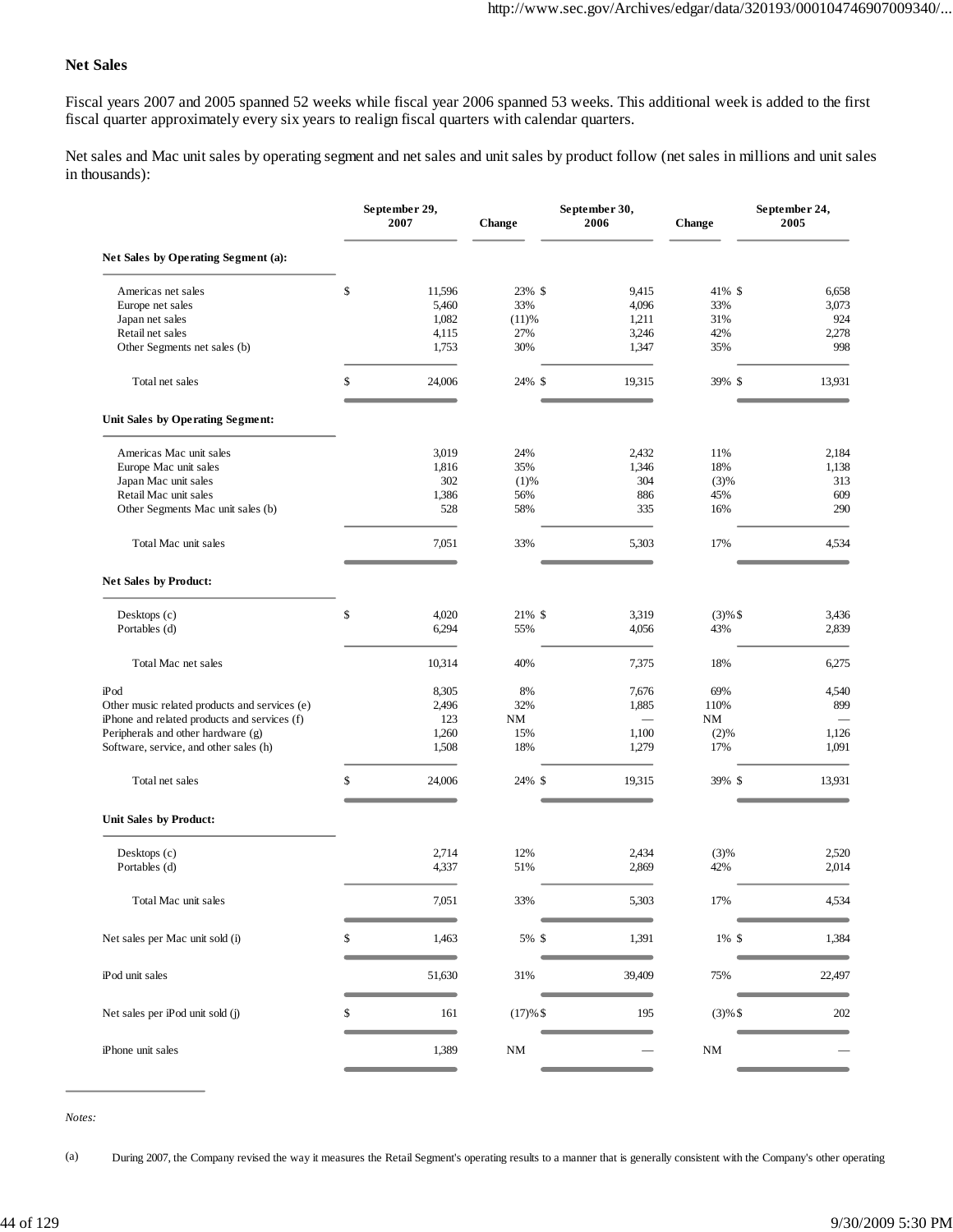## Net Sales

Fiscal years 2007 and 2005 spanned 52 weeks while fiscal year 2006 spanned 53 weeks. This additional week is added to the first fiscal quarter approximately every six years to realign fiscal quarters with calendar quarters.

Net sales and Mac unit sales by operating segment and net sales and unit sales by product follow (net sales in millions and unit sales in thousands):

| | September 29, 2007 | Change | September 30, 2006 | Change | September 24, 2005 |
|---|---|---|---|---|---|
| **Net Sales by Operating Segment (a):** | | | | | |
| Americas net sales | $ 11,596 | 23% | $ 9,415 | 41% | $ 6,658 |
| Europe net sales | 5,460 | 33% | 4,096 | 33% | 3,073 |
| Japan net sales | 1,082 | (11)% | 1,211 | 31% | 924 |
| Retail net sales | 4,115 | 27% | 3,246 | 42% | 2,278 |
| Other Segments net sales (b) | 1,753 | 30% | 1,347 | 35% | 998 |
| Total net sales | $ 24,006 | 24% | $ 19,315 | 39% | $ 13,931 |
| **Unit Sales by Operating Segment:** | | | | | |
| Americas Mac unit sales | 3,019 | 24% | 2,432 | 11% | 2,184 |
| Europe Mac unit sales | 1,816 | 35% | 1,346 | 18% | 1,138 |
| Japan Mac unit sales | 302 | (1)% | 304 | (3)% | 313 |
| Retail Mac unit sales | 1,386 | 56% | 886 | 45% | 609 |
| Other Segments Mac unit sales (b) | 528 | 58% | 335 | 16% | 290 |
| Total Mac unit sales | 7,051 | 33% | 5,303 | 17% | 4,534 |
| **Net Sales by Product:** | | | | | |
| Desktops (c) | $ 4,020 | 21% | $ 3,319 | (3)% | $ 3,436 |
| Portables (d) | 6,294 | 55% | 4,056 | 43% | 2,839 |
| Total Mac net sales | 10,314 | 40% | 7,375 | 18% | 6,275 |
| iPod | 8,305 | 8% | 7,676 | 69% | 4,540 |
| Other music related products and services (e) | 2,496 | 32% | 1,885 | 110% | 899 |
| iPhone and related products and services (f) | 123 | NM | — | NM | — |
| Peripherals and other hardware (g) | 1,260 | 15% | 1,100 | (2)% | 1,126 |
| Software, service, and other sales (h) | 1,508 | 18% | 1,279 | 17% | 1,091 |
| Total net sales | $ 24,006 | 24% | $ 19,315 | 39% | $ 13,931 |
| **Unit Sales by Product:** | | | | | |
| Desktops (c) | 2,714 | 12% | 2,434 | (3)% | 2,520 |
| Portables (d) | 4,337 | 51% | 2,869 | 42% | 2,014 |
| Total Mac unit sales | 7,051 | 33% | 5,303 | 17% | 4,534 |
| Net sales per Mac unit sold (i) | $ 1,463 | 5% | $ 1,391 | 1% | $ 1,384 |
| iPod unit sales | 51,630 | 31% | 39,409 | 75% | 22,497 |
| Net sales per iPod unit sold (j) | $ 161 | (17)% | $ 195 | (3)% | $ 202 |
| iPhone unit sales | 1,389 | NM | — | NM | — |

*Notes:*

(a) During 2007, the Company revised the way it measures the Retail Segment's operating results to a manner that is generally consistent with the Company's other operating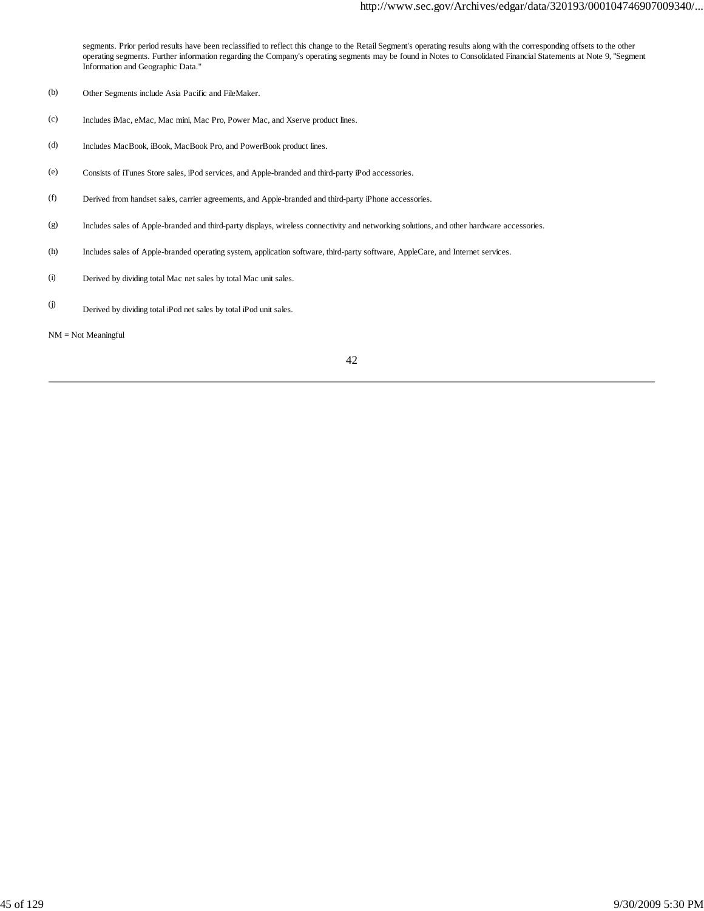segments. Prior period results have been reclassified to reflect this change to the Retail Segment's operating results along with the corresponding offsets to the other operating segments. Further information regarding the Company's operating segments may be found in Notes to Consolidated Financial Statements at Note 9, "Segment Information and Geographic Data."

(b) Other Segments include Asia Pacific and FileMaker.

(c) Includes iMac, eMac, Mac mini, Mac Pro, Power Mac, and Xserve product lines.

(d) Includes MacBook, iBook, MacBook Pro, and PowerBook product lines.

(e) Consists of iTunes Store sales, iPod services, and Apple-branded and third-party iPod accessories.

(f) Derived from handset sales, carrier agreements, and Apple-branded and third-party iPhone accessories.

(g) Includes sales of Apple-branded and third-party displays, wireless connectivity and networking solutions, and other hardware accessories.

(h) Includes sales of Apple-branded operating system, application software, third-party software, AppleCare, and Internet services.

(i) Derived by dividing total Mac net sales by total Mac unit sales.

(j) Derived by dividing total iPod net sales by total iPod unit sales.

NM = Not Meaningful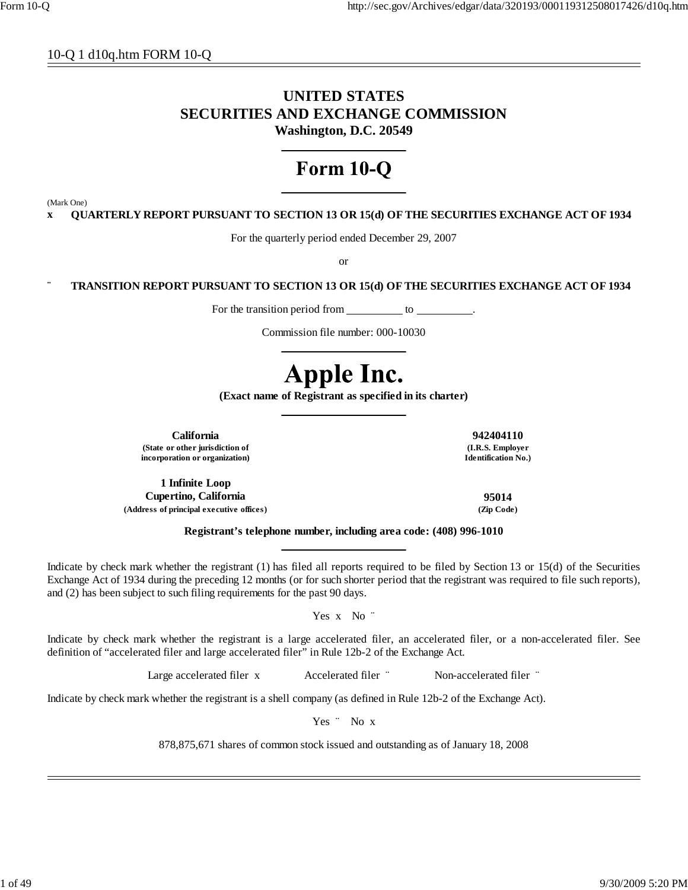10-Q 1 d10q.htm FORM 10-Q

# UNITED STATES
# SECURITIES AND EXCHANGE COMMISSION
**Washington, D.C. 20549**

# Form 10-Q

(Mark One)

x **QUARTERLY REPORT PURSUANT TO SECTION 13 OR 15(d) OF THE SECURITIES EXCHANGE ACT OF 1934**

For the quarterly period ended December 29, 2007

or

¨ **TRANSITION REPORT PURSUANT TO SECTION 13 OR 15(d) OF THE SECURITIES EXCHANGE ACT OF 1934**

For the transition period from __________ to __________.

Commission file number: 000-10030

# Apple Inc.
**(Exact name of Registrant as specified in its charter)**

| | |
|---|---|
| **California**<br>**(State or other jurisdiction of incorporation or organization)** | **942404110**<br>**(I.R.S. Employer Identification No.)** |
| **1 Infinite Loop**<br>**Cupertino, California**<br>**(Address of principal executive offices)** | **95014**<br>**(Zip Code)** |

**Registrant's telephone number, including area code: (408) 996-1010**

Indicate by check mark whether the registrant (1) has filed all reports required to be filed by Section 13 or 15(d) of the Securities Exchange Act of 1934 during the preceding 12 months (or for such shorter period that the registrant was required to file such reports), and (2) has been subject to such filing requirements for the past 90 days.

Yes x No ¨

Indicate by check mark whether the registrant is a large accelerated filer, an accelerated filer, or a non-accelerated filer. See definition of "accelerated filer and large accelerated filer" in Rule 12b-2 of the Exchange Act.

Large accelerated filer x Accelerated filer ¨ Non-accelerated filer ¨

Indicate by check mark whether the registrant is a shell company (as defined in Rule 12b-2 of the Exchange Act).

Yes ¨ No x

878,875,671 shares of common stock issued and outstanding as of January 18, 2008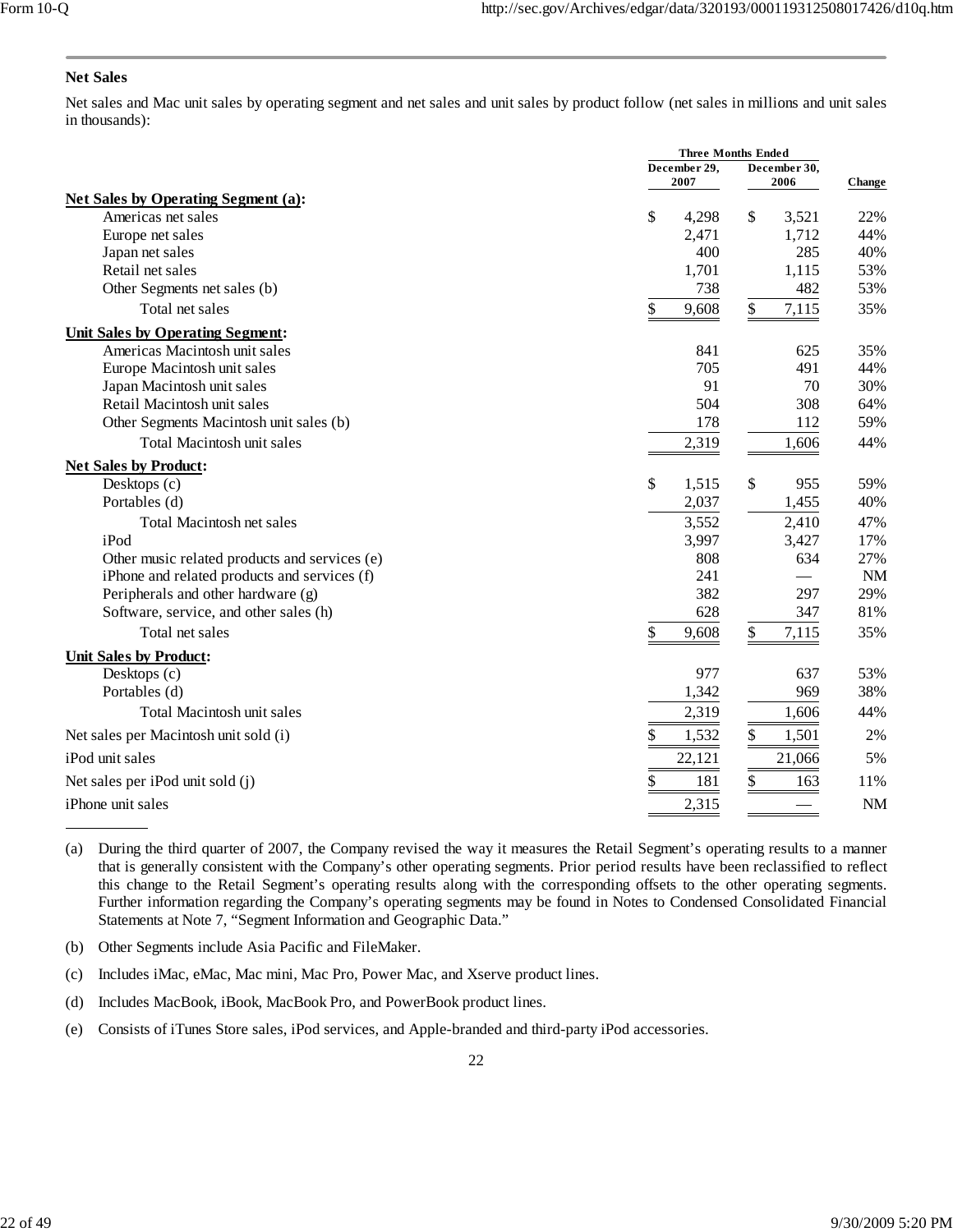**Net Sales**

Net sales and Mac unit sales by operating segment and net sales and unit sales by product follow (net sales in millions and unit sales in thousands):

| | Three Months Ended | | |
|---|---|---|---|
| | December 29, 2007 | December 30, 2006 | Change |
| **Net Sales by Operating Segment (a):** | | | |
| Americas net sales | $ 4,298 | $ 3,521 | 22% |
| Europe net sales | 2,471 | 1,712 | 44% |
| Japan net sales | 400 | 285 | 40% |
| Retail net sales | 1,701 | 1,115 | 53% |
| Other Segments net sales (b) | 738 | 482 | 53% |
| Total net sales | $ 9,608 | $ 7,115 | 35% |
| **Unit Sales by Operating Segment:** | | | |
| Americas Macintosh unit sales | 841 | 625 | 35% |
| Europe Macintosh unit sales | 705 | 491 | 44% |
| Japan Macintosh unit sales | 91 | 70 | 30% |
| Retail Macintosh unit sales | 504 | 308 | 64% |
| Other Segments Macintosh unit sales (b) | 178 | 112 | 59% |
| Total Macintosh unit sales | 2,319 | 1,606 | 44% |
| **Net Sales by Product:** | | | |
| Desktops (c) | $ 1,515 | $ 955 | 59% |
| Portables (d) | 2,037 | 1,455 | 40% |
| Total Macintosh net sales | 3,552 | 2,410 | 47% |
| iPod | 3,997 | 3,427 | 17% |
| Other music related products and services (e) | 808 | 634 | 27% |
| iPhone and related products and services (f) | 241 | — | NM |
| Peripherals and other hardware (g) | 382 | 297 | 29% |
| Software, service, and other sales (h) | 628 | 347 | 81% |
| Total net sales | $ 9,608 | $ 7,115 | 35% |
| **Unit Sales by Product:** | | | |
| Desktops (c) | 977 | 637 | 53% |
| Portables (d) | 1,342 | 969 | 38% |
| Total Macintosh unit sales | 2,319 | 1,606 | 44% |
| Net sales per Macintosh unit sold (i) | $ 1,532 | $ 1,501 | 2% |
| iPod unit sales | 22,121 | 21,066 | 5% |
| Net sales per iPod unit sold (j) | $ 181 | $ 163 | 11% |
| iPhone unit sales | 2,315 | — | NM |

(a) During the third quarter of 2007, the Company revised the way it measures the Retail Segment's operating results to a manner that is generally consistent with the Company's other operating segments. Prior period results have been reclassified to reflect this change to the Retail Segment's operating results along with the corresponding offsets to the other operating segments. Further information regarding the Company's operating segments may be found in Notes to Condensed Consolidated Financial Statements at Note 7, "Segment Information and Geographic Data."

(b) Other Segments include Asia Pacific and FileMaker.

(c) Includes iMac, eMac, Mac mini, Mac Pro, Power Mac, and Xserve product lines.

(d) Includes MacBook, iBook, MacBook Pro, and PowerBook product lines.

(e) Consists of iTunes Store sales, iPod services, and Apple-branded and third-party iPod accessories.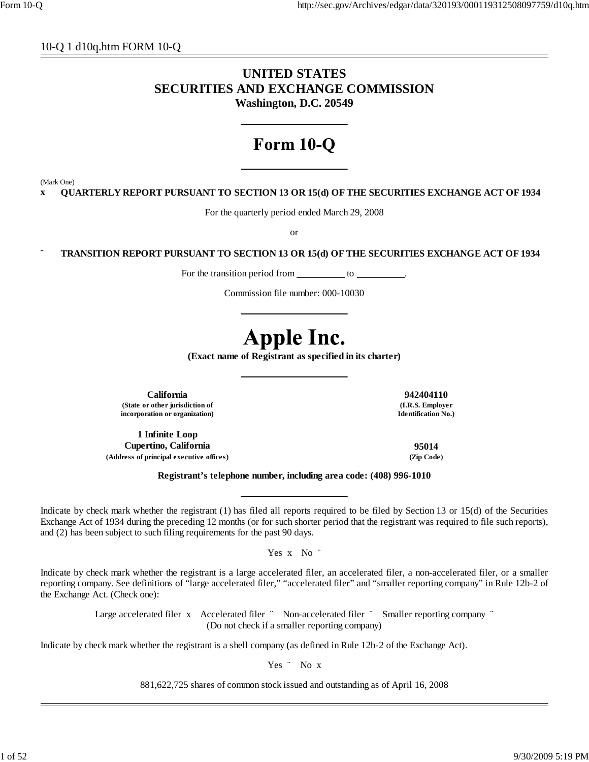10-Q 1 d10q.htm FORM 10-Q

# UNITED STATES
# SECURITIES AND EXCHANGE COMMISSION
**Washington, D.C. 20549**

# Form 10-Q

(Mark One)

x **QUARTERLY REPORT PURSUANT TO SECTION 13 OR 15(d) OF THE SECURITIES EXCHANGE ACT OF 1934**

For the quarterly period ended March 29, 2008

or

¨ **TRANSITION REPORT PURSUANT TO SECTION 13 OR 15(d) OF THE SECURITIES EXCHANGE ACT OF 1934**

For the transition period from \_\_\_\_\_\_\_\_\_\_ to \_\_\_\_\_\_\_\_\_\_.

Commission file number: 000-10030

# Apple Inc.

**(Exact name of Registrant as specified in its charter)**

| | |
|---|---|
| **California** | **942404110** |
| **(State or other jurisdiction of incorporation or organization)** | **(I.R.S. Employer Identification No.)** |
| **1 Infinite Loop Cupertino, California** | **95014** |
| **(Address of principal executive offices)** | **(Zip Code)** |

**Registrant's telephone number, including area code: (408) 996-1010**

Indicate by check mark whether the registrant (1) has filed all reports required to be filed by Section 13 or 15(d) of the Securities Exchange Act of 1934 during the preceding 12 months (or for such shorter period that the registrant was required to file such reports), and (2) has been subject to such filing requirements for the past 90 days.

Yes x No ¨

Indicate by check mark whether the registrant is a large accelerated filer, an accelerated filer, a non-accelerated filer, or a smaller reporting company. See definitions of "large accelerated filer," "accelerated filer" and "smaller reporting company" in Rule 12b-2 of the Exchange Act. (Check one):

Large accelerated filer x Accelerated filer ¨ Non-accelerated filer ¨ Smaller reporting company ¨
(Do not check if a smaller reporting company)

Indicate by check mark whether the registrant is a shell company (as defined in Rule 12b-2 of the Exchange Act).

Yes ¨ No x

881,622,725 shares of common stock issued and outstanding as of April 16, 2008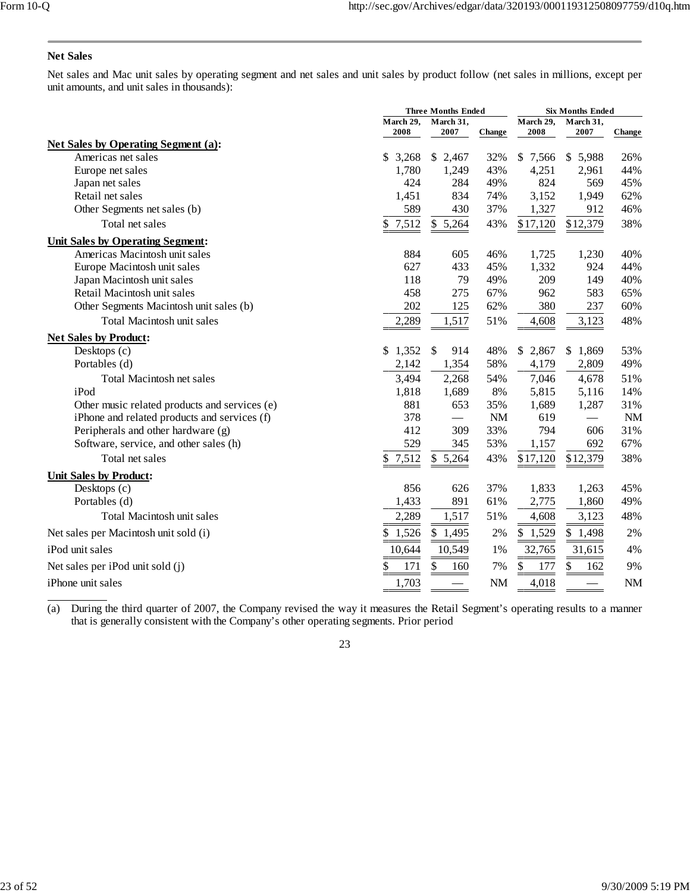**Net Sales**

Net sales and Mac unit sales by operating segment and net sales and unit sales by product follow (net sales in millions, except per unit amounts, and unit sales in thousands):

| | Three Months Ended | | | Six Months Ended | | |
|---|---|---|---|---|---|---|
| | March 29, 2008 | March 31, 2007 | Change | March 29, 2008 | March 31, 2007 | Change |
| **Net Sales by Operating Segment (a):** | | | | | | |
| Americas net sales | $ 3,268 | $ 2,467 | 32% | $ 7,566 | $ 5,988 | 26% |
| Europe net sales | 1,780 | 1,249 | 43% | 4,251 | 2,961 | 44% |
| Japan net sales | 424 | 284 | 49% | 824 | 569 | 45% |
| Retail net sales | 1,451 | 834 | 74% | 3,152 | 1,949 | 62% |
| Other Segments net sales (b) | 589 | 430 | 37% | 1,327 | 912 | 46% |
| Total net sales | $ 7,512 | $ 5,264 | 43% | $17,120 | $12,379 | 38% |
| **Unit Sales by Operating Segment:** | | | | | | |
| Americas Macintosh unit sales | 884 | 605 | 46% | 1,725 | 1,230 | 40% |
| Europe Macintosh unit sales | 627 | 433 | 45% | 1,332 | 924 | 44% |
| Japan Macintosh unit sales | 118 | 79 | 49% | 209 | 149 | 40% |
| Retail Macintosh unit sales | 458 | 275 | 67% | 962 | 583 | 65% |
| Other Segments Macintosh unit sales (b) | 202 | 125 | 62% | 380 | 237 | 60% |
| Total Macintosh unit sales | 2,289 | 1,517 | 51% | 4,608 | 3,123 | 48% |
| **Net Sales by Product:** | | | | | | |
| Desktops (c) | $ 1,352 | $ 914 | 48% | $ 2,867 | $ 1,869 | 53% |
| Portables (d) | 2,142 | 1,354 | 58% | 4,179 | 2,809 | 49% |
| Total Macintosh net sales | 3,494 | 2,268 | 54% | 7,046 | 4,678 | 51% |
| iPod | 1,818 | 1,689 | 8% | 5,815 | 5,116 | 14% |
| Other music related products and services (e) | 881 | 653 | 35% | 1,689 | 1,287 | 31% |
| iPhone and related products and services (f) | 378 | — | NM | 619 | — | NM |
| Peripherals and other hardware (g) | 412 | 309 | 33% | 794 | 606 | 31% |
| Software, service, and other sales (h) | 529 | 345 | 53% | 1,157 | 692 | 67% |
| Total net sales | $ 7,512 | $ 5,264 | 43% | $17,120 | $12,379 | 38% |
| **Unit Sales by Product:** | | | | | | |
| Desktops (c) | 856 | 626 | 37% | 1,833 | 1,263 | 45% |
| Portables (d) | 1,433 | 891 | 61% | 2,775 | 1,860 | 49% |
| Total Macintosh unit sales | 2,289 | 1,517 | 51% | 4,608 | 3,123 | 48% |
| Net sales per Macintosh unit sold (i) | $ 1,526 | $ 1,495 | 2% | $ 1,529 | $ 1,498 | 2% |
| iPod unit sales | 10,644 | 10,549 | 1% | 32,765 | 31,615 | 4% |
| Net sales per iPod unit sold (j) | $ 171 | $ 160 | 7% | $ 177 | $ 162 | 9% |
| iPhone unit sales | 1,703 | — | NM | 4,018 | — | NM |

(a) During the third quarter of 2007, the Company revised the way it measures the Retail Segment's operating results to a manner that is generally consistent with the Company's other operating segments. Prior period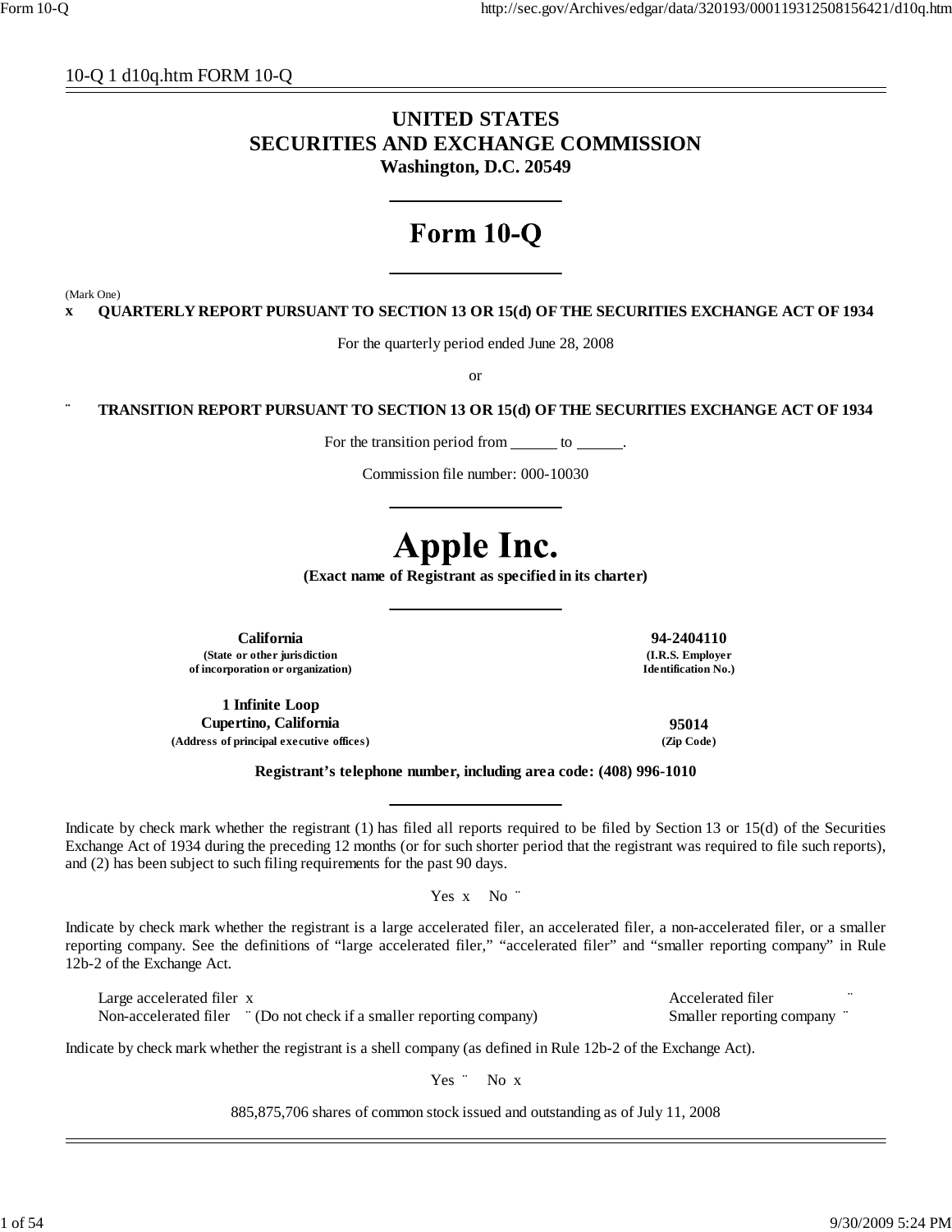10-Q 1 d10q.htm FORM 10-Q

# UNITED STATES
# SECURITIES AND EXCHANGE COMMISSION
**Washington, D.C. 20549**

# Form 10-Q

(Mark One)

x **QUARTERLY REPORT PURSUANT TO SECTION 13 OR 15(d) OF THE SECURITIES EXCHANGE ACT OF 1934**

For the quarterly period ended June 28, 2008

or

¨ **TRANSITION REPORT PURSUANT TO SECTION 13 OR 15(d) OF THE SECURITIES EXCHANGE ACT OF 1934**

For the transition period from ______ to ______.

Commission file number: 000-10030

# Apple Inc.

**(Exact name of Registrant as specified in its charter)**

| | |
|---|---|
| **California** | **94-2404110** |
| **(State or other jurisdiction of incorporation or organization)** | **(I.R.S. Employer Identification No.)** |
| **1 Infinite Loop Cupertino, California** | **95014** |
| **(Address of principal executive offices)** | **(Zip Code)** |

**Registrant's telephone number, including area code: (408) 996-1010**

Indicate by check mark whether the registrant (1) has filed all reports required to be filed by Section 13 or 15(d) of the Securities Exchange Act of 1934 during the preceding 12 months (or for such shorter period that the registrant was required to file such reports), and (2) has been subject to such filing requirements for the past 90 days.

Yes x No ¨

Indicate by check mark whether the registrant is a large accelerated filer, an accelerated filer, a non-accelerated filer, or a smaller reporting company. See the definitions of "large accelerated filer," "accelerated filer" and "smaller reporting company" in Rule 12b-2 of the Exchange Act.

| | |
|---|---|
| Large accelerated filer x | Accelerated filer ¨ |
| Non-accelerated filer ¨ (Do not check if a smaller reporting company) | Smaller reporting company ¨ |

Indicate by check mark whether the registrant is a shell company (as defined in Rule 12b-2 of the Exchange Act).

Yes ¨ No x

885,875,706 shares of common stock issued and outstanding as of July 11, 2008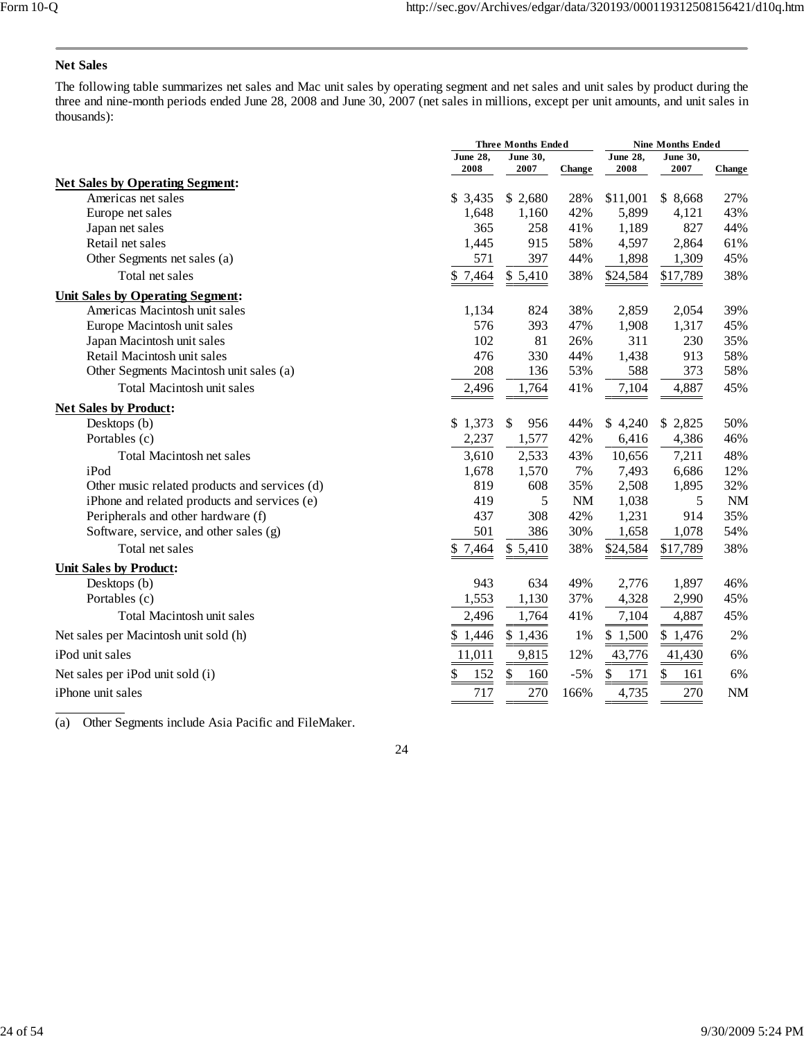## Net Sales

The following table summarizes net sales and Mac unit sales by operating segment and net sales and unit sales by product during the three and nine-month periods ended June 28, 2008 and June 30, 2007 (net sales in millions, except per unit amounts, and unit sales in thousands):

| | Three Months Ended | | | Nine Months Ended | | |
|---|---|---|---|---|---|---|
| | June 28, 2008 | June 30, 2007 | Change | June 28, 2008 | June 30, 2007 | Change |
| **Net Sales by Operating Segment:** | | | | | | |
| Americas net sales | $ 3,435 | $ 2,680 | 28% | $11,001 | $ 8,668 | 27% |
| Europe net sales | 1,648 | 1,160 | 42% | 5,899 | 4,121 | 43% |
| Japan net sales | 365 | 258 | 41% | 1,189 | 827 | 44% |
| Retail net sales | 1,445 | 915 | 58% | 4,597 | 2,864 | 61% |
| Other Segments net sales (a) | 571 | 397 | 44% | 1,898 | 1,309 | 45% |
| Total net sales | $ 7,464 | $ 5,410 | 38% | $24,584 | $17,789 | 38% |
| **Unit Sales by Operating Segment:** | | | | | | |
| Americas Macintosh unit sales | 1,134 | 824 | 38% | 2,859 | 2,054 | 39% |
| Europe Macintosh unit sales | 576 | 393 | 47% | 1,908 | 1,317 | 45% |
| Japan Macintosh unit sales | 102 | 81 | 26% | 311 | 230 | 35% |
| Retail Macintosh unit sales | 476 | 330 | 44% | 1,438 | 913 | 58% |
| Other Segments Macintosh unit sales (a) | 208 | 136 | 53% | 588 | 373 | 58% |
| Total Macintosh unit sales | 2,496 | 1,764 | 41% | 7,104 | 4,887 | 45% |
| **Net Sales by Product:** | | | | | | |
| Desktops (b) | $ 1,373 | $ 956 | 44% | $ 4,240 | $ 2,825 | 50% |
| Portables (c) | 2,237 | 1,577 | 42% | 6,416 | 4,386 | 46% |
| Total Macintosh net sales | 3,610 | 2,533 | 43% | 10,656 | 7,211 | 48% |
| iPod | 1,678 | 1,570 | 7% | 7,493 | 6,686 | 12% |
| Other music related products and services (d) | 819 | 608 | 35% | 2,508 | 1,895 | 32% |
| iPhone and related products and services (e) | 419 | 5 | NM | 1,038 | 5 | NM |
| Peripherals and other hardware (f) | 437 | 308 | 42% | 1,231 | 914 | 35% |
| Software, service, and other sales (g) | 501 | 386 | 30% | 1,658 | 1,078 | 54% |
| Total net sales | $ 7,464 | $ 5,410 | 38% | $24,584 | $17,789 | 38% |
| **Unit Sales by Product:** | | | | | | |
| Desktops (b) | 943 | 634 | 49% | 2,776 | 1,897 | 46% |
| Portables (c) | 1,553 | 1,130 | 37% | 4,328 | 2,990 | 45% |
| Total Macintosh unit sales | 2,496 | 1,764 | 41% | 7,104 | 4,887 | 45% |
| Net sales per Macintosh unit sold (h) | $ 1,446 | $ 1,436 | 1% | $ 1,500 | $ 1,476 | 2% |
| iPod unit sales | 11,011 | 9,815 | 12% | 43,776 | 41,430 | 6% |
| Net sales per iPod unit sold (i) | $ 152 | $ 160 | -5% | $ 171 | $ 161 | 6% |
| iPhone unit sales | 717 | 270 | 166% | 4,735 | 270 | NM |

(a) Other Segments include Asia Pacific and FileMaker.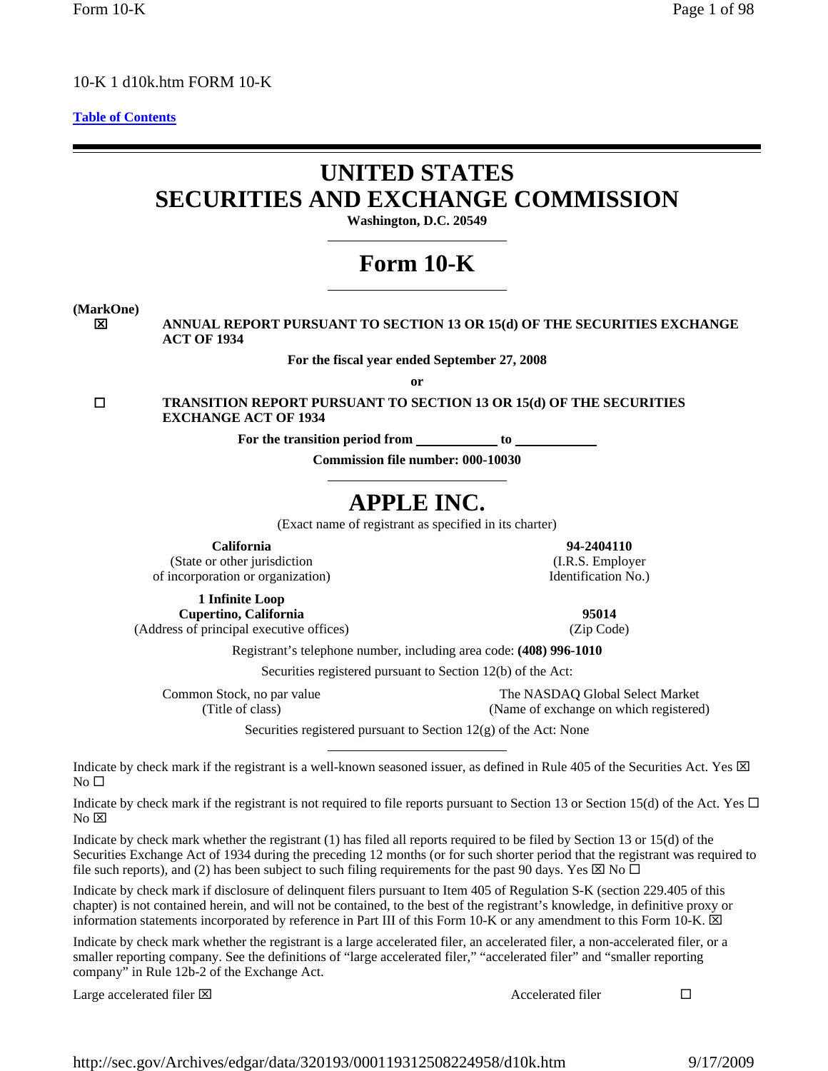10-K 1 d10k.htm FORM 10-K

Table of Contents

# UNITED STATES
# SECURITIES AND EXCHANGE COMMISSION

**Washington, D.C. 20549**

# Form 10-K

**(MarkOne)**

☒ **ANNUAL REPORT PURSUANT TO SECTION 13 OR 15(d) OF THE SECURITIES EXCHANGE ACT OF 1934**

**For the fiscal year ended September 27, 2008**

**or**

☐ **TRANSITION REPORT PURSUANT TO SECTION 13 OR 15(d) OF THE SECURITIES EXCHANGE ACT OF 1934**

**For the transition period from \_\_\_\_\_\_\_\_\_\_ to \_\_\_\_\_\_\_\_\_\_**

**Commission file number: 000-10030**

# APPLE INC.

(Exact name of registrant as specified in its charter)

| | |
|---|---|
| **California** (State or other jurisdiction of incorporation or organization) | **94-2404110** (I.R.S. Employer Identification No.) |
| **1 Infinite Loop Cupertino, California** (Address of principal executive offices) | **95014** (Zip Code) |

Registrant's telephone number, including area code: **(408) 996-1010**

Securities registered pursuant to Section 12(b) of the Act:

| | |
|---|---|
| Common Stock, no par value (Title of class) | The NASDAQ Global Select Market (Name of exchange on which registered) |

Securities registered pursuant to Section 12(g) of the Act: None

Indicate by check mark if the registrant is a well-known seasoned issuer, as defined in Rule 405 of the Securities Act. Yes ☒ No ☐

Indicate by check mark if the registrant is not required to file reports pursuant to Section 13 or Section 15(d) of the Act. Yes ☐ No ☒

Indicate by check mark whether the registrant (1) has filed all reports required to be filed by Section 13 or 15(d) of the Securities Exchange Act of 1934 during the preceding 12 months (or for such shorter period that the registrant was required to file such reports), and (2) has been subject to such filing requirements for the past 90 days. Yes ☒ No ☐

Indicate by check mark if disclosure of delinquent filers pursuant to Item 405 of Regulation S-K (section 229.405 of this chapter) is not contained herein, and will not be contained, to the best of the registrant's knowledge, in definitive proxy or information statements incorporated by reference in Part III of this Form 10-K or any amendment to this Form 10-K. ☒

Indicate by check mark whether the registrant is a large accelerated filer, an accelerated filer, a non-accelerated filer, or a smaller reporting company. See the definitions of "large accelerated filer," "accelerated filer" and "smaller reporting company" in Rule 12b-2 of the Exchange Act.

Large accelerated filer ☒ Accelerated filer ☐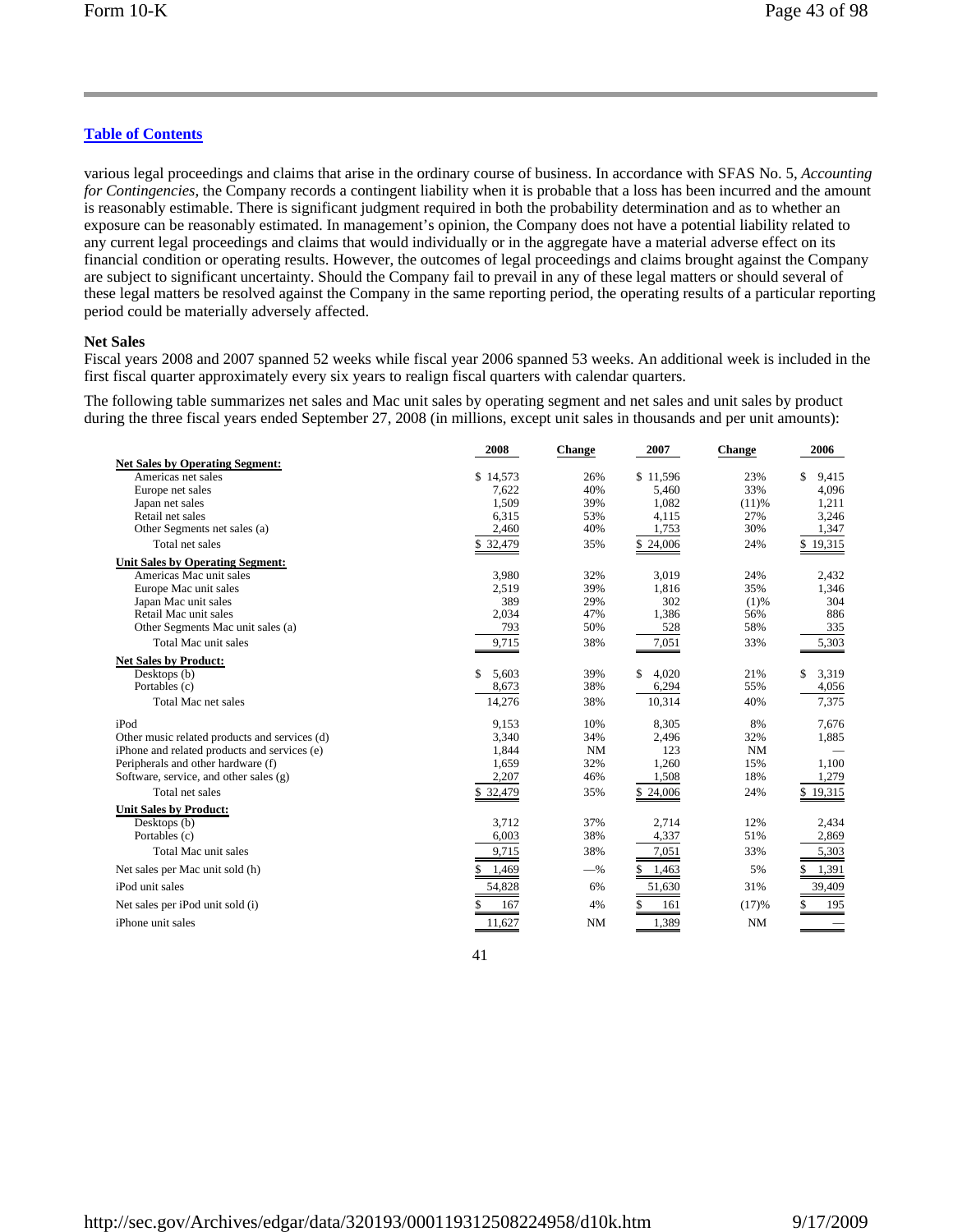various legal proceedings and claims that arise in the ordinary course of business. In accordance with SFAS No. 5, *Accounting for Contingencies*, the Company records a contingent liability when it is probable that a loss has been incurred and the amount is reasonably estimable. There is significant judgment required in both the probability determination and as to whether an exposure can be reasonably estimated. In management's opinion, the Company does not have a potential liability related to any current legal proceedings and claims that would individually or in the aggregate have a material adverse effect on its financial condition or operating results. However, the outcomes of legal proceedings and claims brought against the Company are subject to significant uncertainty. Should the Company fail to prevail in any of these legal matters or should several of these legal matters be resolved against the Company in the same reporting period, the operating results of a particular reporting period could be materially adversely affected.

**Net Sales**

Fiscal years 2008 and 2007 spanned 52 weeks while fiscal year 2006 spanned 53 weeks. An additional week is included in the first fiscal quarter approximately every six years to realign fiscal quarters with calendar quarters.

The following table summarizes net sales and Mac unit sales by operating segment and net sales and unit sales by product during the three fiscal years ended September 27, 2008 (in millions, except unit sales in thousands and per unit amounts):

| | 2008 | Change | 2007 | Change | 2006 |
|---|---|---|---|---|---|
| **Net Sales by Operating Segment:** | | | | | |
| Americas net sales | $ 14,573 | 26% | $ 11,596 | 23% | $ 9,415 |
| Europe net sales | 7,622 | 40% | 5,460 | 33% | 4,096 |
| Japan net sales | 1,509 | 39% | 1,082 | (11)% | 1,211 |
| Retail net sales | 6,315 | 53% | 4,115 | 27% | 3,246 |
| Other Segments net sales (a) | 2,460 | 40% | 1,753 | 30% | 1,347 |
| Total net sales | $ 32,479 | 35% | $ 24,006 | 24% | $ 19,315 |
| **Unit Sales by Operating Segment:** | | | | | |
| Americas Mac unit sales | 3,980 | 32% | 3,019 | 24% | 2,432 |
| Europe Mac unit sales | 2,519 | 39% | 1,816 | 35% | 1,346 |
| Japan Mac unit sales | 389 | 29% | 302 | (1)% | 304 |
| Retail Mac unit sales | 2,034 | 47% | 1,386 | 56% | 886 |
| Other Segments Mac unit sales (a) | 793 | 50% | 528 | 58% | 335 |
| Total Mac unit sales | 9,715 | 38% | 7,051 | 33% | 5,303 |
| **Net Sales by Product:** | | | | | |
| Desktops (b) | $ 5,603 | 39% | $ 4,020 | 21% | $ 3,319 |
| Portables (c) | 8,673 | 38% | 6,294 | 55% | 4,056 |
| Total Mac net sales | 14,276 | 38% | 10,314 | 40% | 7,375 |
| iPod | 9,153 | 10% | 8,305 | 8% | 7,676 |
| Other music related products and services (d) | 3,340 | 34% | 2,496 | 32% | 1,885 |
| iPhone and related products and services (e) | 1,844 | NM | 123 | NM | — |
| Peripherals and other hardware (f) | 1,659 | 32% | 1,260 | 15% | 1,100 |
| Software, service, and other sales (g) | 2,207 | 46% | 1,508 | 18% | 1,279 |
| Total net sales | $ 32,479 | 35% | $ 24,006 | 24% | $ 19,315 |
| **Unit Sales by Product:** | | | | | |
| Desktops (b) | 3,712 | 37% | 2,714 | 12% | 2,434 |
| Portables (c) | 6,003 | 38% | 4,337 | 51% | 2,869 |
| Total Mac unit sales | 9,715 | 38% | 7,051 | 33% | 5,303 |
| Net sales per Mac unit sold (h) | $ 1,469 | —% | $ 1,463 | 5% | $ 1,391 |
| iPod unit sales | 54,828 | 6% | 51,630 | 31% | 39,409 |
| Net sales per iPod unit sold (i) | $ 167 | 4% | $ 161 | (17)% | $ 195 |
| iPhone unit sales | 11,627 | NM | 1,389 | NM | — |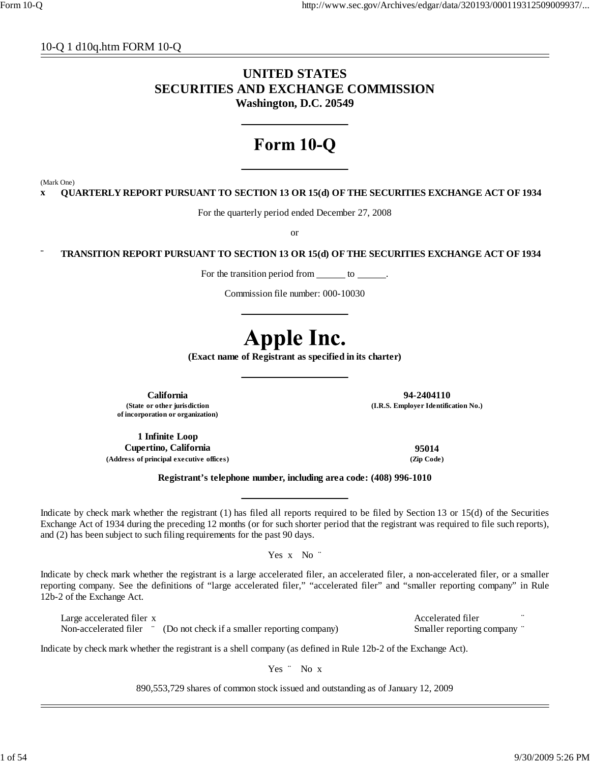10-Q 1 d10q.htm FORM 10-Q

# UNITED STATES
# SECURITIES AND EXCHANGE COMMISSION
**Washington, D.C. 20549**

# Form 10-Q

(Mark One)

x **QUARTERLY REPORT PURSUANT TO SECTION 13 OR 15(d) OF THE SECURITIES EXCHANGE ACT OF 1934**

For the quarterly period ended December 27, 2008

or

¨ **TRANSITION REPORT PURSUANT TO SECTION 13 OR 15(d) OF THE SECURITIES EXCHANGE ACT OF 1934**

For the transition period from ______ to ______.

Commission file number: 000-10030

# Apple Inc.
**(Exact name of Registrant as specified in its charter)**

| | |
|---|---|
| **California** | **94-2404110** |
| **(State or other jurisdiction of incorporation or organization)** | **(I.R.S. Employer Identification No.)** |
| **1 Infinite Loop Cupertino, California** | **95014** |
| **(Address of principal executive offices)** | **(Zip Code)** |

**Registrant's telephone number, including area code: (408) 996-1010**

Indicate by check mark whether the registrant (1) has filed all reports required to be filed by Section 13 or 15(d) of the Securities Exchange Act of 1934 during the preceding 12 months (or for such shorter period that the registrant was required to file such reports), and (2) has been subject to such filing requirements for the past 90 days.

Yes x No ¨

Indicate by check mark whether the registrant is a large accelerated filer, an accelerated filer, a non-accelerated filer, or a smaller reporting company. See the definitions of "large accelerated filer," "accelerated filer" and "smaller reporting company" in Rule 12b-2 of the Exchange Act.

| | |
|---|---|
| Large accelerated filer x | Accelerated filer ¨ |
| Non-accelerated filer ¨ (Do not check if a smaller reporting company) | Smaller reporting company ¨ |

Indicate by check mark whether the registrant is a shell company (as defined in Rule 12b-2 of the Exchange Act).

Yes ¨ No x

890,553,729 shares of common stock issued and outstanding as of January 12, 2009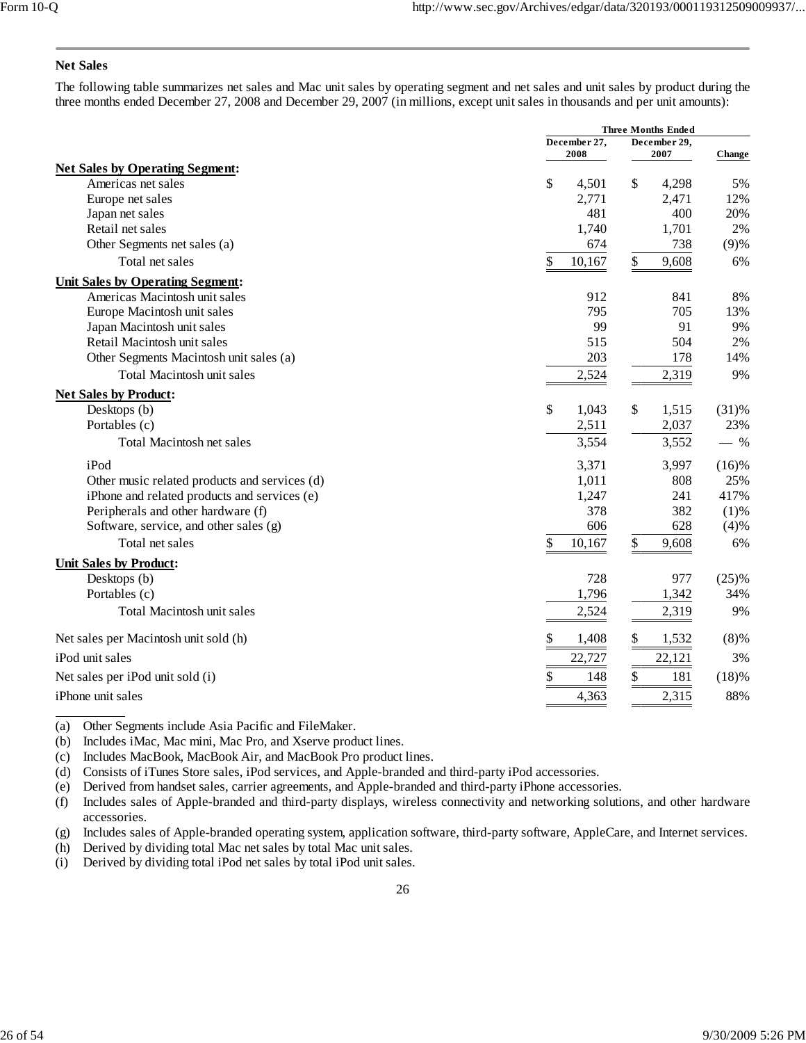## Net Sales

The following table summarizes net sales and Mac unit sales by operating segment and net sales and unit sales by product during the three months ended December 27, 2008 and December 29, 2007 (in millions, except unit sales in thousands and per unit amounts):

| | Three Months Ended | | |
|---|---|---|---|
| | December 27, 2008 | December 29, 2007 | Change |
| **Net Sales by Operating Segment:** | | | |
| Americas net sales | $ 4,501 | $ 4,298 | 5% |
| Europe net sales | 2,771 | 2,471 | 12% |
| Japan net sales | 481 | 400 | 20% |
| Retail net sales | 1,740 | 1,701 | 2% |
| Other Segments net sales (a) | 674 | 738 | (9)% |
| Total net sales | $ 10,167 | $ 9,608 | 6% |
| **Unit Sales by Operating Segment:** | | | |
| Americas Macintosh unit sales | 912 | 841 | 8% |
| Europe Macintosh unit sales | 795 | 705 | 13% |
| Japan Macintosh unit sales | 99 | 91 | 9% |
| Retail Macintosh unit sales | 515 | 504 | 2% |
| Other Segments Macintosh unit sales (a) | 203 | 178 | 14% |
| Total Macintosh unit sales | 2,524 | 2,319 | 9% |
| **Net Sales by Product:** | | | |
| Desktops (b) | $ 1,043 | $ 1,515 | (31)% |
| Portables (c) | 2,511 | 2,037 | 23% |
| Total Macintosh net sales | 3,554 | 3,552 | — % |
| iPod | 3,371 | 3,997 | (16)% |
| Other music related products and services (d) | 1,011 | 808 | 25% |
| iPhone and related products and services (e) | 1,247 | 241 | 417% |
| Peripherals and other hardware (f) | 378 | 382 | (1)% |
| Software, service, and other sales (g) | 606 | 628 | (4)% |
| Total net sales | $ 10,167 | $ 9,608 | 6% |
| **Unit Sales by Product:** | | | |
| Desktops (b) | 728 | 977 | (25)% |
| Portables (c) | 1,796 | 1,342 | 34% |
| Total Macintosh unit sales | 2,524 | 2,319 | 9% |
| Net sales per Macintosh unit sold (h) | $ 1,408 | $ 1,532 | (8)% |
| iPod unit sales | 22,727 | 22,121 | 3% |
| Net sales per iPod unit sold (i) | $ 148 | $ 181 | (18)% |
| iPhone unit sales | 4,363 | 2,315 | 88% |

(a) Other Segments include Asia Pacific and FileMaker.
(b) Includes iMac, Mac mini, Mac Pro, and Xserve product lines.
(c) Includes MacBook, MacBook Air, and MacBook Pro product lines.
(d) Consists of iTunes Store sales, iPod services, and Apple-branded and third-party iPod accessories.
(e) Derived from handset sales, carrier agreements, and Apple-branded and third-party iPhone accessories.
(f) Includes sales of Apple-branded and third-party displays, wireless connectivity and networking solutions, and other hardware accessories.
(g) Includes sales of Apple-branded operating system, application software, third-party software, AppleCare, and Internet services.
(h) Derived by dividing total Mac net sales by total Mac unit sales.
(i) Derived by dividing total iPod net sales by total iPod unit sales.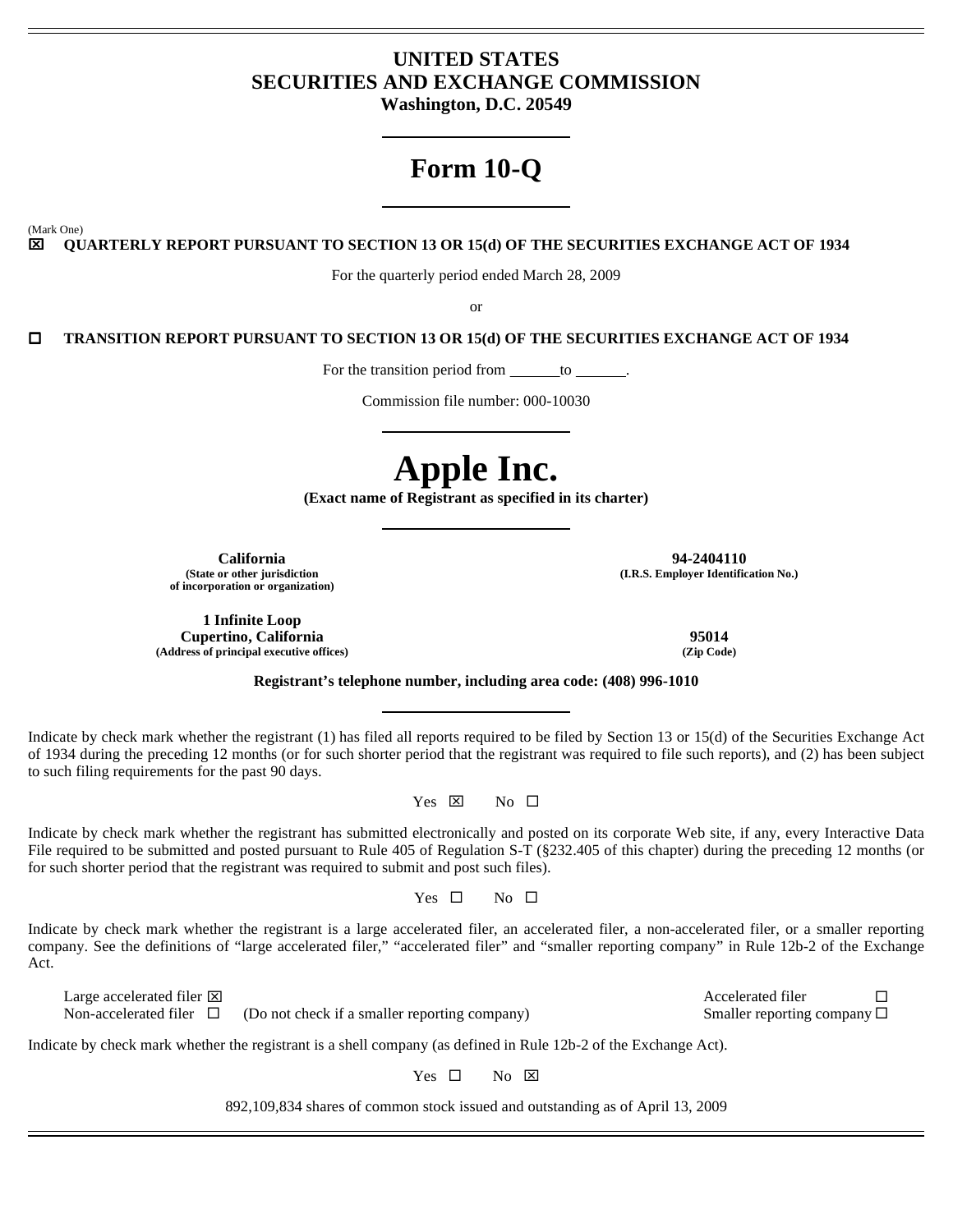# UNITED STATES
# SECURITIES AND EXCHANGE COMMISSION
**Washington, D.C. 20549**

# Form 10-Q

(Mark One)

☒ **QUARTERLY REPORT PURSUANT TO SECTION 13 OR 15(d) OF THE SECURITIES EXCHANGE ACT OF 1934**

For the quarterly period ended March 28, 2009

or

☐ **TRANSITION REPORT PURSUANT TO SECTION 13 OR 15(d) OF THE SECURITIES EXCHANGE ACT OF 1934**

For the transition period from \_\_\_\_\_\_to \_\_\_\_\_\_.

Commission file number: 000-10030

# Apple Inc.

**(Exact name of Registrant as specified in its charter)**

| | |
|---|---|
| **California**<br>**(State or other jurisdiction of incorporation or organization)** | **94-2404110**<br>**(I.R.S. Employer Identification No.)** |
| **1 Infinite Loop**<br>**Cupertino, California**<br>**(Address of principal executive offices)** | **95014**<br>**(Zip Code)** |

**Registrant's telephone number, including area code: (408) 996-1010**

Indicate by check mark whether the registrant (1) has filed all reports required to be filed by Section 13 or 15(d) of the Securities Exchange Act of 1934 during the preceding 12 months (or for such shorter period that the registrant was required to file such reports), and (2) has been subject to such filing requirements for the past 90 days.

Yes ☒ No ☐

Indicate by check mark whether the registrant has submitted electronically and posted on its corporate Web site, if any, every Interactive Data File required to be submitted and posted pursuant to Rule 405 of Regulation S-T (§232.405 of this chapter) during the preceding 12 months (or for such shorter period that the registrant was required to submit and post such files).

Yes ☐ No ☐

Indicate by check mark whether the registrant is a large accelerated filer, an accelerated filer, a non-accelerated filer, or a smaller reporting company. See the definitions of "large accelerated filer," "accelerated filer" and "smaller reporting company" in Rule 12b-2 of the Exchange Act.

| | | |
|---|---|---|
| Large accelerated filer ☒ | | Accelerated filer ☐ |
| Non-accelerated filer ☐ | (Do not check if a smaller reporting company) | Smaller reporting company ☐ |

Indicate by check mark whether the registrant is a shell company (as defined in Rule 12b-2 of the Exchange Act).

Yes ☐ No ☒

892,109,834 shares of common stock issued and outstanding as of April 13, 2009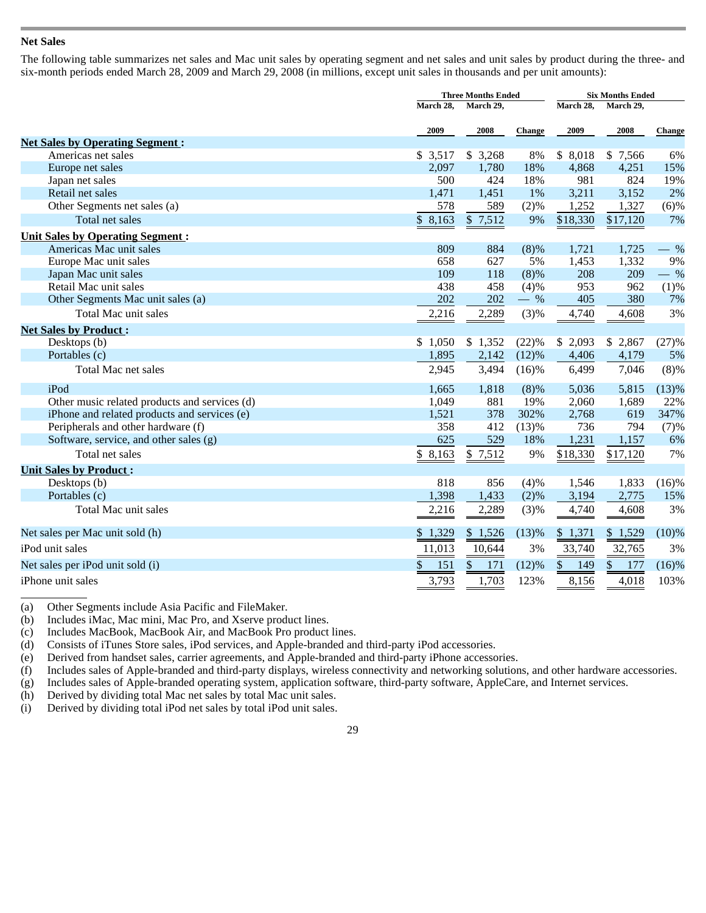**Net Sales**

The following table summarizes net sales and Mac unit sales by operating segment and net sales and unit sales by product during the three- and six-month periods ended March 28, 2009 and March 29, 2008 (in millions, except unit sales in thousands and per unit amounts):

| | Three Months Ended | | | Six Months Ended | | |
|---|---|---|---|---|---|---|
| | March 28, 2009 | March 29, 2008 | Change | March 28, 2009 | March 29, 2008 | Change |
| **Net Sales by Operating Segment :** | | | | | | |
| Americas net sales | $ 3,517 | $ 3,268 | 8% | $ 8,018 | $ 7,566 | 6% |
| Europe net sales | 2,097 | 1,780 | 18% | 4,868 | 4,251 | 15% |
| Japan net sales | 500 | 424 | 18% | 981 | 824 | 19% |
| Retail net sales | 1,471 | 1,451 | 1% | 3,211 | 3,152 | 2% |
| Other Segments net sales (a) | 578 | 589 | (2)% | 1,252 | 1,327 | (6)% |
| Total net sales | $ 8,163 | $ 7,512 | 9% | $18,330 | $17,120 | 7% |
| **Unit Sales by Operating Segment :** | | | | | | |
| Americas Mac unit sales | 809 | 884 | (8)% | 1,721 | 1,725 | — % |
| Europe Mac unit sales | 658 | 627 | 5% | 1,453 | 1,332 | 9% |
| Japan Mac unit sales | 109 | 118 | (8)% | 208 | 209 | — % |
| Retail Mac unit sales | 438 | 458 | (4)% | 953 | 962 | (1)% |
| Other Segments Mac unit sales (a) | 202 | 202 | — % | 405 | 380 | 7% |
| Total Mac unit sales | 2,216 | 2,289 | (3)% | 4,740 | 4,608 | 3% |
| **Net Sales by Product :** | | | | | | |
| Desktops (b) | $ 1,050 | $ 1,352 | (22)% | $ 2,093 | $ 2,867 | (27)% |
| Portables (c) | 1,895 | 2,142 | (12)% | 4,406 | 4,179 | 5% |
| Total Mac net sales | 2,945 | 3,494 | (16)% | 6,499 | 7,046 | (8)% |
| iPod | 1,665 | 1,818 | (8)% | 5,036 | 5,815 | (13)% |
| Other music related products and services (d) | 1,049 | 881 | 19% | 2,060 | 1,689 | 22% |
| iPhone and related products and services (e) | 1,521 | 378 | 302% | 2,768 | 619 | 347% |
| Peripherals and other hardware (f) | 358 | 412 | (13)% | 736 | 794 | (7)% |
| Software, service, and other sales (g) | 625 | 529 | 18% | 1,231 | 1,157 | 6% |
| Total net sales | $ 8,163 | $ 7,512 | 9% | $18,330 | $17,120 | 7% |
| **Unit Sales by Product :** | | | | | | |
| Desktops (b) | 818 | 856 | (4)% | 1,546 | 1,833 | (16)% |
| Portables (c) | 1,398 | 1,433 | (2)% | 3,194 | 2,775 | 15% |
| Total Mac unit sales | 2,216 | 2,289 | (3)% | 4,740 | 4,608 | 3% |
| Net sales per Mac unit sold (h) | $ 1,329 | $ 1,526 | (13)% | $ 1,371 | $ 1,529 | (10)% |
| iPod unit sales | 11,013 | 10,644 | 3% | 33,740 | 32,765 | 3% |
| Net sales per iPod unit sold (i) | $ 151 | $ 171 | (12)% | $ 149 | $ 177 | (16)% |
| iPhone unit sales | 3,793 | 1,703 | 123% | 8,156 | 4,018 | 103% |

(a) Other Segments include Asia Pacific and FileMaker.
(b) Includes iMac, Mac mini, Mac Pro, and Xserve product lines.
(c) Includes MacBook, MacBook Air, and MacBook Pro product lines.
(d) Consists of iTunes Store sales, iPod services, and Apple-branded and third-party iPod accessories.
(e) Derived from handset sales, carrier agreements, and Apple-branded and third-party iPhone accessories.
(f) Includes sales of Apple-branded and third-party displays, wireless connectivity and networking solutions, and other hardware accessories.
(g) Includes sales of Apple-branded operating system, application software, third-party software, AppleCare, and Internet services.
(h) Derived by dividing total Mac net sales by total Mac unit sales.
(i) Derived by dividing total iPod net sales by total iPod unit sales.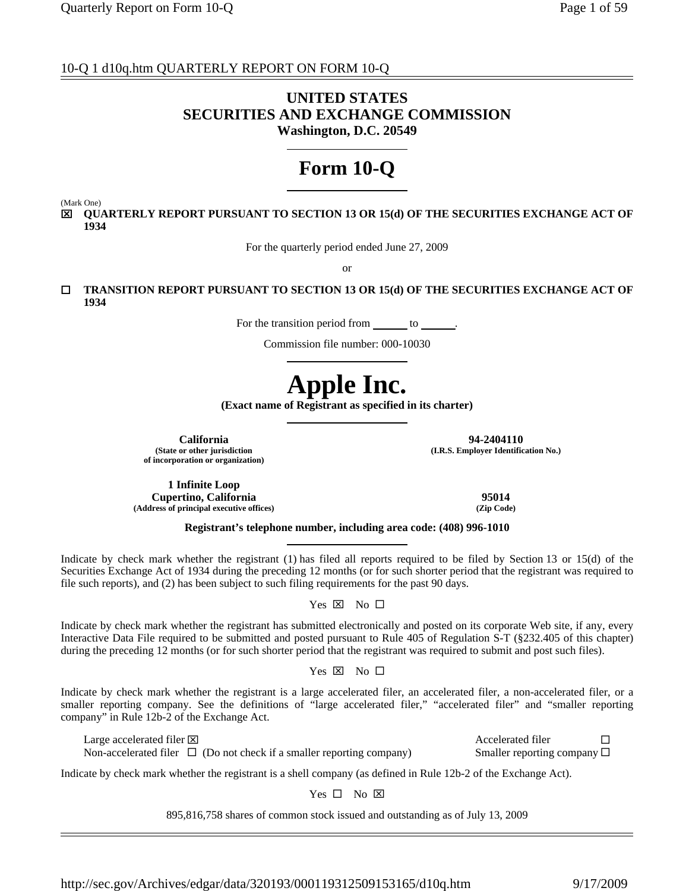10-Q 1 d10q.htm QUARTERLY REPORT ON FORM 10-Q

# UNITED STATES
# SECURITIES AND EXCHANGE COMMISSION
**Washington, D.C. 20549**

# Form 10-Q

(Mark One)

☒ **QUARTERLY REPORT PURSUANT TO SECTION 13 OR 15(d) OF THE SECURITIES EXCHANGE ACT OF 1934**

For the quarterly period ended June 27, 2009

or

☐ **TRANSITION REPORT PURSUANT TO SECTION 13 OR 15(d) OF THE SECURITIES EXCHANGE ACT OF 1934**

For the transition period from ______ to ______.

Commission file number: 000-10030

# Apple Inc.
**(Exact name of Registrant as specified in its charter)**

| | |
|---|---|
| **California** | **94-2404110** |
| **(State or other jurisdiction of incorporation or organization)** | **(I.R.S. Employer Identification No.)** |
| **1 Infinite Loop Cupertino, California** | **95014** |
| **(Address of principal executive offices)** | **(Zip Code)** |

**Registrant's telephone number, including area code: (408) 996-1010**

Indicate by check mark whether the registrant (1) has filed all reports required to be filed by Section 13 or 15(d) of the Securities Exchange Act of 1934 during the preceding 12 months (or for such shorter period that the registrant was required to file such reports), and (2) has been subject to such filing requirements for the past 90 days.

Yes ☒ No ☐

Indicate by check mark whether the registrant has submitted electronically and posted on its corporate Web site, if any, every Interactive Data File required to be submitted and posted pursuant to Rule 405 of Regulation S-T (§232.405 of this chapter) during the preceding 12 months (or for such shorter period that the registrant was required to submit and post such files).

Yes ☒ No ☐

Indicate by check mark whether the registrant is a large accelerated filer, an accelerated filer, a non-accelerated filer, or a smaller reporting company. See the definitions of "large accelerated filer," "accelerated filer" and "smaller reporting company" in Rule 12b-2 of the Exchange Act.

| | |
|---|---|
| Large accelerated filer ☒ | Accelerated filer ☐ |
| Non-accelerated filer ☐ (Do not check if a smaller reporting company) | Smaller reporting company ☐ |

Indicate by check mark whether the registrant is a shell company (as defined in Rule 12b-2 of the Exchange Act).

Yes ☐ No ☒

895,816,758 shares of common stock issued and outstanding as of July 13, 2009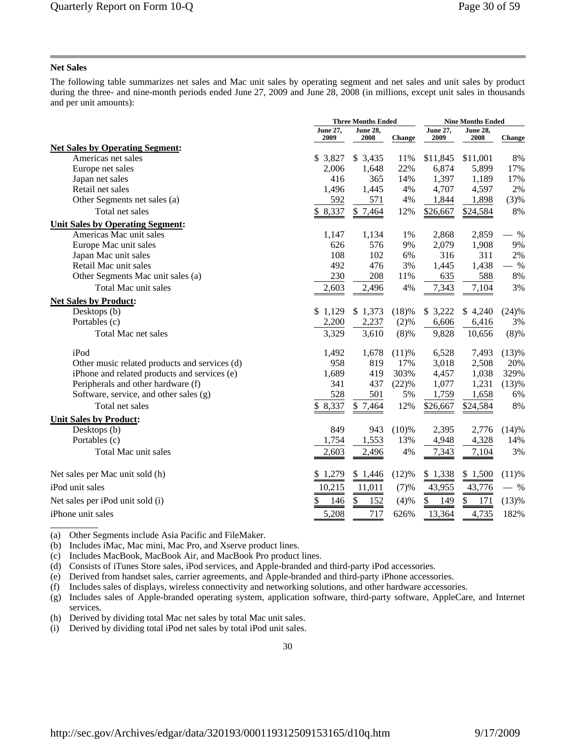## Net Sales

The following table summarizes net sales and Mac unit sales by operating segment and net sales and unit sales by product during the three- and nine-month periods ended June 27, 2009 and June 28, 2008 (in millions, except unit sales in thousands and per unit amounts):

| | Three Months Ended | | | Nine Months Ended | | |
|---|---|---|---|---|---|---|
| | June 27, 2009 | June 28, 2008 | Change | June 27, 2009 | June 28, 2008 | Change |
| **Net Sales by Operating Segment:** | | | | | | |
| Americas net sales | $ 3,827 | $ 3,435 | 11% | $11,845 | $11,001 | 8% |
| Europe net sales | 2,006 | 1,648 | 22% | 6,874 | 5,899 | 17% |
| Japan net sales | 416 | 365 | 14% | 1,397 | 1,189 | 17% |
| Retail net sales | 1,496 | 1,445 | 4% | 4,707 | 4,597 | 2% |
| Other Segments net sales (a) | 592 | 571 | 4% | 1,844 | 1,898 | (3)% |
| Total net sales | $ 8,337 | $ 7,464 | 12% | $26,667 | $24,584 | 8% |
| **Unit Sales by Operating Segment:** | | | | | | |
| Americas Mac unit sales | 1,147 | 1,134 | 1% | 2,868 | 2,859 | — % |
| Europe Mac unit sales | 626 | 576 | 9% | 2,079 | 1,908 | 9% |
| Japan Mac unit sales | 108 | 102 | 6% | 316 | 311 | 2% |
| Retail Mac unit sales | 492 | 476 | 3% | 1,445 | 1,438 | — % |
| Other Segments Mac unit sales (a) | 230 | 208 | 11% | 635 | 588 | 8% |
| Total Mac unit sales | 2,603 | 2,496 | 4% | 7,343 | 7,104 | 3% |
| **Net Sales by Product:** | | | | | | |
| Desktops (b) | $ 1,129 | $ 1,373 | (18)% | $ 3,222 | $ 4,240 | (24)% |
| Portables (c) | 2,200 | 2,237 | (2)% | 6,606 | 6,416 | 3% |
| Total Mac net sales | 3,329 | 3,610 | (8)% | 9,828 | 10,656 | (8)% |
| iPod | 1,492 | 1,678 | (11)% | 6,528 | 7,493 | (13)% |
| Other music related products and services (d) | 958 | 819 | 17% | 3,018 | 2,508 | 20% |
| iPhone and related products and services (e) | 1,689 | 419 | 303% | 4,457 | 1,038 | 329% |
| Peripherals and other hardware (f) | 341 | 437 | (22)% | 1,077 | 1,231 | (13)% |
| Software, service, and other sales (g) | 528 | 501 | 5% | 1,759 | 1,658 | 6% |
| Total net sales | $ 8,337 | $ 7,464 | 12% | $26,667 | $24,584 | 8% |
| **Unit Sales by Product:** | | | | | | |
| Desktops (b) | 849 | 943 | (10)% | 2,395 | 2,776 | (14)% |
| Portables (c) | 1,754 | 1,553 | 13% | 4,948 | 4,328 | 14% |
| Total Mac unit sales | 2,603 | 2,496 | 4% | 7,343 | 7,104 | 3% |
| Net sales per Mac unit sold (h) | $ 1,279 | $ 1,446 | (12)% | $ 1,338 | $ 1,500 | (11)% |
| iPod unit sales | 10,215 | 11,011 | (7)% | 43,955 | 43,776 | — % |
| Net sales per iPod unit sold (i) | $ 146 | $ 152 | (4)% | $ 149 | $ 171 | (13)% |
| iPhone unit sales | 5,208 | 717 | 626% | 13,364 | 4,735 | 182% |

(a) Other Segments include Asia Pacific and FileMaker.

(b) Includes iMac, Mac mini, Mac Pro, and Xserve product lines.

(c) Includes MacBook, MacBook Air, and MacBook Pro product lines.

(d) Consists of iTunes Store sales, iPod services, and Apple-branded and third-party iPod accessories.

(e) Derived from handset sales, carrier agreements, and Apple-branded and third-party iPhone accessories.

(f) Includes sales of displays, wireless connectivity and networking solutions, and other hardware accessories.

(g) Includes sales of Apple-branded operating system, application software, third-party software, AppleCare, and Internet services.

(h) Derived by dividing total Mac net sales by total Mac unit sales.

(i) Derived by dividing total iPod net sales by total iPod unit sales.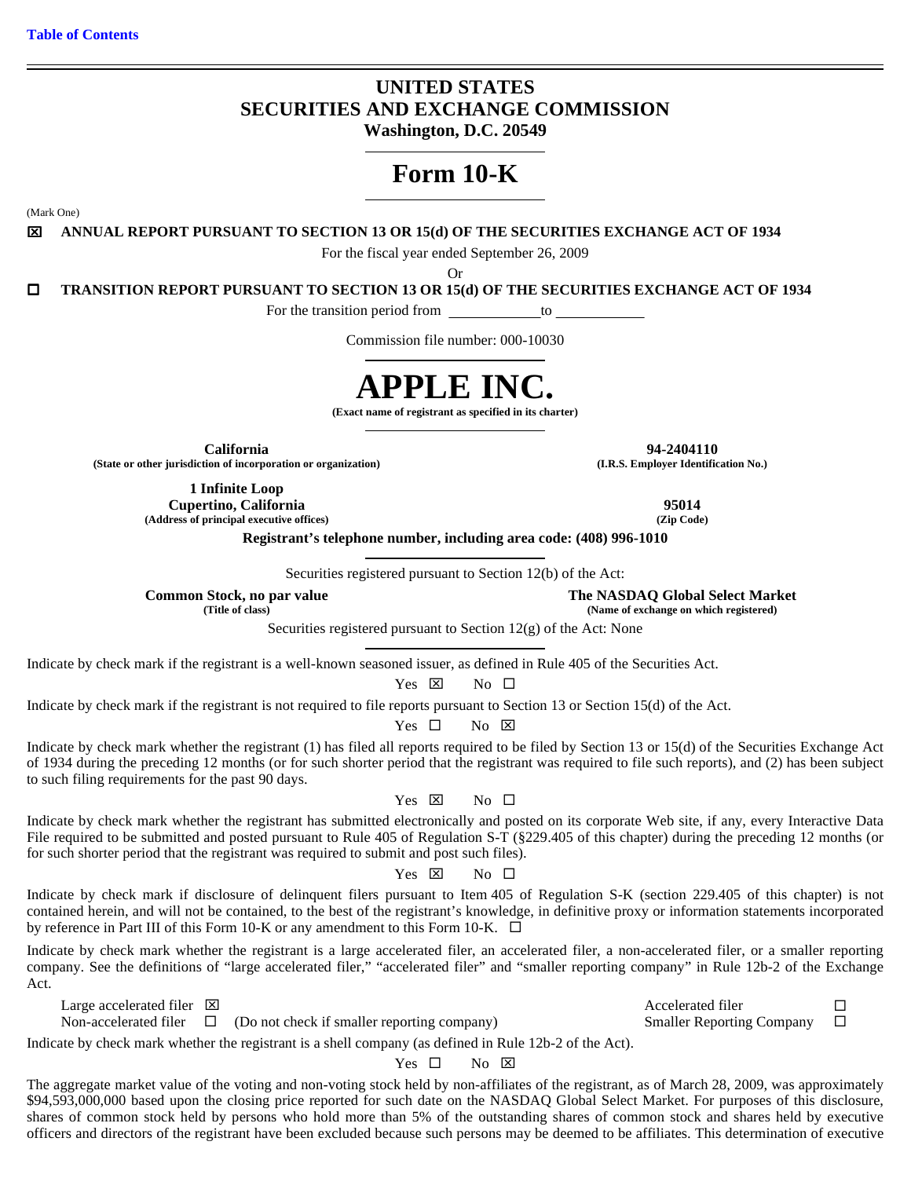[Table of Contents](#)

# UNITED STATES
# SECURITIES AND EXCHANGE COMMISSION
**Washington, D.C. 20549**

# Form 10-K

(Mark One)

☒ **ANNUAL REPORT PURSUANT TO SECTION 13 OR 15(d) OF THE SECURITIES EXCHANGE ACT OF 1934**

For the fiscal year ended September 26, 2009

Or

☐ **TRANSITION REPORT PURSUANT TO SECTION 13 OR 15(d) OF THE SECURITIES EXCHANGE ACT OF 1934**

For the transition period from \_\_\_\_\_\_\_\_\_\_\_\_ to \_\_\_\_\_\_\_\_\_\_\_\_

Commission file number: 000-10030

# APPLE INC.
**(Exact name of registrant as specified in its charter)**

| **California** | **94-2404110** |
|---|---|
| **(State or other jurisdiction of incorporation or organization)** | **(I.R.S. Employer Identification No.)** |
| **1 Infinite Loop Cupertino, California** | **95014** |
| **(Address of principal executive offices)** | **(Zip Code)** |

**Registrant's telephone number, including area code: (408) 996-1010**

Securities registered pursuant to Section 12(b) of the Act:

| **Common Stock, no par value** | **The NASDAQ Global Select Market** |
|---|---|
| **(Title of class)** | **(Name of exchange on which registered)** |

Securities registered pursuant to Section 12(g) of the Act: None

Indicate by check mark if the registrant is a well-known seasoned issuer, as defined in Rule 405 of the Securities Act.

Yes ☒ No ☐

Indicate by check mark if the registrant is not required to file reports pursuant to Section 13 or Section 15(d) of the Act.

Yes ☐ No ☒

Indicate by check mark whether the registrant (1) has filed all reports required to be filed by Section 13 or 15(d) of the Securities Exchange Act of 1934 during the preceding 12 months (or for such shorter period that the registrant was required to file such reports), and (2) has been subject to such filing requirements for the past 90 days.

Yes ☒ No ☐

Indicate by check mark whether the registrant has submitted electronically and posted on its corporate Web site, if any, every Interactive Data File required to be submitted and posted pursuant to Rule 405 of Regulation S-T (§229.405 of this chapter) during the preceding 12 months (or for such shorter period that the registrant was required to submit and post such files).

Yes ☒ No ☐

Indicate by check mark if disclosure of delinquent filers pursuant to Item 405 of Regulation S-K (section 229.405 of this chapter) is not contained herein, and will not be contained, to the best of the registrant's knowledge, in definitive proxy or information statements incorporated by reference in Part III of this Form 10-K or any amendment to this Form 10-K. ☐

Indicate by check mark whether the registrant is a large accelerated filer, an accelerated filer, a non-accelerated filer, or a smaller reporting company. See the definitions of "large accelerated filer," "accelerated filer" and "smaller reporting company" in Rule 12b-2 of the Exchange Act.

| | | | |
|---|---|---|---|
| Large accelerated filer | ☒ | Accelerated filer | ☐ |
| Non-accelerated filer | ☐ (Do not check if smaller reporting company) | Smaller Reporting Company | ☐ |

Indicate by check mark whether the registrant is a shell company (as defined in Rule 12b-2 of the Act).

Yes ☐ No ☒

The aggregate market value of the voting and non-voting stock held by non-affiliates of the registrant, as of March 28, 2009, was approximately $94,593,000,000 based upon the closing price reported for such date on the NASDAQ Global Select Market. For purposes of this disclosure, shares of common stock held by persons who hold more than 5% of the outstanding shares of common stock and shares held by executive officers and directors of the registrant have been excluded because such persons may be deemed to be affiliates. This determination of executive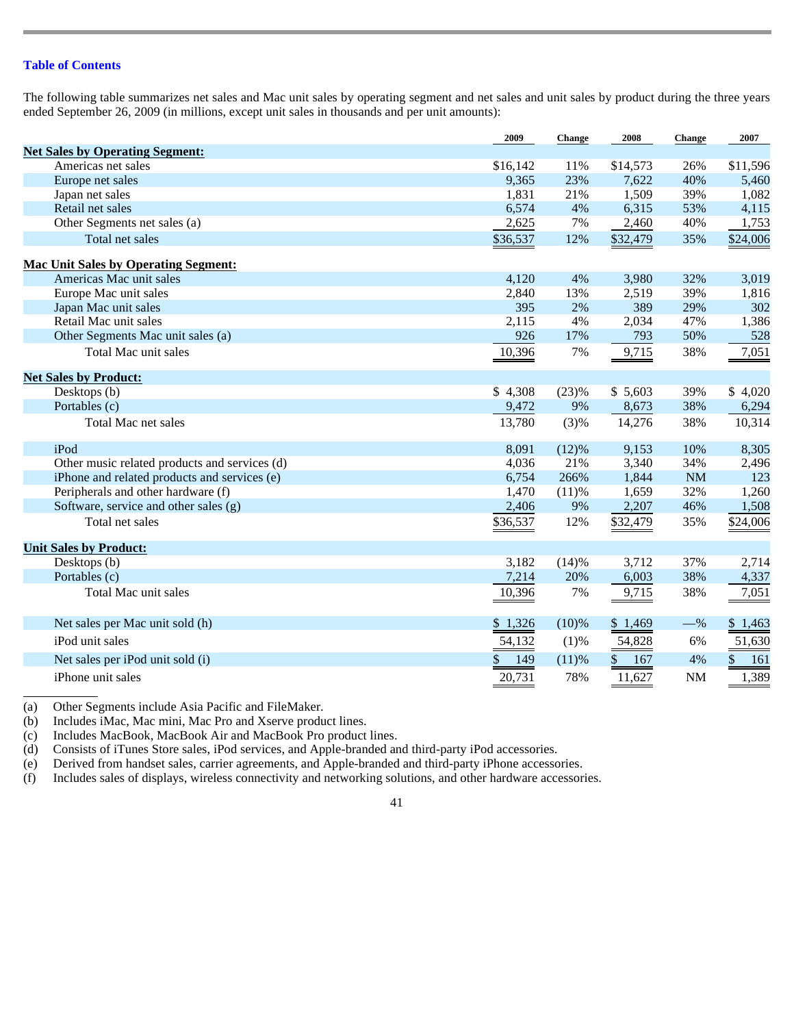Table of Contents

The following table summarizes net sales and Mac unit sales by operating segment and net sales and unit sales by product during the three years ended September 26, 2009 (in millions, except unit sales in thousands and per unit amounts):

| | 2009 | Change | 2008 | Change | 2007 |
|---|---|---|---|---|---|
| **Net Sales by Operating Segment:** | | | | | |
| Americas net sales | $16,142 | 11% | $14,573 | 26% | $11,596 |
| Europe net sales | 9,365 | 23% | 7,622 | 40% | 5,460 |
| Japan net sales | 1,831 | 21% | 1,509 | 39% | 1,082 |
| Retail net sales | 6,574 | 4% | 6,315 | 53% | 4,115 |
| Other Segments net sales (a) | 2,625 | 7% | 2,460 | 40% | 1,753 |
| Total net sales | $36,537 | 12% | $32,479 | 35% | $24,006 |
| **Mac Unit Sales by Operating Segment:** | | | | | |
| Americas Mac unit sales | 4,120 | 4% | 3,980 | 32% | 3,019 |
| Europe Mac unit sales | 2,840 | 13% | 2,519 | 39% | 1,816 |
| Japan Mac unit sales | 395 | 2% | 389 | 29% | 302 |
| Retail Mac unit sales | 2,115 | 4% | 2,034 | 47% | 1,386 |
| Other Segments Mac unit sales (a) | 926 | 17% | 793 | 50% | 528 |
| Total Mac unit sales | 10,396 | 7% | 9,715 | 38% | 7,051 |
| **Net Sales by Product:** | | | | | |
| Desktops (b) | $ 4,308 | (23)% | $ 5,603 | 39% | $ 4,020 |
| Portables (c) | 9,472 | 9% | 8,673 | 38% | 6,294 |
| Total Mac net sales | 13,780 | (3)% | 14,276 | 38% | 10,314 |
| iPod | 8,091 | (12)% | 9,153 | 10% | 8,305 |
| Other music related products and services (d) | 4,036 | 21% | 3,340 | 34% | 2,496 |
| iPhone and related products and services (e) | 6,754 | 266% | 1,844 | NM | 123 |
| Peripherals and other hardware (f) | 1,470 | (11)% | 1,659 | 32% | 1,260 |
| Software, service and other sales (g) | 2,406 | 9% | 2,207 | 46% | 1,508 |
| Total net sales | $36,537 | 12% | $32,479 | 35% | $24,006 |
| **Unit Sales by Product:** | | | | | |
| Desktops (b) | 3,182 | (14)% | 3,712 | 37% | 2,714 |
| Portables (c) | 7,214 | 20% | 6,003 | 38% | 4,337 |
| Total Mac unit sales | 10,396 | 7% | 9,715 | 38% | 7,051 |
| Net sales per Mac unit sold (h) | $ 1,326 | (10)% | $ 1,469 | —% | $ 1,463 |
| iPod unit sales | 54,132 | (1)% | 54,828 | 6% | 51,630 |
| Net sales per iPod unit sold (i) | $ 149 | (11)% | $ 167 | 4% | $ 161 |
| iPhone unit sales | 20,731 | 78% | 11,627 | NM | 1,389 |

(a) Other Segments include Asia Pacific and FileMaker.
(b) Includes iMac, Mac mini, Mac Pro and Xserve product lines.
(c) Includes MacBook, MacBook Air and MacBook Pro product lines.
(d) Consists of iTunes Store sales, iPod services, and Apple-branded and third-party iPod accessories.
(e) Derived from handset sales, carrier agreements, and Apple-branded and third-party iPhone accessories.
(f) Includes sales of displays, wireless connectivity and networking solutions, and other hardware accessories.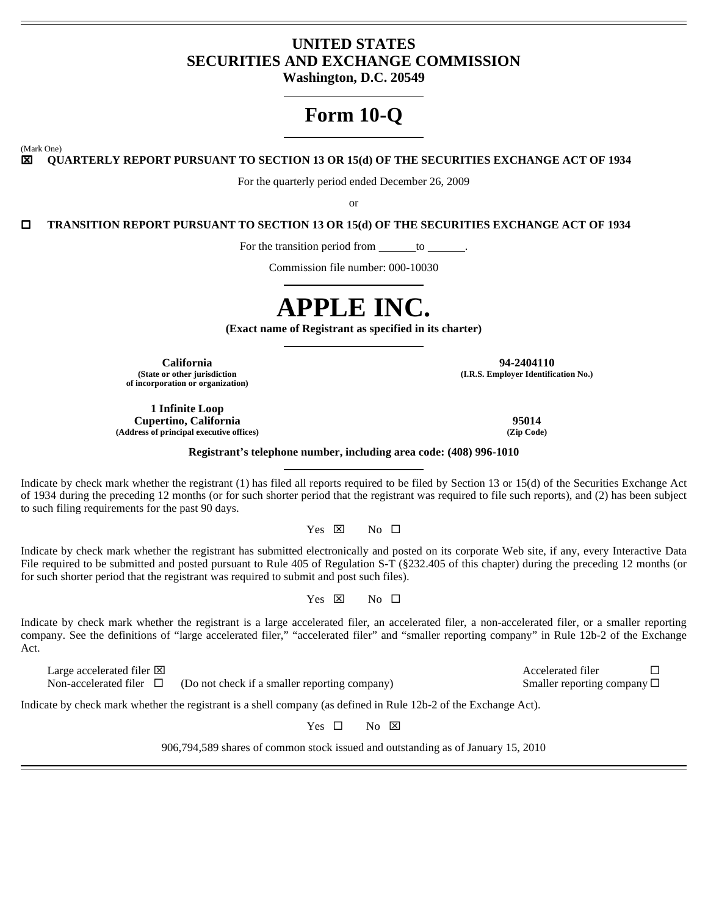# UNITED STATES
# SECURITIES AND EXCHANGE COMMISSION
**Washington, D.C. 20549**

# Form 10-Q

(Mark One)

☒ **QUARTERLY REPORT PURSUANT TO SECTION 13 OR 15(d) OF THE SECURITIES EXCHANGE ACT OF 1934**

For the quarterly period ended December 26, 2009

or

☐ **TRANSITION REPORT PURSUANT TO SECTION 13 OR 15(d) OF THE SECURITIES EXCHANGE ACT OF 1934**

For the transition period from ______to ______.

Commission file number: 000-10030

# APPLE INC.

**(Exact name of Registrant as specified in its charter)**

| | |
|---|---|
| **California**<br>**(State or other jurisdiction of incorporation or organization)** | **94-2404110**<br>**(I.R.S. Employer Identification No.)** |
| **1 Infinite Loop**<br>**Cupertino, California**<br>**(Address of principal executive offices)** | **95014**<br>**(Zip Code)** |

**Registrant's telephone number, including area code: (408) 996-1010**

Indicate by check mark whether the registrant (1) has filed all reports required to be filed by Section 13 or 15(d) of the Securities Exchange Act of 1934 during the preceding 12 months (or for such shorter period that the registrant was required to file such reports), and (2) has been subject to such filing requirements for the past 90 days.

Yes ☒ No ☐

Indicate by check mark whether the registrant has submitted electronically and posted on its corporate Web site, if any, every Interactive Data File required to be submitted and posted pursuant to Rule 405 of Regulation S-T (§232.405 of this chapter) during the preceding 12 months (or for such shorter period that the registrant was required to submit and post such files).

Yes ☒ No ☐

Indicate by check mark whether the registrant is a large accelerated filer, an accelerated filer, a non-accelerated filer, or a smaller reporting company. See the definitions of "large accelerated filer," "accelerated filer" and "smaller reporting company" in Rule 12b-2 of the Exchange Act.

| | |
|---|---|
| Large accelerated filer ☒ | Accelerated filer ☐ |
| Non-accelerated filer ☐ (Do not check if a smaller reporting company) | Smaller reporting company ☐ |

Indicate by check mark whether the registrant is a shell company (as defined in Rule 12b-2 of the Exchange Act).

Yes ☐ No ☒

906,794,589 shares of common stock issued and outstanding as of January 15, 2010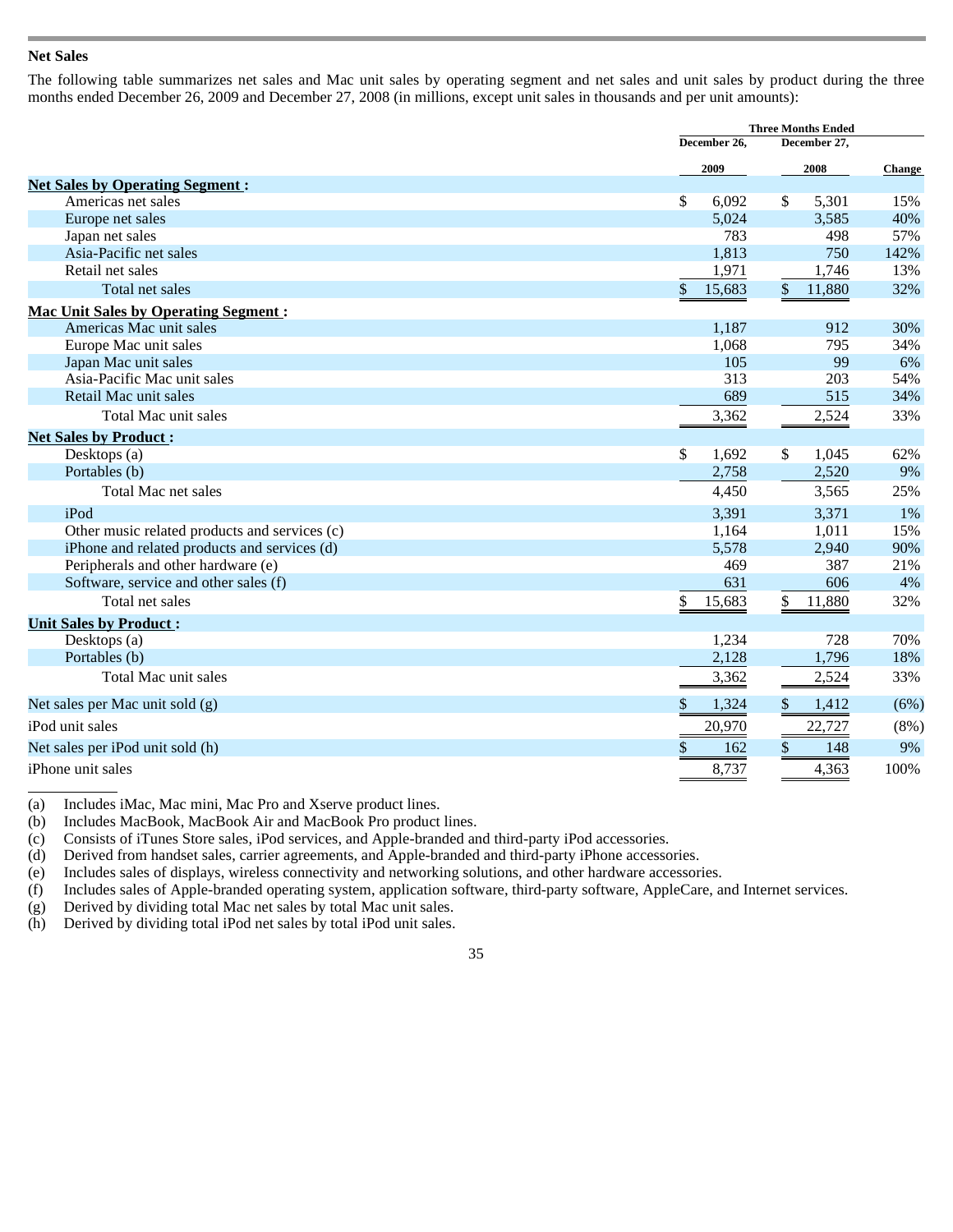**Net Sales**

The following table summarizes net sales and Mac unit sales by operating segment and net sales and unit sales by product during the three months ended December 26, 2009 and December 27, 2008 (in millions, except unit sales in thousands and per unit amounts):

| | Three Months Ended | | |
|---|---|---|---|
| | December 26, 2009 | December 27, 2008 | Change |
| **Net Sales by Operating Segment :** | | | |
| Americas net sales | $ 6,092 | $ 5,301 | 15% |
| Europe net sales | 5,024 | 3,585 | 40% |
| Japan net sales | 783 | 498 | 57% |
| Asia-Pacific net sales | 1,813 | 750 | 142% |
| Retail net sales | 1,971 | 1,746 | 13% |
| Total net sales | $ 15,683 | $ 11,880 | 32% |
| **Mac Unit Sales by Operating Segment :** | | | |
| Americas Mac unit sales | 1,187 | 912 | 30% |
| Europe Mac unit sales | 1,068 | 795 | 34% |
| Japan Mac unit sales | 105 | 99 | 6% |
| Asia-Pacific Mac unit sales | 313 | 203 | 54% |
| Retail Mac unit sales | 689 | 515 | 34% |
| Total Mac unit sales | 3,362 | 2,524 | 33% |
| **Net Sales by Product :** | | | |
| Desktops (a) | $ 1,692 | $ 1,045 | 62% |
| Portables (b) | 2,758 | 2,520 | 9% |
| Total Mac net sales | 4,450 | 3,565 | 25% |
| iPod | 3,391 | 3,371 | 1% |
| Other music related products and services (c) | 1,164 | 1,011 | 15% |
| iPhone and related products and services (d) | 5,578 | 2,940 | 90% |
| Peripherals and other hardware (e) | 469 | 387 | 21% |
| Software, service and other sales (f) | 631 | 606 | 4% |
| Total net sales | $ 15,683 | $ 11,880 | 32% |
| **Unit Sales by Product :** | | | |
| Desktops (a) | 1,234 | 728 | 70% |
| Portables (b) | 2,128 | 1,796 | 18% |
| Total Mac unit sales | 3,362 | 2,524 | 33% |
| Net sales per Mac unit sold (g) | $ 1,324 | $ 1,412 | (6%) |
| iPod unit sales | 20,970 | 22,727 | (8%) |
| Net sales per iPod unit sold (h) | $ 162 | $ 148 | 9% |
| iPhone unit sales | 8,737 | 4,363 | 100% |

(a) Includes iMac, Mac mini, Mac Pro and Xserve product lines.
(b) Includes MacBook, MacBook Air and MacBook Pro product lines.
(c) Consists of iTunes Store sales, iPod services, and Apple-branded and third-party iPod accessories.
(d) Derived from handset sales, carrier agreements, and Apple-branded and third-party iPhone accessories.
(e) Includes sales of displays, wireless connectivity and networking solutions, and other hardware accessories.
(f) Includes sales of Apple-branded operating system, application software, third-party software, AppleCare, and Internet services.
(g) Derived by dividing total Mac net sales by total Mac unit sales.
(h) Derived by dividing total iPod net sales by total iPod unit sales.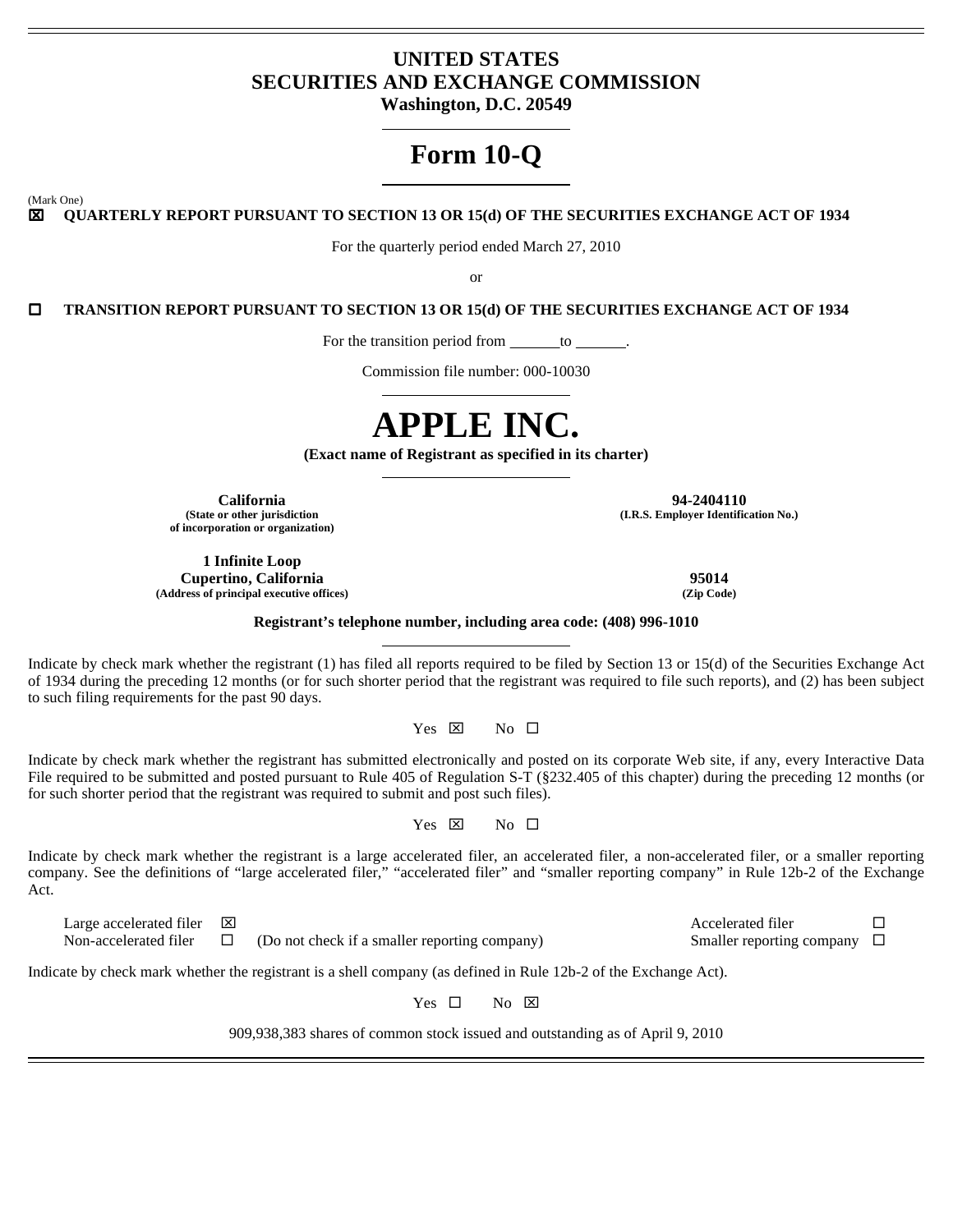# UNITED STATES
# SECURITIES AND EXCHANGE COMMISSION
**Washington, D.C. 20549**

# Form 10-Q

(Mark One)

☒ **QUARTERLY REPORT PURSUANT TO SECTION 13 OR 15(d) OF THE SECURITIES EXCHANGE ACT OF 1934**

For the quarterly period ended March 27, 2010

or

☐ **TRANSITION REPORT PURSUANT TO SECTION 13 OR 15(d) OF THE SECURITIES EXCHANGE ACT OF 1934**

For the transition period from \_\_\_\_\_\_to \_\_\_\_\_\_.

Commission file number: 000-10030

# APPLE INC.

**(Exact name of Registrant as specified in its charter)**

| | |
|---|---|
| **California**<br>**(State or other jurisdiction of incorporation or organization)** | **94-2404110**<br>**(I.R.S. Employer Identification No.)** |
| **1 Infinite Loop**<br>**Cupertino, California**<br>**(Address of principal executive offices)** | **95014**<br>**(Zip Code)** |

**Registrant's telephone number, including area code: (408) 996-1010**

Indicate by check mark whether the registrant (1) has filed all reports required to be filed by Section 13 or 15(d) of the Securities Exchange Act of 1934 during the preceding 12 months (or for such shorter period that the registrant was required to file such reports), and (2) has been subject to such filing requirements for the past 90 days.

Yes ☒ No ☐

Indicate by check mark whether the registrant has submitted electronically and posted on its corporate Web site, if any, every Interactive Data File required to be submitted and posted pursuant to Rule 405 of Regulation S-T (§232.405 of this chapter) during the preceding 12 months (or for such shorter period that the registrant was required to submit and post such files).

Yes ☒ No ☐

Indicate by check mark whether the registrant is a large accelerated filer, an accelerated filer, a non-accelerated filer, or a smaller reporting company. See the definitions of "large accelerated filer," "accelerated filer" and "smaller reporting company" in Rule 12b-2 of the Exchange Act.

| | | | | |
|---|---|---|---|---|
| Large accelerated filer | ☒ | | Accelerated filer | ☐ |
| Non-accelerated filer | ☐ | (Do not check if a smaller reporting company) | Smaller reporting company | ☐ |

Indicate by check mark whether the registrant is a shell company (as defined in Rule 12b-2 of the Exchange Act).

Yes ☐ No ☒

909,938,383 shares of common stock issued and outstanding as of April 9, 2010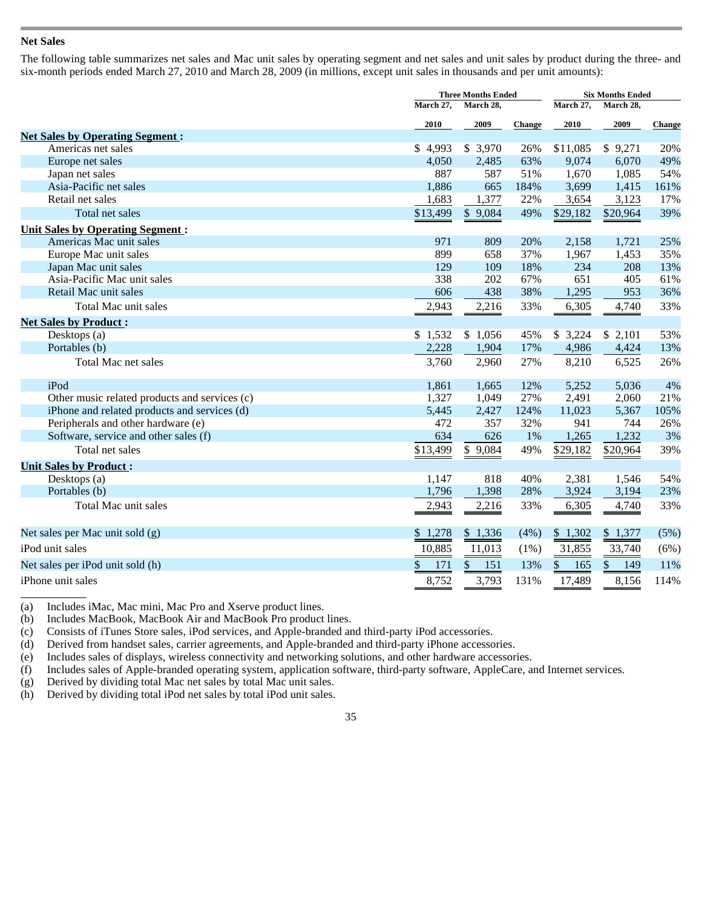## Net Sales

The following table summarizes net sales and Mac unit sales by operating segment and net sales and unit sales by product during the three- and six-month periods ended March 27, 2010 and March 28, 2009 (in millions, except unit sales in thousands and per unit amounts):

| | Three Months Ended | | | Six Months Ended | | |
|---|---|---|---|---|---|---|
| | March 27, 2010 | March 28, 2009 | Change | March 27, 2010 | March 28, 2009 | Change |
| **Net Sales by Operating Segment :** | | | | | | |
| Americas net sales | $ 4,993 | $ 3,970 | 26% | $11,085 | $ 9,271 | 20% |
| Europe net sales | 4,050 | 2,485 | 63% | 9,074 | 6,070 | 49% |
| Japan net sales | 887 | 587 | 51% | 1,670 | 1,085 | 54% |
| Asia-Pacific net sales | 1,886 | 665 | 184% | 3,699 | 1,415 | 161% |
| Retail net sales | 1,683 | 1,377 | 22% | 3,654 | 3,123 | 17% |
| Total net sales | $13,499 | $ 9,084 | 49% | $29,182 | $20,964 | 39% |
| **Unit Sales by Operating Segment :** | | | | | | |
| Americas Mac unit sales | 971 | 809 | 20% | 2,158 | 1,721 | 25% |
| Europe Mac unit sales | 899 | 658 | 37% | 1,967 | 1,453 | 35% |
| Japan Mac unit sales | 129 | 109 | 18% | 234 | 208 | 13% |
| Asia-Pacific Mac unit sales | 338 | 202 | 67% | 651 | 405 | 61% |
| Retail Mac unit sales | 606 | 438 | 38% | 1,295 | 953 | 36% |
| Total Mac unit sales | 2,943 | 2,216 | 33% | 6,305 | 4,740 | 33% |
| **Net Sales by Product :** | | | | | | |
| Desktops (a) | $ 1,532 | $ 1,056 | 45% | $ 3,224 | $ 2,101 | 53% |
| Portables (b) | 2,228 | 1,904 | 17% | 4,986 | 4,424 | 13% |
| Total Mac net sales | 3,760 | 2,960 | 27% | 8,210 | 6,525 | 26% |
| iPod | 1,861 | 1,665 | 12% | 5,252 | 5,036 | 4% |
| Other music related products and services (c) | 1,327 | 1,049 | 27% | 2,491 | 2,060 | 21% |
| iPhone and related products and services (d) | 5,445 | 2,427 | 124% | 11,023 | 5,367 | 105% |
| Peripherals and other hardware (e) | 472 | 357 | 32% | 941 | 744 | 26% |
| Software, service and other sales (f) | 634 | 626 | 1% | 1,265 | 1,232 | 3% |
| Total net sales | $13,499 | $ 9,084 | 49% | $29,182 | $20,964 | 39% |
| **Unit Sales by Product :** | | | | | | |
| Desktops (a) | 1,147 | 818 | 40% | 2,381 | 1,546 | 54% |
| Portables (b) | 1,796 | 1,398 | 28% | 3,924 | 3,194 | 23% |
| Total Mac unit sales | 2,943 | 2,216 | 33% | 6,305 | 4,740 | 33% |
| Net sales per Mac unit sold (g) | $ 1,278 | $ 1,336 | (4%) | $ 1,302 | $ 1,377 | (5%) |
| iPod unit sales | 10,885 | 11,013 | (1%) | 31,855 | 33,740 | (6%) |
| Net sales per iPod unit sold (h) | $ 171 | $ 151 | 13% | $ 165 | $ 149 | 11% |
| iPhone unit sales | 8,752 | 3,793 | 131% | 17,489 | 8,156 | 114% |

(a) Includes iMac, Mac mini, Mac Pro and Xserve product lines.
(b) Includes MacBook, MacBook Air and MacBook Pro product lines.
(c) Consists of iTunes Store sales, iPod services, and Apple-branded and third-party iPod accessories.
(d) Derived from handset sales, carrier agreements, and Apple-branded and third-party iPhone accessories.
(e) Includes sales of displays, wireless connectivity and networking solutions, and other hardware accessories.
(f) Includes sales of Apple-branded operating system, application software, third-party software, AppleCare, and Internet services.
(g) Derived by dividing total Mac net sales by total Mac unit sales.
(h) Derived by dividing total iPod net sales by total iPod unit sales.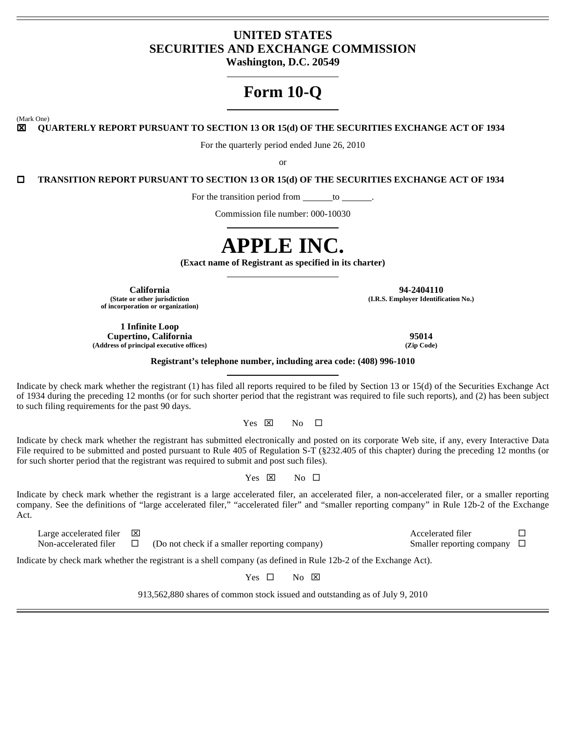# UNITED STATES
# SECURITIES AND EXCHANGE COMMISSION
**Washington, D.C. 20549**

# Form 10-Q

(Mark One)

☒ **QUARTERLY REPORT PURSUANT TO SECTION 13 OR 15(d) OF THE SECURITIES EXCHANGE ACT OF 1934**

For the quarterly period ended June 26, 2010

or

☐ **TRANSITION REPORT PURSUANT TO SECTION 13 OR 15(d) OF THE SECURITIES EXCHANGE ACT OF 1934**

For the transition period from ______to ______.

Commission file number: 000-10030

# APPLE INC.

**(Exact name of Registrant as specified in its charter)**

| | |
|---|---|
| **California** | **94-2404110** |
| **(State or other jurisdiction of incorporation or organization)** | **(I.R.S. Employer Identification No.)** |
| **1 Infinite Loop Cupertino, California** | **95014** |
| **(Address of principal executive offices)** | **(Zip Code)** |

**Registrant's telephone number, including area code: (408) 996-1010**

Indicate by check mark whether the registrant (1) has filed all reports required to be filed by Section 13 or 15(d) of the Securities Exchange Act of 1934 during the preceding 12 months (or for such shorter period that the registrant was required to file such reports), and (2) has been subject to such filing requirements for the past 90 days.

Yes ☒ No ☐

Indicate by check mark whether the registrant has submitted electronically and posted on its corporate Web site, if any, every Interactive Data File required to be submitted and posted pursuant to Rule 405 of Regulation S-T (§232.405 of this chapter) during the preceding 12 months (or for such shorter period that the registrant was required to submit and post such files).

Yes ☒ No ☐

Indicate by check mark whether the registrant is a large accelerated filer, an accelerated filer, a non-accelerated filer, or a smaller reporting company. See the definitions of "large accelerated filer," "accelerated filer" and "smaller reporting company" in Rule 12b-2 of the Exchange Act.

| | | | | |
|---|---|---|---|---|
| Large accelerated filer | ☒ | | Accelerated filer | ☐ |
| Non-accelerated filer | ☐ | (Do not check if a smaller reporting company) | Smaller reporting company | ☐ |

Indicate by check mark whether the registrant is a shell company (as defined in Rule 12b-2 of the Exchange Act).

Yes ☐ No ☒

913,562,880 shares of common stock issued and outstanding as of July 9, 2010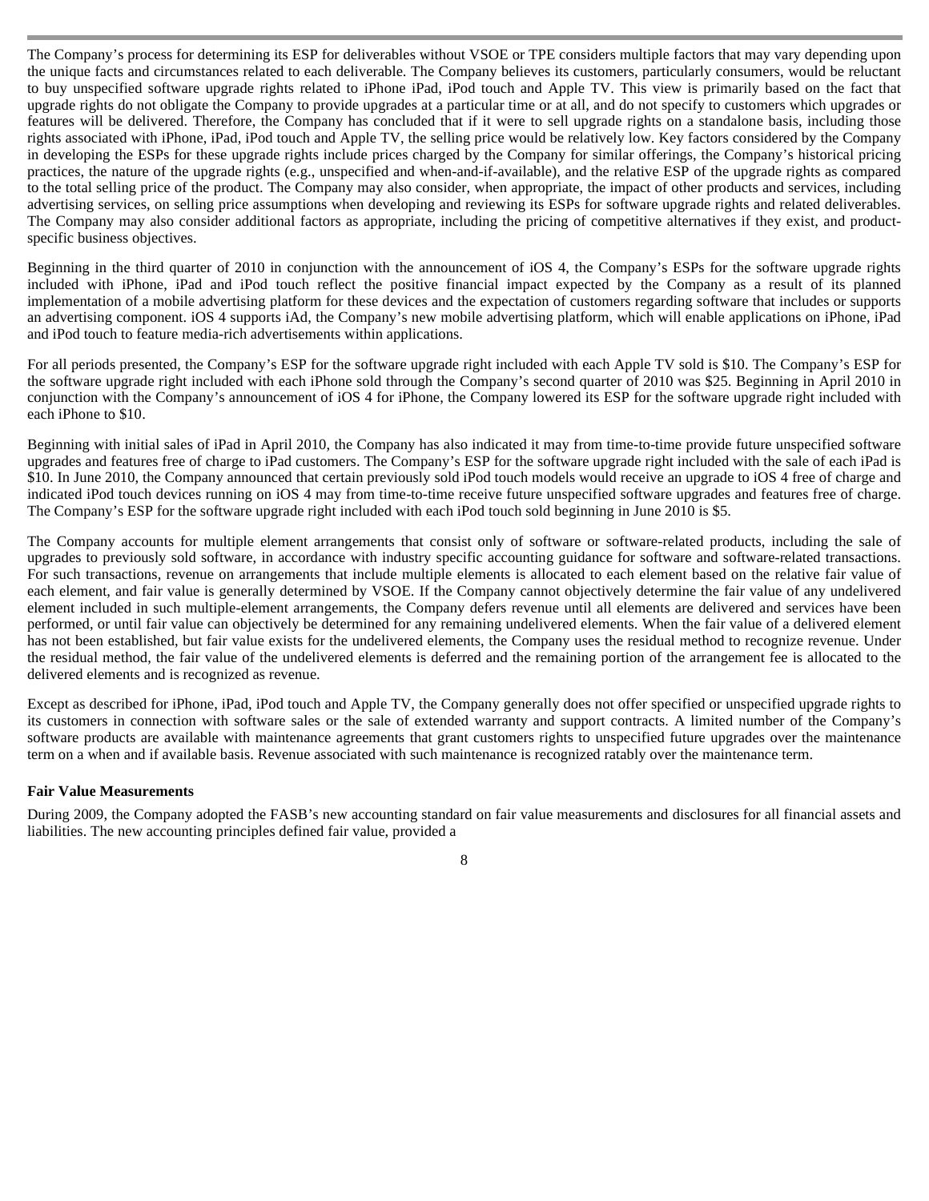The Company's process for determining its ESP for deliverables without VSOE or TPE considers multiple factors that may vary depending upon the unique facts and circumstances related to each deliverable. The Company believes its customers, particularly consumers, would be reluctant to buy unspecified software upgrade rights related to iPhone iPad, iPod touch and Apple TV. This view is primarily based on the fact that upgrade rights do not obligate the Company to provide upgrades at a particular time or at all, and do not specify to customers which upgrades or features will be delivered. Therefore, the Company has concluded that if it were to sell upgrade rights on a standalone basis, including those rights associated with iPhone, iPad, iPod touch and Apple TV, the selling price would be relatively low. Key factors considered by the Company in developing the ESPs for these upgrade rights include prices charged by the Company for similar offerings, the Company's historical pricing practices, the nature of the upgrade rights (e.g., unspecified and when-and-if-available), and the relative ESP of the upgrade rights as compared to the total selling price of the product. The Company may also consider, when appropriate, the impact of other products and services, including advertising services, on selling price assumptions when developing and reviewing its ESPs for software upgrade rights and related deliverables. The Company may also consider additional factors as appropriate, including the pricing of competitive alternatives if they exist, and product-specific business objectives.

Beginning in the third quarter of 2010 in conjunction with the announcement of iOS 4, the Company's ESPs for the software upgrade rights included with iPhone, iPad and iPod touch reflect the positive financial impact expected by the Company as a result of its planned implementation of a mobile advertising platform for these devices and the expectation of customers regarding software that includes or supports an advertising component. iOS 4 supports iAd, the Company's new mobile advertising platform, which will enable applications on iPhone, iPad and iPod touch to feature media-rich advertisements within applications.

For all periods presented, the Company's ESP for the software upgrade right included with each Apple TV sold is $10. The Company's ESP for the software upgrade right included with each iPhone sold through the Company's second quarter of 2010 was $25. Beginning in April 2010 in conjunction with the Company's announcement of iOS 4 for iPhone, the Company lowered its ESP for the software upgrade right included with each iPhone to $10.

Beginning with initial sales of iPad in April 2010, the Company has also indicated it may from time-to-time provide future unspecified software upgrades and features free of charge to iPad customers. The Company's ESP for the software upgrade right included with the sale of each iPad is $10. In June 2010, the Company announced that certain previously sold iPod touch models would receive an upgrade to iOS 4 free of charge and indicated iPod touch devices running on iOS 4 may from time-to-time receive future unspecified software upgrades and features free of charge. The Company's ESP for the software upgrade right included with each iPod touch sold beginning in June 2010 is $5.

The Company accounts for multiple element arrangements that consist only of software or software-related products, including the sale of upgrades to previously sold software, in accordance with industry specific accounting guidance for software and software-related transactions. For such transactions, revenue on arrangements that include multiple elements is allocated to each element based on the relative fair value of each element, and fair value is generally determined by VSOE. If the Company cannot objectively determine the fair value of any undelivered element included in such multiple-element arrangements, the Company defers revenue until all elements are delivered and services have been performed, or until fair value can objectively be determined for any remaining undelivered elements. When the fair value of a delivered element has not been established, but fair value exists for the undelivered elements, the Company uses the residual method to recognize revenue. Under the residual method, the fair value of the undelivered elements is deferred and the remaining portion of the arrangement fee is allocated to the delivered elements and is recognized as revenue.

Except as described for iPhone, iPad, iPod touch and Apple TV, the Company generally does not offer specified or unspecified upgrade rights to its customers in connection with software sales or the sale of extended warranty and support contracts. A limited number of the Company's software products are available with maintenance agreements that grant customers rights to unspecified future upgrades over the maintenance term on a when and if available basis. Revenue associated with such maintenance is recognized ratably over the maintenance term.

**Fair Value Measurements**

During 2009, the Company adopted the FASB's new accounting standard on fair value measurements and disclosures for all financial assets and liabilities. The new accounting principles defined fair value, provided a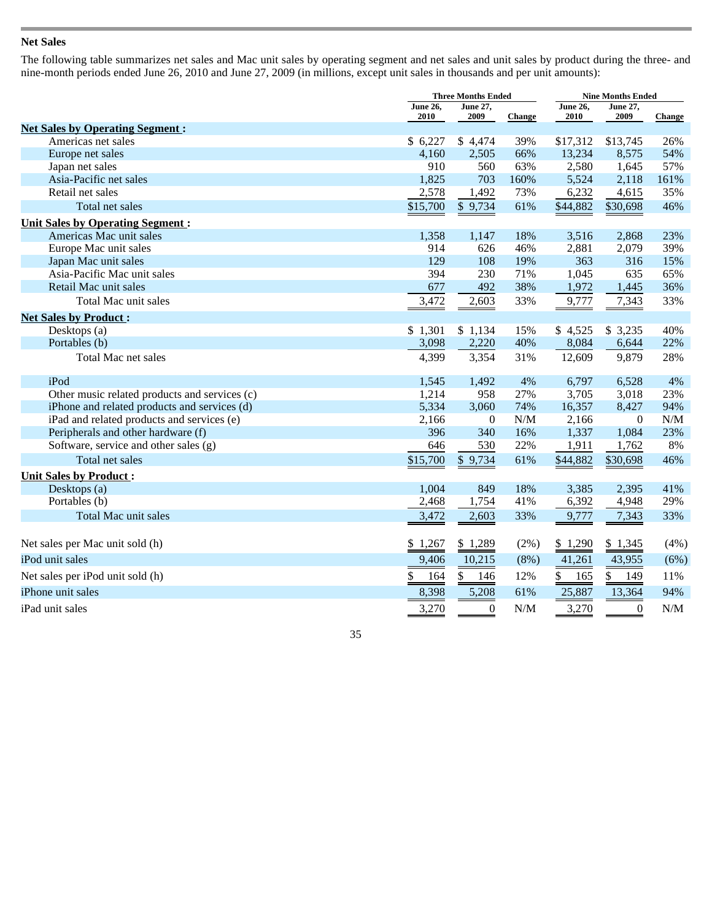## Net Sales

The following table summarizes net sales and Mac unit sales by operating segment and net sales and unit sales by product during the three- and nine-month periods ended June 26, 2010 and June 27, 2009 (in millions, except unit sales in thousands and per unit amounts):

| | Three Months Ended | | | Nine Months Ended | | |
|---|---|---|---|---|---|---|
| | June 26, 2010 | June 27, 2009 | Change | June 26, 2010 | June 27, 2009 | Change |
| **Net Sales by Operating Segment :** | | | | | | |
| Americas net sales | $ 6,227 | $ 4,474 | 39% | $17,312 | $13,745 | 26% |
| Europe net sales | 4,160 | 2,505 | 66% | 13,234 | 8,575 | 54% |
| Japan net sales | 910 | 560 | 63% | 2,580 | 1,645 | 57% |
| Asia-Pacific net sales | 1,825 | 703 | 160% | 5,524 | 2,118 | 161% |
| Retail net sales | 2,578 | 1,492 | 73% | 6,232 | 4,615 | 35% |
| Total net sales | $15,700 | $ 9,734 | 61% | $44,882 | $30,698 | 46% |
| **Unit Sales by Operating Segment :** | | | | | | |
| Americas Mac unit sales | 1,358 | 1,147 | 18% | 3,516 | 2,868 | 23% |
| Europe Mac unit sales | 914 | 626 | 46% | 2,881 | 2,079 | 39% |
| Japan Mac unit sales | 129 | 108 | 19% | 363 | 316 | 15% |
| Asia-Pacific Mac unit sales | 394 | 230 | 71% | 1,045 | 635 | 65% |
| Retail Mac unit sales | 677 | 492 | 38% | 1,972 | 1,445 | 36% |
| Total Mac unit sales | 3,472 | 2,603 | 33% | 9,777 | 7,343 | 33% |
| **Net Sales by Product :** | | | | | | |
| Desktops (a) | $ 1,301 | $ 1,134 | 15% | $ 4,525 | $ 3,235 | 40% |
| Portables (b) | 3,098 | 2,220 | 40% | 8,084 | 6,644 | 22% |
| Total Mac net sales | 4,399 | 3,354 | 31% | 12,609 | 9,879 | 28% |
| iPod | 1,545 | 1,492 | 4% | 6,797 | 6,528 | 4% |
| Other music related products and services (c) | 1,214 | 958 | 27% | 3,705 | 3,018 | 23% |
| iPhone and related products and services (d) | 5,334 | 3,060 | 74% | 16,357 | 8,427 | 94% |
| iPad and related products and services (e) | 2,166 | 0 | N/M | 2,166 | 0 | N/M |
| Peripherals and other hardware (f) | 396 | 340 | 16% | 1,337 | 1,084 | 23% |
| Software, service and other sales (g) | 646 | 530 | 22% | 1,911 | 1,762 | 8% |
| Total net sales | $15,700 | $ 9,734 | 61% | $44,882 | $30,698 | 46% |
| **Unit Sales by Product :** | | | | | | |
| Desktops (a) | 1,004 | 849 | 18% | 3,385 | 2,395 | 41% |
| Portables (b) | 2,468 | 1,754 | 41% | 6,392 | 4,948 | 29% |
| Total Mac unit sales | 3,472 | 2,603 | 33% | 9,777 | 7,343 | 33% |
| Net sales per Mac unit sold (h) | $ 1,267 | $ 1,289 | (2%) | $ 1,290 | $ 1,345 | (4%) |
| iPod unit sales | 9,406 | 10,215 | (8%) | 41,261 | 43,955 | (6%) |
| Net sales per iPod unit sold (h) | $ 164 | $ 146 | 12% | $ 165 | $ 149 | 11% |
| iPhone unit sales | 8,398 | 5,208 | 61% | 25,887 | 13,364 | 94% |
| iPad unit sales | 3,270 | 0 | N/M | 3,270 | 0 | N/M |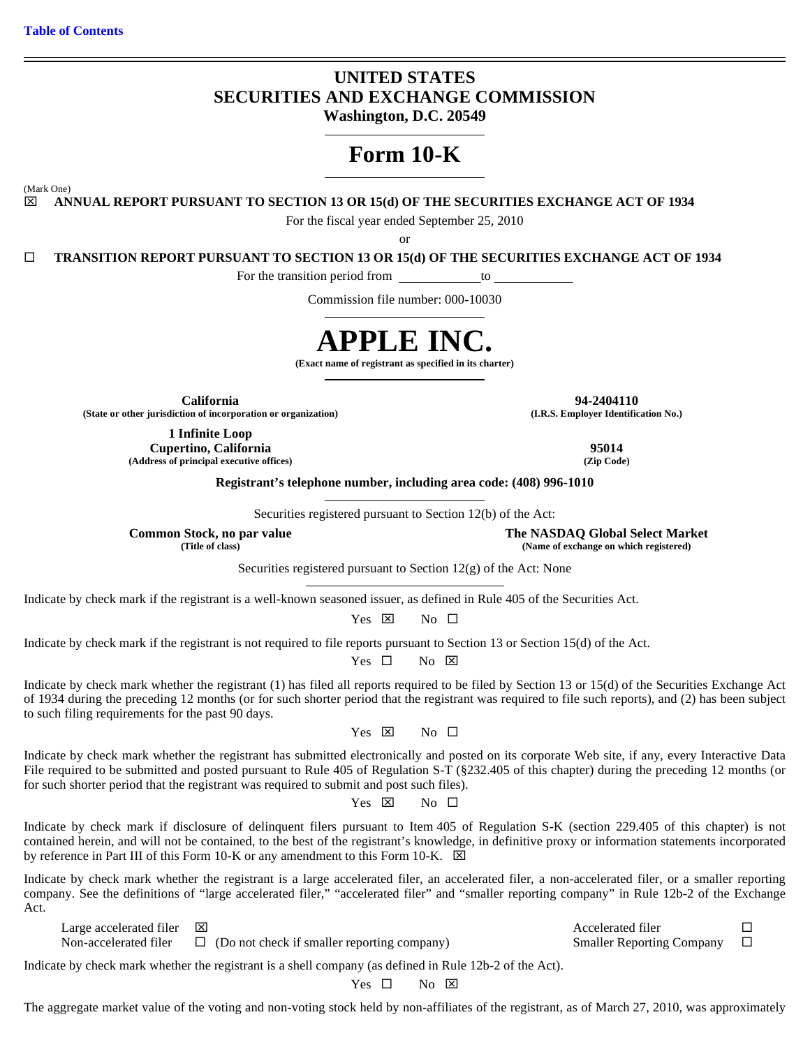[Table of Contents](#)

# UNITED STATES
# SECURITIES AND EXCHANGE COMMISSION
**Washington, D.C. 20549**

# Form 10-K

(Mark One)

☒ **ANNUAL REPORT PURSUANT TO SECTION 13 OR 15(d) OF THE SECURITIES EXCHANGE ACT OF 1934**

For the fiscal year ended September 25, 2010

or

☐ **TRANSITION REPORT PURSUANT TO SECTION 13 OR 15(d) OF THE SECURITIES EXCHANGE ACT OF 1934**

For the transition period from \_\_\_\_\_\_\_\_\_\_\_\_ to \_\_\_\_\_\_\_\_\_\_\_\_

Commission file number: 000-10030

# APPLE INC.
**(Exact name of registrant as specified in its charter)**

| | |
|---|---|
| **California** | **94-2404110** |
| **(State or other jurisdiction of incorporation or organization)** | **(I.R.S. Employer Identification No.)** |
| **1 Infinite Loop** **Cupertino, California** | **95014** |
| **(Address of principal executive offices)** | **(Zip Code)** |

**Registrant's telephone number, including area code: (408) 996-1010**

Securities registered pursuant to Section 12(b) of the Act:

| | |
|---|---|
| **Common Stock, no par value** | **The NASDAQ Global Select Market** |
| **(Title of class)** | **(Name of exchange on which registered)** |

Securities registered pursuant to Section 12(g) of the Act: None

Indicate by check mark if the registrant is a well-known seasoned issuer, as defined in Rule 405 of the Securities Act.

Yes ☒ No ☐

Indicate by check mark if the registrant is not required to file reports pursuant to Section 13 or Section 15(d) of the Act.

Yes ☐ No ☒

Indicate by check mark whether the registrant (1) has filed all reports required to be filed by Section 13 or 15(d) of the Securities Exchange Act of 1934 during the preceding 12 months (or for such shorter period that the registrant was required to file such reports), and (2) has been subject to such filing requirements for the past 90 days.

Yes ☒ No ☐

Indicate by check mark whether the registrant has submitted electronically and posted on its corporate Web site, if any, every Interactive Data File required to be submitted and posted pursuant to Rule 405 of Regulation S-T (§232.405 of this chapter) during the preceding 12 months (or for such shorter period that the registrant was required to submit and post such files).

Yes ☒ No ☐

Indicate by check mark if disclosure of delinquent filers pursuant to Item 405 of Regulation S-K (section 229.405 of this chapter) is not contained herein, and will not be contained, to the best of the registrant's knowledge, in definitive proxy or information statements incorporated by reference in Part III of this Form 10-K or any amendment to this Form 10-K. ☒

Indicate by check mark whether the registrant is a large accelerated filer, an accelerated filer, a non-accelerated filer, or a smaller reporting company. See the definitions of "large accelerated filer," "accelerated filer" and "smaller reporting company" in Rule 12b-2 of the Exchange Act.

| | | | |
|---|---|---|---|
| Large accelerated filer | ☒ | Accelerated filer | ☐ |
| Non-accelerated filer | ☐ (Do not check if smaller reporting company) | Smaller Reporting Company | ☐ |

Indicate by check mark whether the registrant is a shell company (as defined in Rule 12b-2 of the Act).

Yes ☐ No ☒

The aggregate market value of the voting and non-voting stock held by non-affiliates of the registrant, as of March 27, 2010, was approximately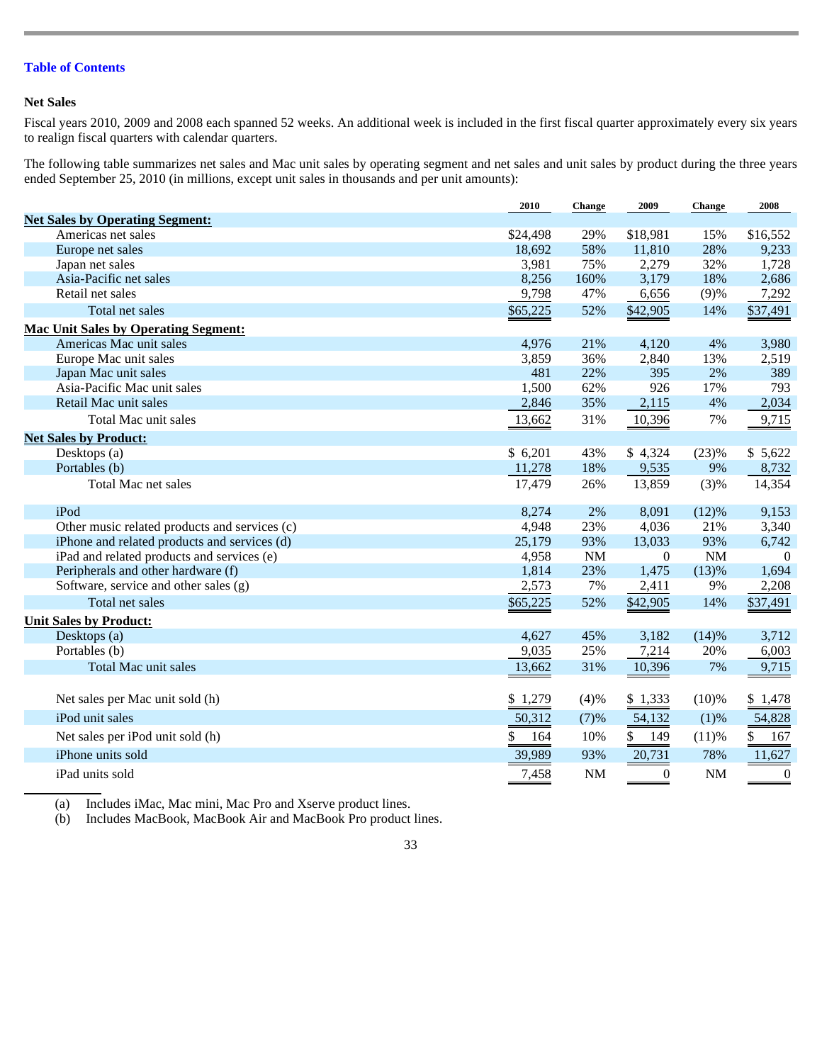Table of Contents

### Net Sales

Fiscal years 2010, 2009 and 2008 each spanned 52 weeks. An additional week is included in the first fiscal quarter approximately every six years to realign fiscal quarters with calendar quarters.

The following table summarizes net sales and Mac unit sales by operating segment and net sales and unit sales by product during the three years ended September 25, 2010 (in millions, except unit sales in thousands and per unit amounts):

| | 2010 | Change | 2009 | Change | 2008 |
|---|---|---|---|---|---|
| **Net Sales by Operating Segment:** | | | | | |
| Americas net sales | $24,498 | 29% | $18,981 | 15% | $16,552 |
| Europe net sales | 18,692 | 58% | 11,810 | 28% | 9,233 |
| Japan net sales | 3,981 | 75% | 2,279 | 32% | 1,728 |
| Asia-Pacific net sales | 8,256 | 160% | 3,179 | 18% | 2,686 |
| Retail net sales | 9,798 | 47% | 6,656 | (9)% | 7,292 |
| Total net sales | $65,225 | 52% | $42,905 | 14% | $37,491 |
| **Mac Unit Sales by Operating Segment:** | | | | | |
| Americas Mac unit sales | 4,976 | 21% | 4,120 | 4% | 3,980 |
| Europe Mac unit sales | 3,859 | 36% | 2,840 | 13% | 2,519 |
| Japan Mac unit sales | 481 | 22% | 395 | 2% | 389 |
| Asia-Pacific Mac unit sales | 1,500 | 62% | 926 | 17% | 793 |
| Retail Mac unit sales | 2,846 | 35% | 2,115 | 4% | 2,034 |
| Total Mac unit sales | 13,662 | 31% | 10,396 | 7% | 9,715 |
| **Net Sales by Product:** | | | | | |
| Desktops (a) | $ 6,201 | 43% | $ 4,324 | (23)% | $ 5,622 |
| Portables (b) | 11,278 | 18% | 9,535 | 9% | 8,732 |
| Total Mac net sales | 17,479 | 26% | 13,859 | (3)% | 14,354 |
| iPod | 8,274 | 2% | 8,091 | (12)% | 9,153 |
| Other music related products and services (c) | 4,948 | 23% | 4,036 | 21% | 3,340 |
| iPhone and related products and services (d) | 25,179 | 93% | 13,033 | 93% | 6,742 |
| iPad and related products and services (e) | 4,958 | NM | 0 | NM | 0 |
| Peripherals and other hardware (f) | 1,814 | 23% | 1,475 | (13)% | 1,694 |
| Software, service and other sales (g) | 2,573 | 7% | 2,411 | 9% | 2,208 |
| Total net sales | $65,225 | 52% | $42,905 | 14% | $37,491 |
| **Unit Sales by Product:** | | | | | |
| Desktops (a) | 4,627 | 45% | 3,182 | (14)% | 3,712 |
| Portables (b) | 9,035 | 25% | 7,214 | 20% | 6,003 |
| Total Mac unit sales | 13,662 | 31% | 10,396 | 7% | 9,715 |
| Net sales per Mac unit sold (h) | $ 1,279 | (4)% | $ 1,333 | (10)% | $ 1,478 |
| iPod unit sales | 50,312 | (7)% | 54,132 | (1)% | 54,828 |
| Net sales per iPod unit sold (h) | $ 164 | 10% | $ 149 | (11)% | $ 167 |
| iPhone units sold | 39,989 | 93% | 20,731 | 78% | 11,627 |
| iPad units sold | 7,458 | NM | 0 | NM | 0 |

(a) Includes iMac, Mac mini, Mac Pro and Xserve product lines.

(b) Includes MacBook, MacBook Air and MacBook Pro product lines.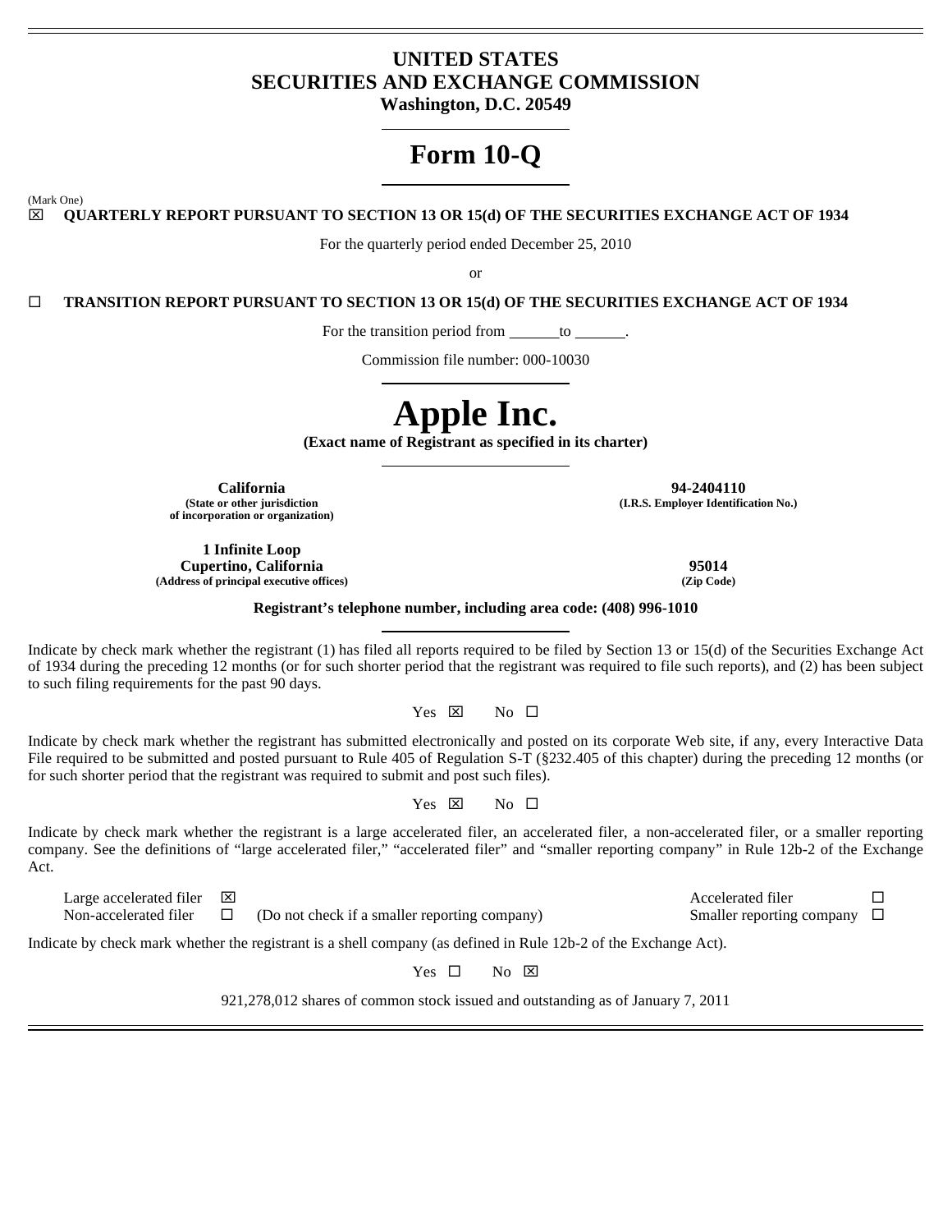# UNITED STATES
# SECURITIES AND EXCHANGE COMMISSION
**Washington, D.C. 20549**

# Form 10-Q

(Mark One)

☒ **QUARTERLY REPORT PURSUANT TO SECTION 13 OR 15(d) OF THE SECURITIES EXCHANGE ACT OF 1934**

For the quarterly period ended December 25, 2010

or

☐ **TRANSITION REPORT PURSUANT TO SECTION 13 OR 15(d) OF THE SECURITIES EXCHANGE ACT OF 1934**

For the transition period from ______to ______.

Commission file number: 000-10030

# Apple Inc.

**(Exact name of Registrant as specified in its charter)**

| | |
|---|---|
| **California**<br>**(State or other jurisdiction of incorporation or organization)** | **94-2404110**<br>**(I.R.S. Employer Identification No.)** |
| **1 Infinite Loop**<br>**Cupertino, California**<br>**(Address of principal executive offices)** | **95014**<br>**(Zip Code)** |

**Registrant's telephone number, including area code: (408) 996-1010**

Indicate by check mark whether the registrant (1) has filed all reports required to be filed by Section 13 or 15(d) of the Securities Exchange Act of 1934 during the preceding 12 months (or for such shorter period that the registrant was required to file such reports), and (2) has been subject to such filing requirements for the past 90 days.

Yes ☒ No ☐

Indicate by check mark whether the registrant has submitted electronically and posted on its corporate Web site, if any, every Interactive Data File required to be submitted and posted pursuant to Rule 405 of Regulation S-T (§232.405 of this chapter) during the preceding 12 months (or for such shorter period that the registrant was required to submit and post such files).

Yes ☒ No ☐

Indicate by check mark whether the registrant is a large accelerated filer, an accelerated filer, a non-accelerated filer, or a smaller reporting company. See the definitions of "large accelerated filer," "accelerated filer" and "smaller reporting company" in Rule 12b-2 of the Exchange Act.

| | | | | |
|---|---|---|---|---|
| Large accelerated filer | ☒ | | Accelerated filer | ☐ |
| Non-accelerated filer | ☐ | (Do not check if a smaller reporting company) | Smaller reporting company | ☐ |

Indicate by check mark whether the registrant is a shell company (as defined in Rule 12b-2 of the Exchange Act).

Yes ☐ No ☒

921,278,012 shares of common stock issued and outstanding as of January 7, 2011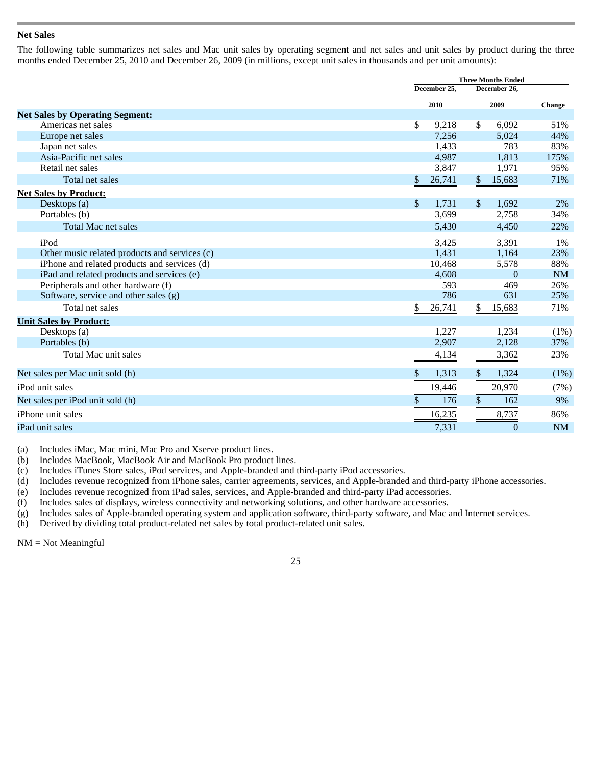### Net Sales

The following table summarizes net sales and Mac unit sales by operating segment and net sales and unit sales by product during the three months ended December 25, 2010 and December 26, 2009 (in millions, except unit sales in thousands and per unit amounts):

| | Three Months Ended | | |
|---|---|---|---|
| | December 25, 2010 | December 26, 2009 | Change |
| **Net Sales by Operating Segment:** | | | |
| Americas net sales | $ 9,218 | $ 6,092 | 51% |
| Europe net sales | 7,256 | 5,024 | 44% |
| Japan net sales | 1,433 | 783 | 83% |
| Asia-Pacific net sales | 4,987 | 1,813 | 175% |
| Retail net sales | 3,847 | 1,971 | 95% |
| Total net sales | $ 26,741 | $ 15,683 | 71% |
| **Net Sales by Product:** | | | |
| Desktops (a) | $ 1,731 | $ 1,692 | 2% |
| Portables (b) | 3,699 | 2,758 | 34% |
| Total Mac net sales | 5,430 | 4,450 | 22% |
| iPod | 3,425 | 3,391 | 1% |
| Other music related products and services (c) | 1,431 | 1,164 | 23% |
| iPhone and related products and services (d) | 10,468 | 5,578 | 88% |
| iPad and related products and services (e) | 4,608 | 0 | NM |
| Peripherals and other hardware (f) | 593 | 469 | 26% |
| Software, service and other sales (g) | 786 | 631 | 25% |
| Total net sales | $ 26,741 | $ 15,683 | 71% |
| **Unit Sales by Product:** | | | |
| Desktops (a) | 1,227 | 1,234 | (1%) |
| Portables (b) | 2,907 | 2,128 | 37% |
| Total Mac unit sales | 4,134 | 3,362 | 23% |
| Net sales per Mac unit sold (h) | $ 1,313 | $ 1,324 | (1%) |
| iPod unit sales | 19,446 | 20,970 | (7%) |
| Net sales per iPod unit sold (h) | $ 176 | $ 162 | 9% |
| iPhone unit sales | 16,235 | 8,737 | 86% |
| iPad unit sales | 7,331 | 0 | NM |

(a) Includes iMac, Mac mini, Mac Pro and Xserve product lines.
(b) Includes MacBook, MacBook Air and MacBook Pro product lines.
(c) Includes iTunes Store sales, iPod services, and Apple-branded and third-party iPod accessories.
(d) Includes revenue recognized from iPhone sales, carrier agreements, services, and Apple-branded and third-party iPhone accessories.
(e) Includes revenue recognized from iPad sales, services, and Apple-branded and third-party iPad accessories.
(f) Includes sales of displays, wireless connectivity and networking solutions, and other hardware accessories.
(g) Includes sales of Apple-branded operating system and application software, third-party software, and Mac and Internet services.
(h) Derived by dividing total product-related net sales by total product-related unit sales.

NM = Not Meaningful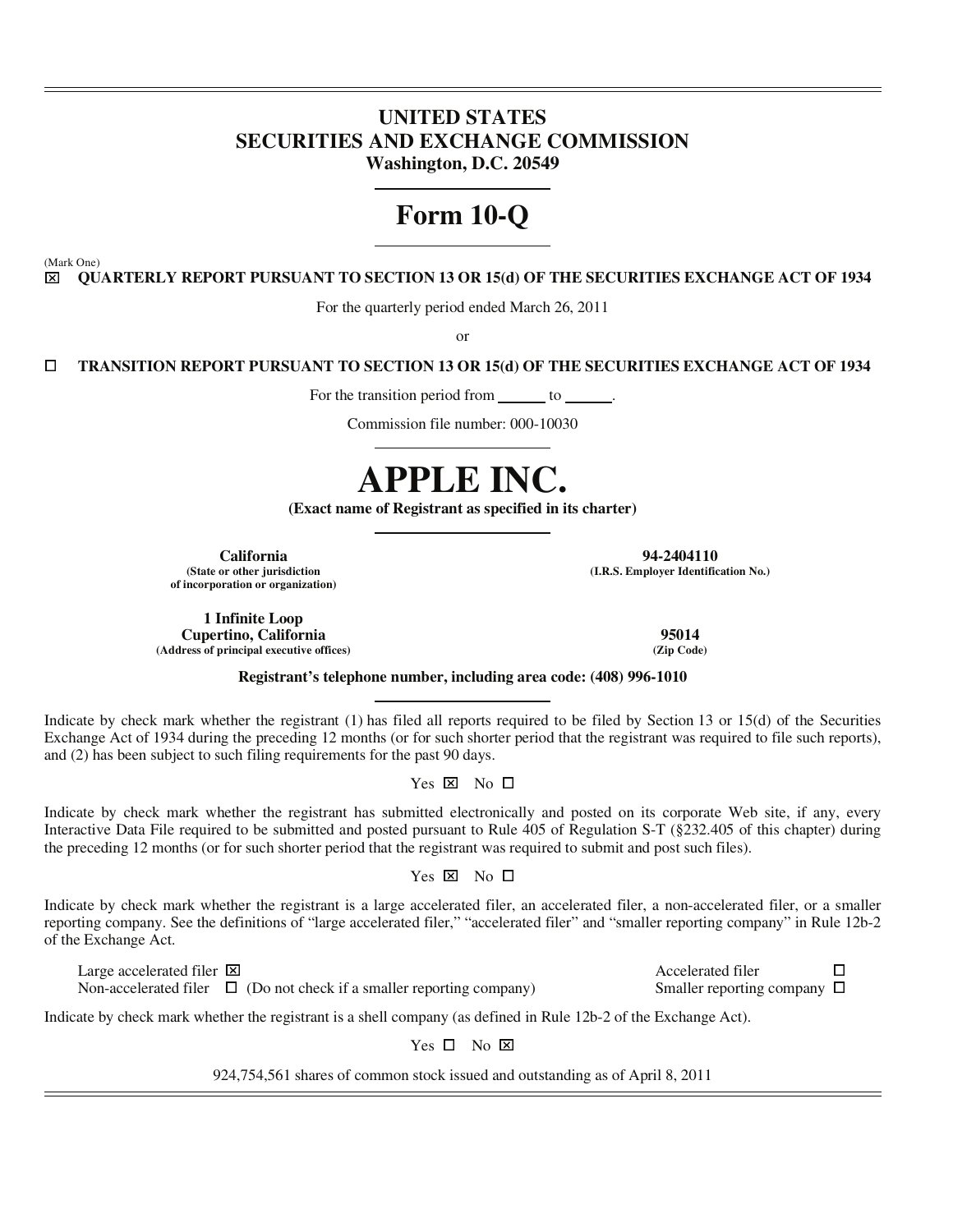# UNITED STATES
# SECURITIES AND EXCHANGE COMMISSION

**Washington, D.C. 20549**

# Form 10-Q

(Mark One)

☒ **QUARTERLY REPORT PURSUANT TO SECTION 13 OR 15(d) OF THE SECURITIES EXCHANGE ACT OF 1934**

For the quarterly period ended March 26, 2011

or

☐ **TRANSITION REPORT PURSUANT TO SECTION 13 OR 15(d) OF THE SECURITIES EXCHANGE ACT OF 1934**

For the transition period from ______ to ______.

Commission file number: 000-10030

# APPLE INC.

**(Exact name of Registrant as specified in its charter)**

| | |
|---|---|
| **California**<br>**(State or other jurisdiction of incorporation or organization)** | **94-2404110**<br>**(I.R.S. Employer Identification No.)** |
| **1 Infinite Loop**<br>**Cupertino, California**<br>**(Address of principal executive offices)** | **95014**<br>**(Zip Code)** |

**Registrant's telephone number, including area code: (408) 996-1010**

Indicate by check mark whether the registrant (1) has filed all reports required to be filed by Section 13 or 15(d) of the Securities Exchange Act of 1934 during the preceding 12 months (or for such shorter period that the registrant was required to file such reports), and (2) has been subject to such filing requirements for the past 90 days.

Yes ☒ No ☐

Indicate by check mark whether the registrant has submitted electronically and posted on its corporate Web site, if any, every Interactive Data File required to be submitted and posted pursuant to Rule 405 of Regulation S-T (§232.405 of this chapter) during the preceding 12 months (or for such shorter period that the registrant was required to submit and post such files).

Yes ☒ No ☐

Indicate by check mark whether the registrant is a large accelerated filer, an accelerated filer, a non-accelerated filer, or a smaller reporting company. See the definitions of "large accelerated filer," "accelerated filer" and "smaller reporting company" in Rule 12b-2 of the Exchange Act.

| | |
|---|---|
| Large accelerated filer ☒ | Accelerated filer ☐ |
| Non-accelerated filer ☐ (Do not check if a smaller reporting company) | Smaller reporting company ☐ |

Indicate by check mark whether the registrant is a shell company (as defined in Rule 12b-2 of the Exchange Act).

Yes ☐ No ☒

924,754,561 shares of common stock issued and outstanding as of April 8, 2011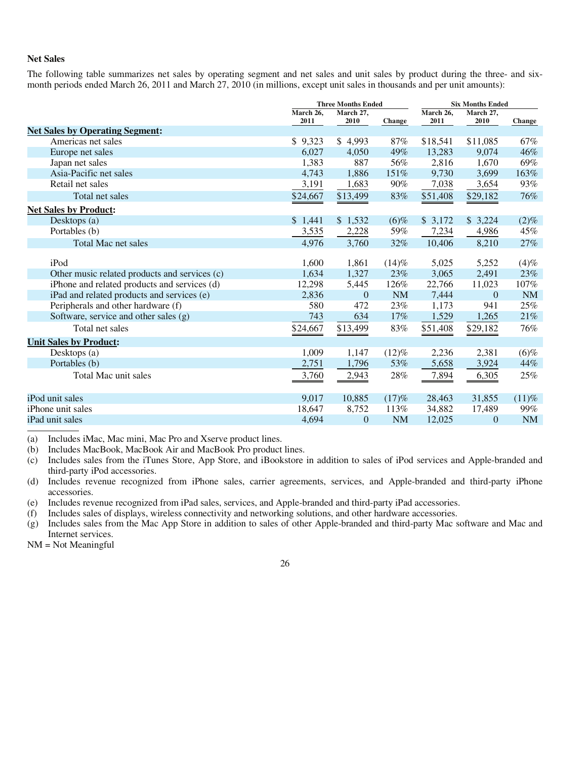### Net Sales

The following table summarizes net sales by operating segment and net sales and unit sales by product during the three- and six-month periods ended March 26, 2011 and March 27, 2010 (in millions, except unit sales in thousands and per unit amounts):

| | Three Months Ended | | | Six Months Ended | | |
|---|---|---|---|---|---|---|
| | March 26, 2011 | March 27, 2010 | Change | March 26, 2011 | March 27, 2010 | Change |
| **Net Sales by Operating Segment:** | | | | | | |
| Americas net sales | $ 9,323 | $ 4,993 | 87% | $18,541 | $11,085 | 67% |
| Europe net sales | 6,027 | 4,050 | 49% | 13,283 | 9,074 | 46% |
| Japan net sales | 1,383 | 887 | 56% | 2,816 | 1,670 | 69% |
| Asia-Pacific net sales | 4,743 | 1,886 | 151% | 9,730 | 3,699 | 163% |
| Retail net sales | 3,191 | 1,683 | 90% | 7,038 | 3,654 | 93% |
| Total net sales | $24,667 | $13,499 | 83% | $51,408 | $29,182 | 76% |
| **Net Sales by Product:** | | | | | | |
| Desktops (a) | $ 1,441 | $ 1,532 | (6)% | $ 3,172 | $ 3,224 | (2)% |
| Portables (b) | 3,535 | 2,228 | 59% | 7,234 | 4,986 | 45% |
| Total Mac net sales | 4,976 | 3,760 | 32% | 10,406 | 8,210 | 27% |
| iPod | 1,600 | 1,861 | (14)% | 5,025 | 5,252 | (4)% |
| Other music related products and services (c) | 1,634 | 1,327 | 23% | 3,065 | 2,491 | 23% |
| iPhone and related products and services (d) | 12,298 | 5,445 | 126% | 22,766 | 11,023 | 107% |
| iPad and related products and services (e) | 2,836 | 0 | NM | 7,444 | 0 | NM |
| Peripherals and other hardware (f) | 580 | 472 | 23% | 1,173 | 941 | 25% |
| Software, service and other sales (g) | 743 | 634 | 17% | 1,529 | 1,265 | 21% |
| Total net sales | $24,667 | $13,499 | 83% | $51,408 | $29,182 | 76% |
| **Unit Sales by Product:** | | | | | | |
| Desktops (a) | 1,009 | 1,147 | (12)% | 2,236 | 2,381 | (6)% |
| Portables (b) | 2,751 | 1,796 | 53% | 5,658 | 3,924 | 44% |
| Total Mac unit sales | 3,760 | 2,943 | 28% | 7,894 | 6,305 | 25% |
| iPod unit sales | 9,017 | 10,885 | (17)% | 28,463 | 31,855 | (11)% |
| iPhone unit sales | 18,647 | 8,752 | 113% | 34,882 | 17,489 | 99% |
| iPad unit sales | 4,694 | 0 | NM | 12,025 | 0 | NM |

(a) Includes iMac, Mac mini, Mac Pro and Xserve product lines.

(b) Includes MacBook, MacBook Air and MacBook Pro product lines.

(c) Includes sales from the iTunes Store, App Store, and iBookstore in addition to sales of iPod services and Apple-branded and third-party iPod accessories.

(d) Includes revenue recognized from iPhone sales, carrier agreements, services, and Apple-branded and third-party iPhone accessories.

(e) Includes revenue recognized from iPad sales, services, and Apple-branded and third-party iPad accessories.

(f) Includes sales of displays, wireless connectivity and networking solutions, and other hardware accessories.

(g) Includes sales from the Mac App Store in addition to sales of other Apple-branded and third-party Mac software and Mac and Internet services.

NM = Not Meaningful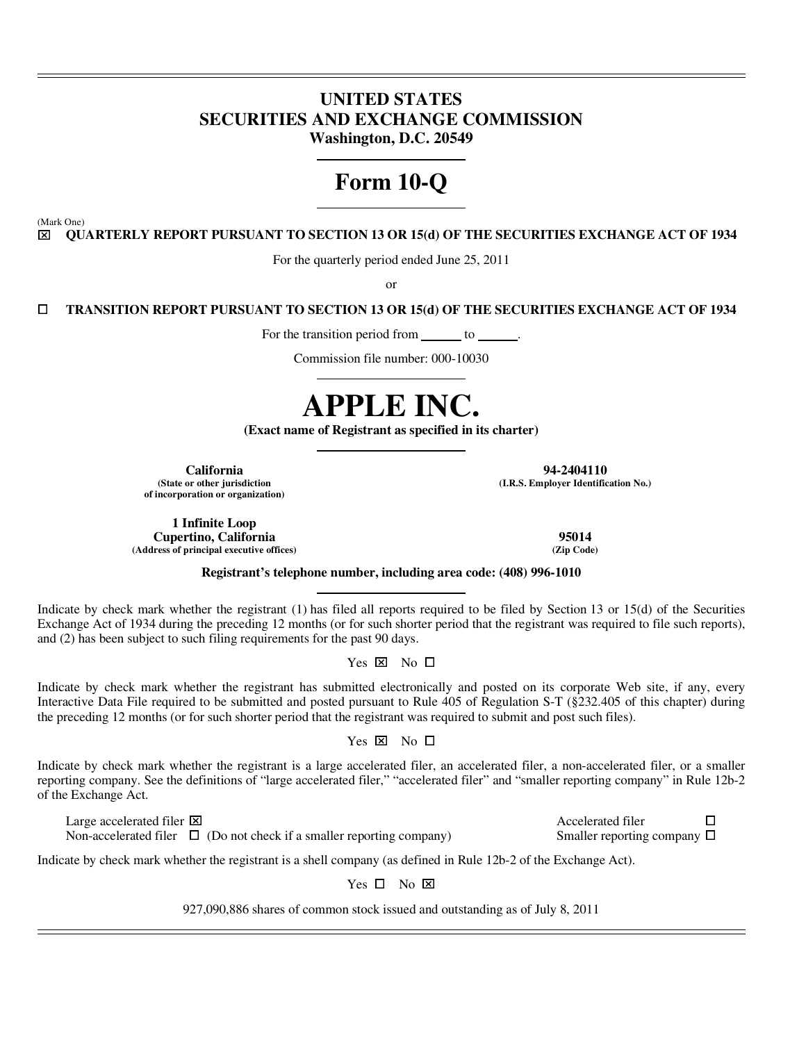# UNITED STATES
# SECURITIES AND EXCHANGE COMMISSION
**Washington, D.C. 20549**

# Form 10-Q

(Mark One)

☒ **QUARTERLY REPORT PURSUANT TO SECTION 13 OR 15(d) OF THE SECURITIES EXCHANGE ACT OF 1934**

For the quarterly period ended June 25, 2011

or

☐ **TRANSITION REPORT PURSUANT TO SECTION 13 OR 15(d) OF THE SECURITIES EXCHANGE ACT OF 1934**

For the transition period from ______ to ______.

Commission file number: 000-10030

# APPLE INC.

**(Exact name of Registrant as specified in its charter)**

| | |
|---|---|
| **California** | **94-2404110** |
| **(State or other jurisdiction of incorporation or organization)** | **(I.R.S. Employer Identification No.)** |
| **1 Infinite Loop Cupertino, California** | **95014** |
| **(Address of principal executive offices)** | **(Zip Code)** |

**Registrant's telephone number, including area code: (408) 996-1010**

Indicate by check mark whether the registrant (1) has filed all reports required to be filed by Section 13 or 15(d) of the Securities Exchange Act of 1934 during the preceding 12 months (or for such shorter period that the registrant was required to file such reports), and (2) has been subject to such filing requirements for the past 90 days.

Yes ☒ No ☐

Indicate by check mark whether the registrant has submitted electronically and posted on its corporate Web site, if any, every Interactive Data File required to be submitted and posted pursuant to Rule 405 of Regulation S-T (§232.405 of this chapter) during the preceding 12 months (or for such shorter period that the registrant was required to submit and post such files).

Yes ☒ No ☐

Indicate by check mark whether the registrant is a large accelerated filer, an accelerated filer, a non-accelerated filer, or a smaller reporting company. See the definitions of "large accelerated filer," "accelerated filer" and "smaller reporting company" in Rule 12b-2 of the Exchange Act.

| | |
|---|---|
| Large accelerated filer ☒ | Accelerated filer ☐ |
| Non-accelerated filer ☐ (Do not check if a smaller reporting company) | Smaller reporting company ☐ |

Indicate by check mark whether the registrant is a shell company (as defined in Rule 12b-2 of the Exchange Act).

Yes ☐ No ☒

927,090,886 shares of common stock issued and outstanding as of July 8, 2011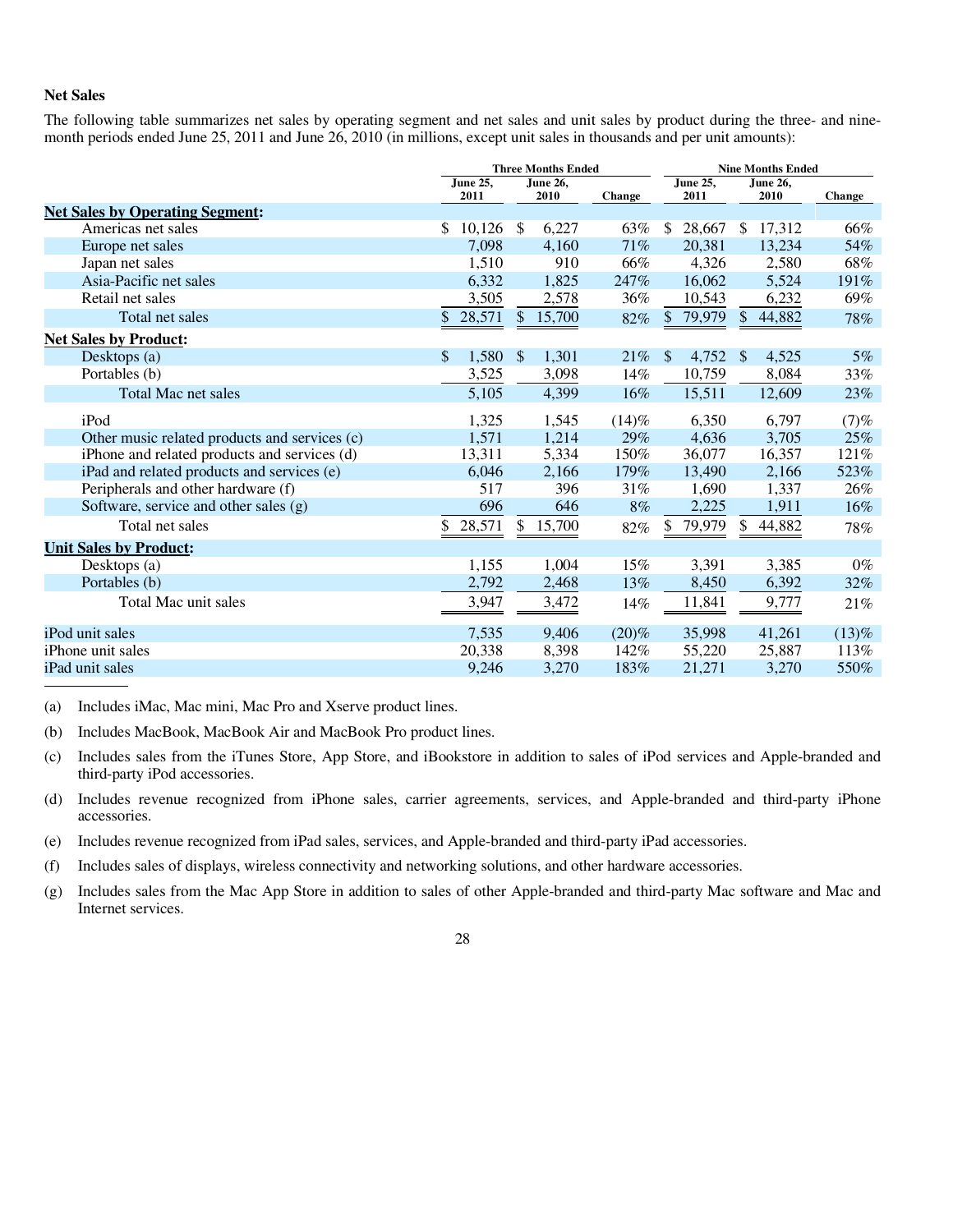## Net Sales

The following table summarizes net sales by operating segment and net sales and unit sales by product during the three- and nine-month periods ended June 25, 2011 and June 26, 2010 (in millions, except unit sales in thousands and per unit amounts):

| | Three Months Ended | | | Nine Months Ended | | |
|---|---|---|---|---|---|---|
| | June 25, 2011 | June 26, 2010 | Change | June 25, 2011 | June 26, 2010 | Change |
| **Net Sales by Operating Segment:** | | | | | | |
| Americas net sales | $ 10,126 | $ 6,227 | 63% | $ 28,667 | $ 17,312 | 66% |
| Europe net sales | 7,098 | 4,160 | 71% | 20,381 | 13,234 | 54% |
| Japan net sales | 1,510 | 910 | 66% | 4,326 | 2,580 | 68% |
| Asia-Pacific net sales | 6,332 | 1,825 | 247% | 16,062 | 5,524 | 191% |
| Retail net sales | 3,505 | 2,578 | 36% | 10,543 | 6,232 | 69% |
| Total net sales | $ 28,571 | $ 15,700 | 82% | $ 79,979 | $ 44,882 | 78% |
| **Net Sales by Product:** | | | | | | |
| Desktops (a) | $ 1,580 | $ 1,301 | 21% | $ 4,752 | $ 4,525 | 5% |
| Portables (b) | 3,525 | 3,098 | 14% | 10,759 | 8,084 | 33% |
| Total Mac net sales | 5,105 | 4,399 | 16% | 15,511 | 12,609 | 23% |
| iPod | 1,325 | 1,545 | (14)% | 6,350 | 6,797 | (7)% |
| Other music related products and services (c) | 1,571 | 1,214 | 29% | 4,636 | 3,705 | 25% |
| iPhone and related products and services (d) | 13,311 | 5,334 | 150% | 36,077 | 16,357 | 121% |
| iPad and related products and services (e) | 6,046 | 2,166 | 179% | 13,490 | 2,166 | 523% |
| Peripherals and other hardware (f) | 517 | 396 | 31% | 1,690 | 1,337 | 26% |
| Software, service and other sales (g) | 696 | 646 | 8% | 2,225 | 1,911 | 16% |
| Total net sales | $ 28,571 | $ 15,700 | 82% | $ 79,979 | $ 44,882 | 78% |
| **Unit Sales by Product:** | | | | | | |
| Desktops (a) | 1,155 | 1,004 | 15% | 3,391 | 3,385 | 0% |
| Portables (b) | 2,792 | 2,468 | 13% | 8,450 | 6,392 | 32% |
| Total Mac unit sales | 3,947 | 3,472 | 14% | 11,841 | 9,777 | 21% |
| iPod unit sales | 7,535 | 9,406 | (20)% | 35,998 | 41,261 | (13)% |
| iPhone unit sales | 20,338 | 8,398 | 142% | 55,220 | 25,887 | 113% |
| iPad unit sales | 9,246 | 3,270 | 183% | 21,271 | 3,270 | 550% |

(a) Includes iMac, Mac mini, Mac Pro and Xserve product lines.

(b) Includes MacBook, MacBook Air and MacBook Pro product lines.

(c) Includes sales from the iTunes Store, App Store, and iBookstore in addition to sales of iPod services and Apple-branded and third-party iPod accessories.

(d) Includes revenue recognized from iPhone sales, carrier agreements, services, and Apple-branded and third-party iPhone accessories.

(e) Includes revenue recognized from iPad sales, services, and Apple-branded and third-party iPad accessories.

(f) Includes sales of displays, wireless connectivity and networking solutions, and other hardware accessories.

(g) Includes sales from the Mac App Store in addition to sales of other Apple-branded and third-party Mac software and Mac and Internet services.